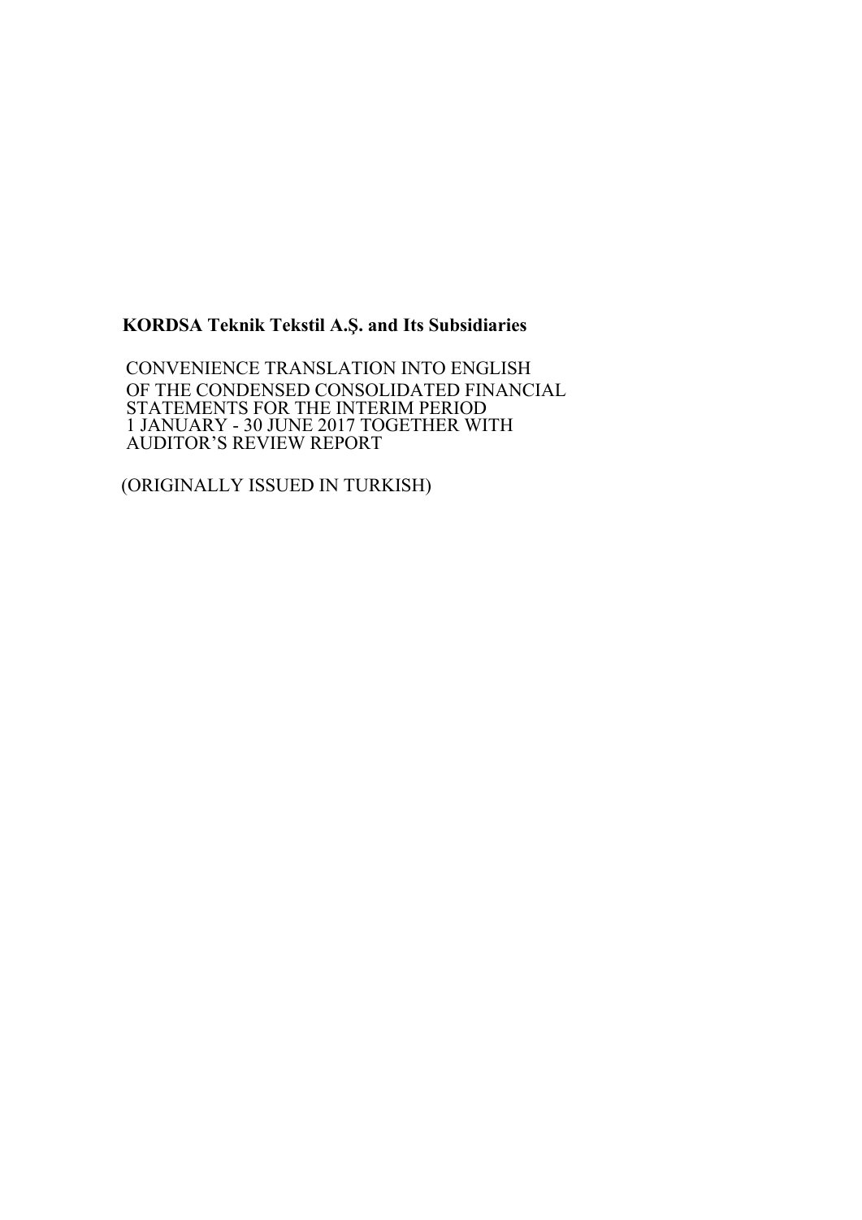**KORDSA Teknik Tekstil A.Ş. and Its Subsidiaries**

CONVENIENCE TRANSLATION INTO ENGLISH OF THE CONDENSED CONSOLIDATED FINANCIAL STATEMENTS FOR THE INTERIM PERIOD 1 JANUARY - 30 JUNE 2017 TOGETHER WITH AUDITOR'S REVIEW REPORT

(ORIGINALLY ISSUED IN TURKISH)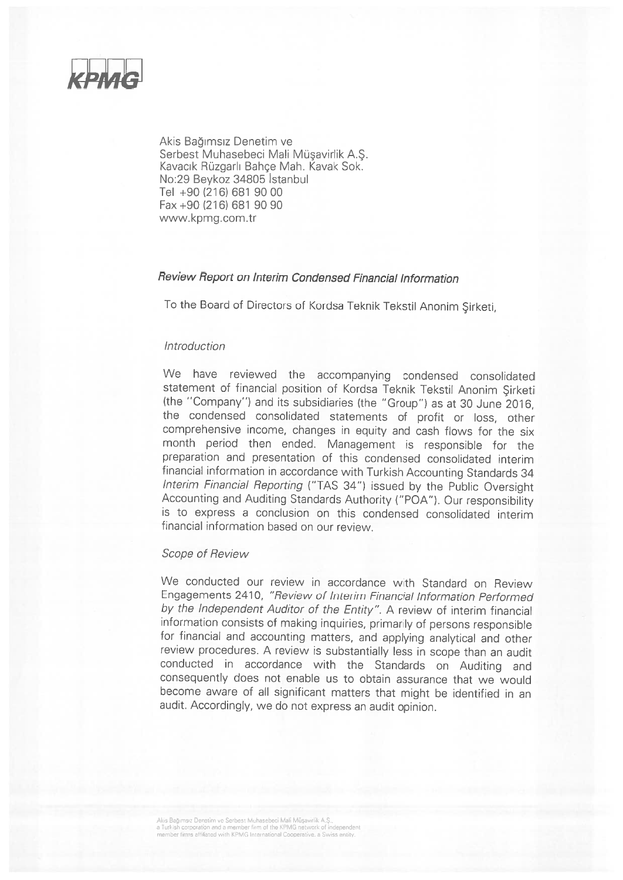KPMG

Akis Bağımsız Denetim ve
Serbest Muhasebeci Mali Müşavirlik A.Ş.
Kavacık Rüzgarlı Bahçe Mah. Kavak Sok.
No:29 Beykoz 34805 İstanbul
Tel +90 (216) 681 90 00
Fax +90 (216) 681 90 90
www.kpmg.com.tr

## *Review Report on Interim Condensed Financial Information*

To the Board of Directors of Kordsa Teknik Tekstil Anonim Şirketi,

### *Introduction*

We have reviewed the accompanying condensed consolidated statement of financial position of Kordsa Teknik Tekstil Anonim Şirketi (the "Company") and its subsidiaries (the "Group") as at 30 June 2016, the condensed consolidated statements of profit or loss, other comprehensive income, changes in equity and cash flows for the six month period then ended. Management is responsible for the preparation and presentation of this condensed consolidated interim financial information in accordance with Turkish Accounting Standards 34 *Interim Financial Reporting* ("TAS 34") issued by the Public Oversight Accounting and Auditing Standards Authority ("POA"). Our responsibility is to express a conclusion on this condensed consolidated interim financial information based on our review.

### *Scope of Review*

We conducted our review in accordance with Standard on Review Engagements 2410, *"Review of Interim Financial Information Performed by the Independent Auditor of the Entity"*. A review of interim financial information consists of making inquiries, primarily of persons responsible for financial and accounting matters, and applying analytical and other review procedures. A review is substantially less in scope than an audit conducted in accordance with the Standards on Auditing and consequently does not enable us to obtain assurance that we would become aware of all significant matters that might be identified in an audit. Accordingly, we do not express an audit opinion.

Akis Bağımsız Denetim ve Serbest Muhasebeci Mali Müşavirlik A.Ş.,
a Turkish corporation and a member firm of the KPMG network of independent
member firms affiliated with KPMG International Cooperative, a Swiss entity.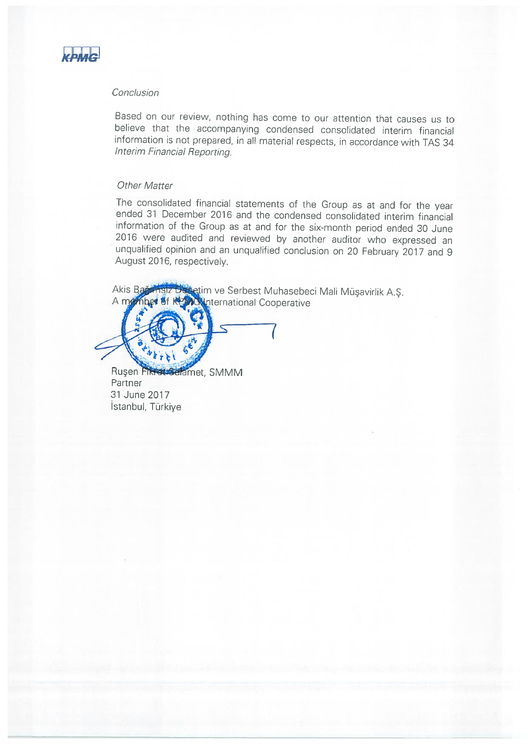*Conclusion*

Based on our review, nothing has come to our attention that causes us to believe that the accompanying condensed consolidated interim financial information is not prepared, in all material respects, in accordance with TAS 34 *Interim Financial Reporting.*

*Other Matter*

The consolidated financial statements of the Group as at and for the year ended 31 December 2016 and the condensed consolidated interim financial information of the Group as at and for the six-month period ended 30 June 2016 were audited and reviewed by another auditor who expressed an unqualified opinion and an unqualified conclusion on 20 February 2017 and 9 August 2016, respectively.

Akis Bağımsız Denetim ve Serbest Muhasebeci Mali Müşavirlik A.Ş.
A member of KPMG International Cooperative

Ruşen Fikret Selamet, SMMM
Partner
31 June 2017
İstanbul, Türkiye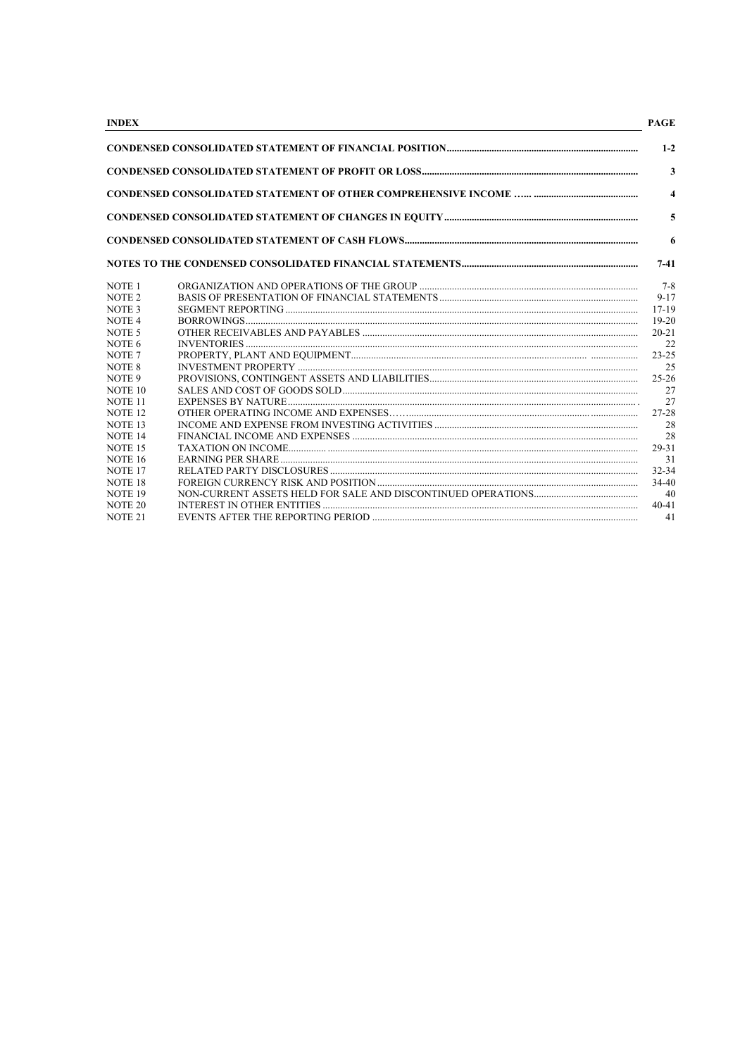| INDEX | | PAGE |
|---|---|---|
| **CONDENSED CONSOLIDATED STATEMENT OF FINANCIAL POSITION** | | **1-2** |
| **CONDENSED CONSOLIDATED STATEMENT OF PROFIT OR LOSS** | | **3** |
| **CONDENSED CONSOLIDATED STATEMENT OF OTHER COMPREHENSIVE INCOME** | | **4** |
| **CONDENSED CONSOLIDATED STATEMENT OF CHANGES IN EQUITY** | | **5** |
| **CONDENSED CONSOLIDATED STATEMENT OF CASH FLOWS** | | **6** |
| **NOTES TO THE CONDENSED CONSOLIDATED FINANCIAL STATEMENTS** | | **7-41** |
| NOTE 1 | ORGANIZATION AND OPERATIONS OF THE GROUP | 7-8 |
| NOTE 2 | BASIS OF PRESENTATION OF FINANCIAL STATEMENTS | 9-17 |
| NOTE 3 | SEGMENT REPORTING | 17-19 |
| NOTE 4 | BORROWINGS | 19-20 |
| NOTE 5 | OTHER RECEIVABLES AND PAYABLES | 20-21 |
| NOTE 6 | INVENTORIES | 22 |
| NOTE 7 | PROPERTY, PLANT AND EQUIPMENT | 23-25 |
| NOTE 8 | INVESTMENT PROPERTY | 25 |
| NOTE 9 | PROVISIONS, CONTINGENT ASSETS AND LIABILITIES | 25-26 |
| NOTE 10 | SALES AND COST OF GOODS SOLD | 27 |
| NOTE 11 | EXPENSES BY NATURE | 27 |
| NOTE 12 | OTHER OPERATING INCOME AND EXPENSES | 27-28 |
| NOTE 13 | INCOME AND EXPENSE FROM INVESTING ACTIVITIES | 28 |
| NOTE 14 | FINANCIAL INCOME AND EXPENSES | 28 |
| NOTE 15 | TAXATION ON INCOME | 29-31 |
| NOTE 16 | EARNING PER SHARE | 31 |
| NOTE 17 | RELATED PARTY DISCLOSURES | 32-34 |
| NOTE 18 | FOREIGN CURRENCY RISK AND POSITION | 34-40 |
| NOTE 19 | NON-CURRENT ASSETS HELD FOR SALE AND DISCONTINUED OPERATIONS | 40 |
| NOTE 20 | INTEREST IN OTHER ENTITIES | 40-41 |
| NOTE 21 | EVENTS AFTER THE REPORTING PERIOD | 41 |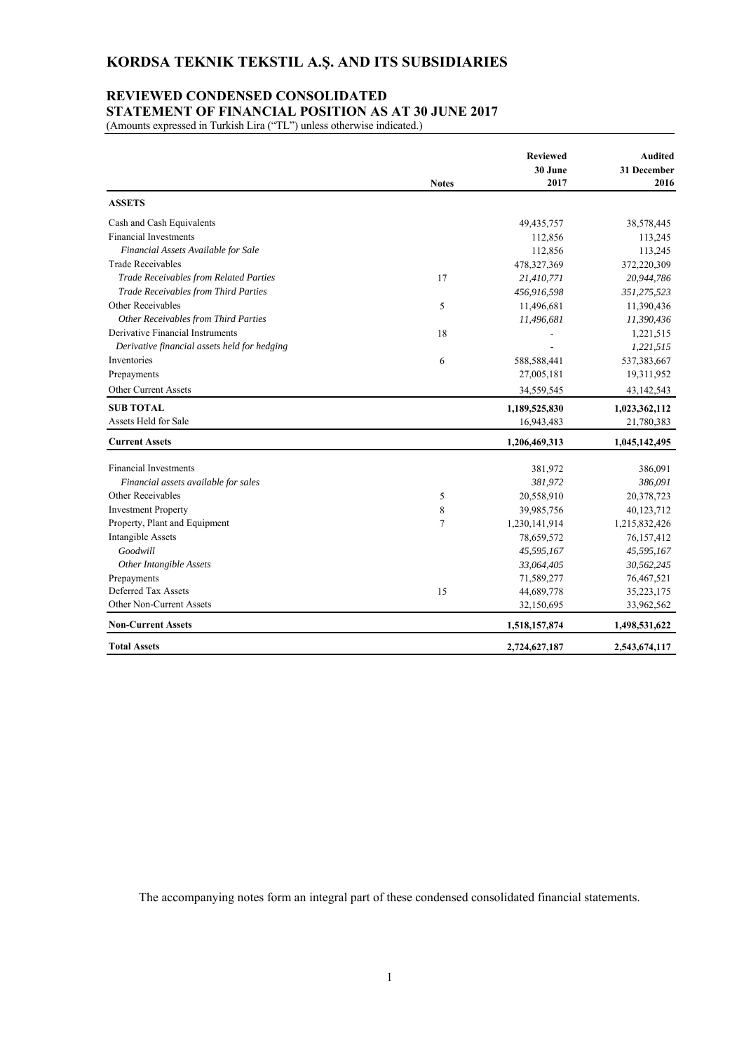# KORDSA TEKNIK TEKSTIL A.Ş. AND ITS SUBSIDIARIES

## REVIEWED CONDENSED CONSOLIDATED STATEMENT OF FINANCIAL POSITION AS AT 30 JUNE 2017

(Amounts expressed in Turkish Lira ("TL") unless otherwise indicated.)

| | Notes | Reviewed 30 June 2017 | Audited 31 December 2016 |
|---|---|---|---|
| **ASSETS** | | | |
| Cash and Cash Equivalents | | 49,435,757 | 38,578,445 |
| Financial Investments | | 112,856 | 113,245 |
| *Financial Assets Available for Sale* | | 112,856 | 113,245 |
| Trade Receivables | | 478,327,369 | 372,220,309 |
| *Trade Receivables from Related Parties* | 17 | *21,410,771* | *20,944,786* |
| *Trade Receivables from Third Parties* | | *456,916,598* | *351,275,523* |
| Other Receivables | 5 | 11,496,681 | 11,390,436 |
| *Other Receivables from Third Parties* | | *11,496,681* | *11,390,436* |
| Derivative Financial Instruments | 18 | - | 1,221,515 |
| *Derivative financial assets held for hedging* | | - | *1,221,515* |
| Inventories | 6 | 588,588,441 | 537,383,667 |
| Prepayments | | 27,005,181 | 19,311,952 |
| Other Current Assets | | 34,559,545 | 43,142,543 |
| **SUB TOTAL** | | **1,189,525,830** | **1,023,362,112** |
| Assets Held for Sale | | 16,943,483 | 21,780,383 |
| **Current Assets** | | **1,206,469,313** | **1,045,142,495** |
| Financial Investments | | 381,972 | 386,091 |
| *Financial assets available for sales* | | *381,972* | *386,091* |
| Other Receivables | 5 | 20,558,910 | 20,378,723 |
| Investment Property | 8 | 39,985,756 | 40,123,712 |
| Property, Plant and Equipment | 7 | 1,230,141,914 | 1,215,832,426 |
| Intangible Assets | | 78,659,572 | 76,157,412 |
| *Goodwill* | | *45,595,167* | *45,595,167* |
| *Other Intangible Assets* | | *33,064,405* | *30,562,245* |
| Prepayments | | 71,589,277 | 76,467,521 |
| Deferred Tax Assets | 15 | 44,689,778 | 35,223,175 |
| Other Non-Current Assets | | 32,150,695 | 33,962,562 |
| **Non-Current Assets** | | **1,518,157,874** | **1,498,531,622** |
| **Total Assets** | | **2,724,627,187** | **2,543,674,117** |

The accompanying notes form an integral part of these condensed consolidated financial statements.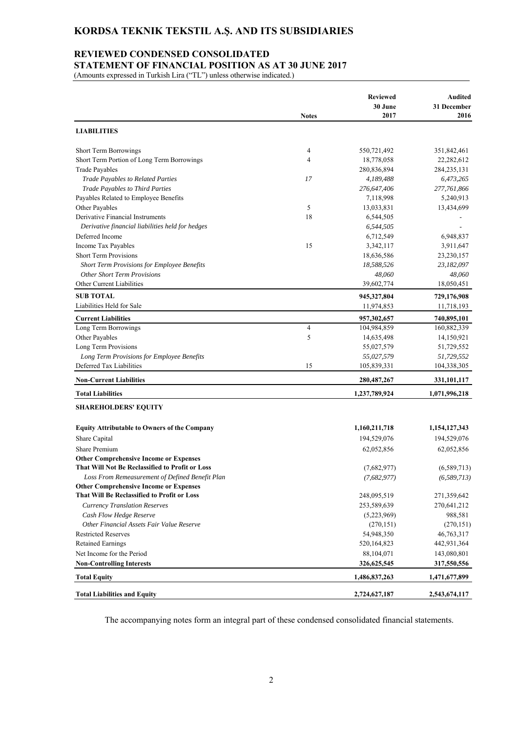# KORDSA TEKNIK TEKSTIL A.Ş. AND ITS SUBSIDIARIES

## REVIEWED CONDENSED CONSOLIDATED STATEMENT OF FINANCIAL POSITION AS AT 30 JUNE 2017

(Amounts expressed in Turkish Lira ("TL") unless otherwise indicated.)

| | Notes | Reviewed 30 June 2017 | Audited 31 December 2016 |
|---|---|---|---|
| **LIABILITIES** | | | |
| Short Term Borrowings | 4 | 550,721,492 | 351,842,461 |
| Short Term Portion of Long Term Borrowings | 4 | 18,778,058 | 22,282,612 |
| Trade Payables | | 280,836,894 | 284,235,131 |
| *Trade Payables to Related Parties* | *17* | *4,189,488* | *6,473,265* |
| *Trade Payables to Third Parties* | | *276,647,406* | *277,761,866* |
| Payables Related to Employee Benefits | | 7,118,998 | 5,240,913 |
| Other Payables | 5 | 13,033,831 | 13,434,699 |
| Derivative Financial Instruments | 18 | 6,544,505 | - |
| *Derivative financial liabilities held for hedges* | | *6,544,505* | - |
| Deferred Income | | 6,712,549 | 6,948,837 |
| Income Tax Payables | 15 | 3,342,117 | 3,911,647 |
| Short Term Provisions | | 18,636,586 | 23,230,157 |
| *Short Term Provisions for Employee Benefits* | | *18,588,526* | *23,182,097* |
| *Other Short Term Provisions* | | *48,060* | *48,060* |
| Other Current Liabilities | | 39,602,774 | 18,050,451 |
| **SUB TOTAL** | | **945,327,804** | **729,176,908** |
| Liabilities Held for Sale | | 11,974,853 | 11,718,193 |
| **Current Liabilities** | | **957,302,657** | **740,895,101** |
| Long Term Borrowings | 4 | 104,984,859 | 160,882,339 |
| Other Payables | 5 | 14,635,498 | 14,150,921 |
| Long Term Provisions | | 55,027,579 | 51,729,552 |
| *Long Term Provisions for Employee Benefits* | | *55,027,579* | *51,729,552* |
| Deferred Tax Liabilities | 15 | 105,839,331 | 104,338,305 |
| **Non-Current Liabilities** | | **280,487,267** | **331,101,117** |
| **Total Liabilities** | | **1,237,789,924** | **1,071,996,218** |
| **SHAREHOLDERS' EQUITY** | | | |
| **Equity Attributable to Owners of the Company** | | **1,160,211,718** | **1,154,127,343** |
| Share Capital | | 194,529,076 | 194,529,076 |
| Share Premium | | 62,052,856 | 62,052,856 |
| **Other Comprehensive Income or Expenses That Will Not Be Reclassified to Profit or Loss** | | (7,682,977) | (6,589,713) |
| *Loss From Remeasurement of Defined Benefit Plan* | | *(7,682,977)* | *(6,589,713)* |
| **Other Comprehensive Income or Expenses That Will Be Reclassified to Profit or Loss** | | 248,095,519 | 271,359,642 |
| *Currency Translation Reserves* | | *253,589,639* | *270,641,212* |
| *Cash Flow Hedge Reserve* | | *(5,223,969)* | *988,581* |
| *Other Financial Assets Fair Value Reserve* | | *(270,151)* | *(270,151)* |
| Restricted Reserves | | 54,948,350 | 46,763,317 |
| Retained Earnings | | 520,164,823 | 442,931,364 |
| Net Income for the Period | | 88,104,071 | 143,080,801 |
| **Non-Controlling Interests** | | **326,625,545** | **317,550,556** |
| **Total Equity** | | **1,486,837,263** | **1,471,677,899** |
| **Total Liabilities and Equity** | | **2,724,627,187** | **2,543,674,117** |

The accompanying notes form an integral part of these condensed consolidated financial statements.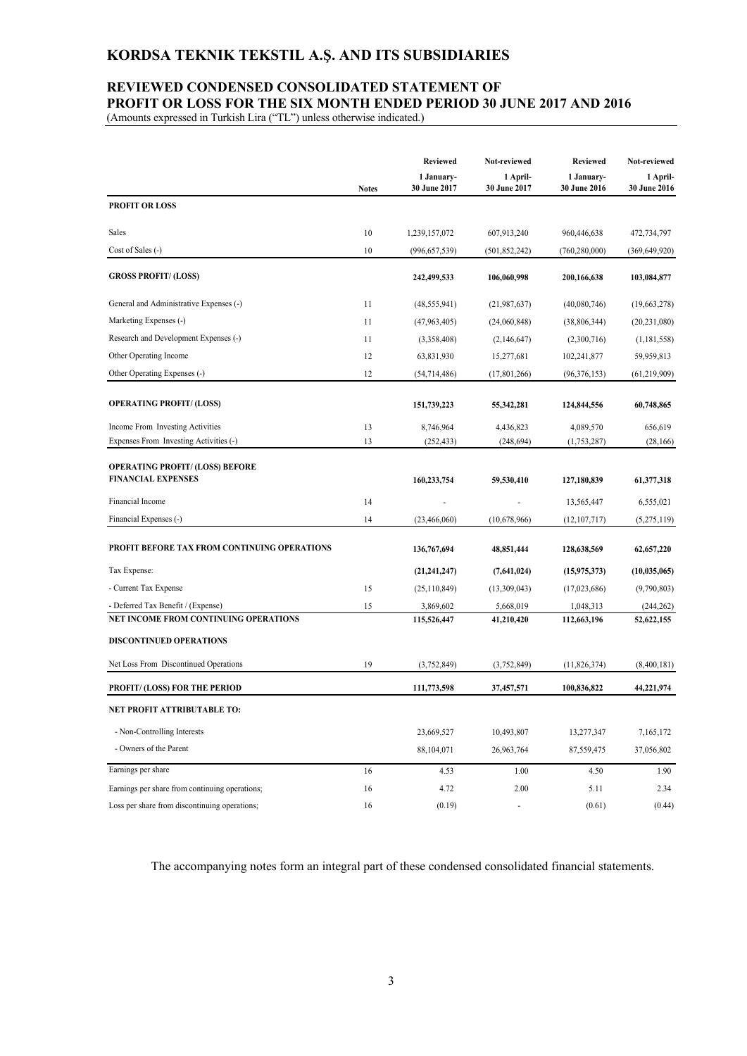# KORDSA TEKNIK TEKSTIL A.Ş. AND ITS SUBSIDIARIES

## REVIEWED CONDENSED CONSOLIDATED STATEMENT OF PROFIT OR LOSS FOR THE SIX MONTH ENDED PERIOD 30 JUNE 2017 AND 2016

(Amounts expressed in Turkish Lira ("TL") unless otherwise indicated.)

| | Notes | Reviewed<br>1 January-<br>30 June 2017 | Not-reviewed<br>1 April-<br>30 June 2017 | Reviewed<br>1 January-<br>30 June 2016 | Not-reviewed<br>1 April-<br>30 June 2016 |
|---|---|---|---|---|---|
| **PROFIT OR LOSS** | | | | | |
| Sales | 10 | 1,239,157,072 | 607,913,240 | 960,446,638 | 472,734,797 |
| Cost of Sales (-) | 10 | (996,657,539) | (501,852,242) | (760,280,000) | (369,649,920) |
| **GROSS PROFIT/ (LOSS)** | | **242,499,533** | **106,060,998** | **200,166,638** | **103,084,877** |
| General and Administrative Expenses (-) | 11 | (48,555,941) | (21,987,637) | (40,080,746) | (19,663,278) |
| Marketing Expenses (-) | 11 | (47,963,405) | (24,060,848) | (38,806,344) | (20,231,080) |
| Research and Development Expenses (-) | 11 | (3,358,408) | (2,146,647) | (2,300,716) | (1,181,558) |
| Other Operating Income | 12 | 63,831,930 | 15,277,681 | 102,241,877 | 59,959,813 |
| Other Operating Expenses (-) | 12 | (54,714,486) | (17,801,266) | (96,376,153) | (61,219,909) |
| **OPERATING PROFIT/ (LOSS)** | | **151,739,223** | **55,342,281** | **124,844,556** | **60,748,865** |
| Income From Investing Activities | 13 | 8,746,964 | 4,436,823 | 4,089,570 | 656,619 |
| Expenses From Investing Activities (-) | 13 | (252,433) | (248,694) | (1,753,287) | (28,166) |
| **OPERATING PROFIT/ (LOSS) BEFORE FINANCIAL EXPENSES** | | **160,233,754** | **59,530,410** | **127,180,839** | **61,377,318** |
| Financial Income | 14 | - | - | 13,565,447 | 6,555,021 |
| Financial Expenses (-) | 14 | (23,466,060) | (10,678,966) | (12,107,717) | (5,275,119) |
| **PROFIT BEFORE TAX FROM CONTINUING OPERATIONS** | | **136,767,694** | **48,851,444** | **128,638,569** | **62,657,220** |
| Tax Expense: | | **(21,241,247)** | **(7,641,024)** | **(15,975,373)** | **(10,035,065)** |
| - Current Tax Expense | 15 | (25,110,849) | (13,309,043) | (17,023,686) | (9,790,803) |
| - Deferred Tax Benefit / (Expense) | 15 | 3,869,602 | 5,668,019 | 1,048,313 | (244,262) |
| **NET INCOME FROM CONTINUING OPERATIONS** | | **115,526,447** | **41,210,420** | **112,663,196** | **52,622,155** |
| **DISCONTINUED OPERATIONS** | | | | | |
| Net Loss From Discontinued Operations | 19 | (3,752,849) | (3,752,849) | (11,826,374) | (8,400,181) |
| **PROFIT/ (LOSS) FOR THE PERIOD** | | **111,773,598** | **37,457,571** | **100,836,822** | **44,221,974** |
| **NET PROFIT ATTRIBUTABLE TO:** | | | | | |
| - Non-Controlling Interests | | 23,669,527 | 10,493,807 | 13,277,347 | 7,165,172 |
| - Owners of the Parent | | 88,104,071 | 26,963,764 | 87,559,475 | 37,056,802 |
| Earnings per share | 16 | 4.53 | 1.00 | 4.50 | 1.90 |
| Earnings per share from continuing operations; | 16 | 4.72 | 2.00 | 5.11 | 2.34 |
| Loss per share from discontinuing operations; | 16 | (0.19) | - | (0.61) | (0.44) |

The accompanying notes form an integral part of these condensed consolidated financial statements.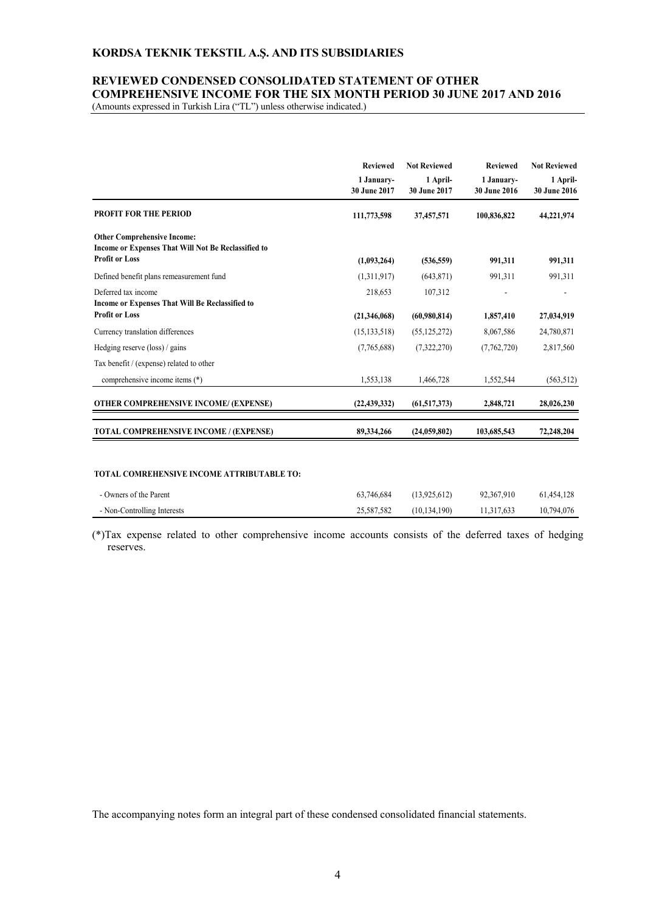## KORDSA TEKNIK TEKSTIL A.Ş. AND ITS SUBSIDIARIES

## REVIEWED CONDENSED CONSOLIDATED STATEMENT OF OTHER COMPREHENSIVE INCOME FOR THE SIX MONTH PERIOD 30 JUNE 2017 AND 2016

(Amounts expressed in Turkish Lira ("TL") unless otherwise indicated.)

| | Reviewed | Not Reviewed | Reviewed | Not Reviewed |
|---|---|---|---|---|
| | 1 January-30 June 2017 | 1 April-30 June 2017 | 1 January-30 June 2016 | 1 April-30 June 2016 |
| **PROFIT FOR THE PERIOD** | **111,773,598** | **37,457,571** | **100,836,822** | **44,221,974** |
| **Other Comprehensive Income:** | | | | |
| **Income or Expenses That Will Not Be Reclassified to Profit or Loss** | **(1,093,264)** | **(536,559)** | **991,311** | **991,311** |
| Defined benefit plans remeasurement fund | (1,311,917) | (643,871) | 991,311 | 991,311 |
| Deferred tax income | 218,653 | 107,312 | - | - |
| **Income or Expenses That Will Be Reclassified to Profit or Loss** | **(21,346,068)** | **(60,980,814)** | **1,857,410** | **27,034,919** |
| Currency translation differences | (15,133,518) | (55,125,272) | 8,067,586 | 24,780,871 |
| Hedging reserve (loss) / gains | (7,765,688) | (7,322,270) | (7,762,720) | 2,817,560 |
| Tax benefit / (expense) related to other comprehensive income items (*) | 1,553,138 | 1,466,728 | 1,552,544 | (563,512) |
| **OTHER COMPREHENSIVE INCOME/ (EXPENSE)** | **(22,439,332)** | **(61,517,373)** | **2,848,721** | **28,026,230** |
| **TOTAL COMPREHENSIVE INCOME / (EXPENSE)** | **89,334,266** | **(24,059,802)** | **103,685,543** | **72,248,204** |
| **TOTAL COMREHENSIVE INCOME ATTRIBUTABLE TO:** | | | | |
| - Owners of the Parent | 63,746,684 | (13,925,612) | 92,367,910 | 61,454,128 |
| - Non-Controlling Interests | 25,587,582 | (10,134,190) | 11,317,633 | 10,794,076 |

(*)Tax expense related to other comprehensive income accounts consists of the deferred taxes of hedging reserves.

The accompanying notes form an integral part of these condensed consolidated financial statements.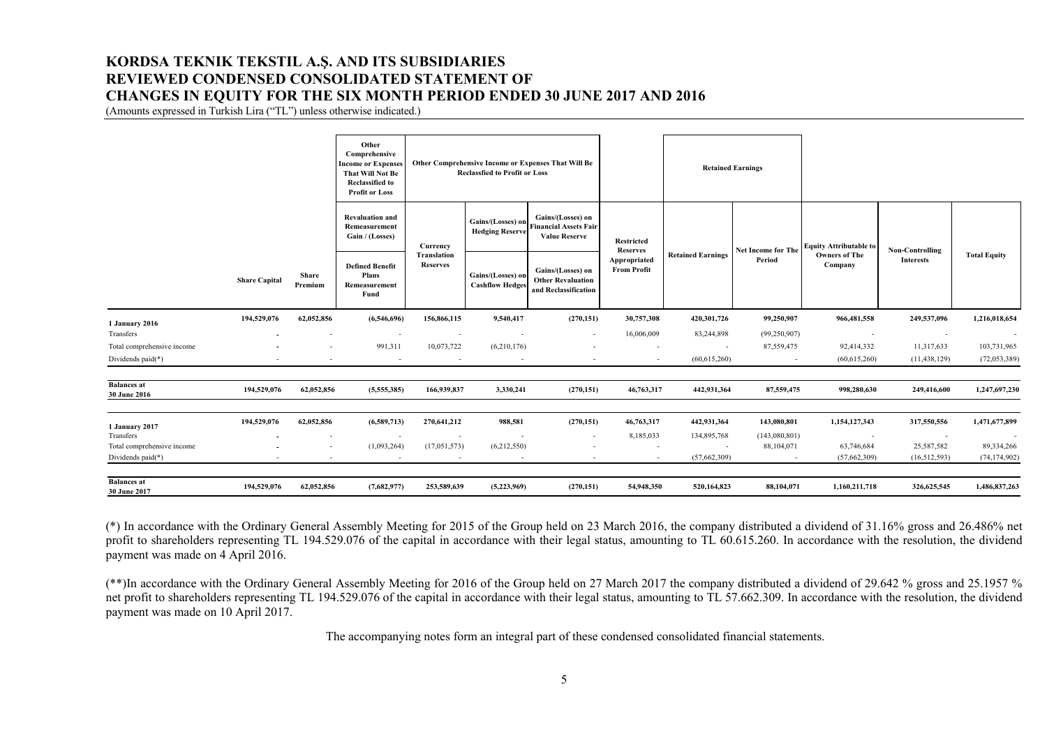# KORDSA TEKNIK TEKSTIL A.Ş. AND ITS SUBSIDIARIES
# REVIEWED CONDENSED CONSOLIDATED STATEMENT OF CHANGES IN EQUITY FOR THE SIX MONTH PERIOD ENDED 30 JUNE 2017 AND 2016

(Amounts expressed in Turkish Lira ("TL") unless otherwise indicated.)

| | | | Other Comprehensive Income or Expenses That Will Not Be Reclassified to Profit or Loss | Other Comprehensive Income or Expenses That Will Be Reclassfied to Profit or Loss | | | | Retained Earnings | | | | |
|---|---|---|---|---|---|---|---|---|---|---|---|---|
| | | | Revaluation and Remeasurement Gain / (Losses) | | Gains/(Losses) on Hedging Reserve | Gains/(Losses) on Financial Assets Fair Value Reserve | | | | | | |
| | Share Capital | Share Premium | Defined Benefit Plans Remeasurement Fund | Currency Translation Reserves | Gains/(Losses) on Cashflow Hedges | Gains/(Losses) on Other Revaluation and Reclassification | Restricted Reserves Appropriated From Profit | Retained Earnings | Net Income for The Period | Equity Attributable to Owners of The Company | Non-Controlling Interests | Total Equity |
| **1 January 2016** | 194,529,076 | 62,052,856 | (6,546,696) | 156,866,115 | 9,540,417 | (270,151) | 30,757,308 | 420,301,726 | 99,250,907 | 966,481,558 | 249,537,096 | 1,216,018,654 |
| Transfers | - | - | - | - | - | - | 16,006,009 | 83,244,898 | (99,250,907) | - | - | - |
| Total comprehensive income | - | - | 991,311 | 10,073,722 | (6,210,176) | - | - | - | 87,559,475 | 92,414,332 | 11,317,633 | 103,731,965 |
| Dividends paid(*) | - | - | - | - | - | - | - | (60,615,260) | - | (60,615,260) | (11,438,129) | (72,053,389) |
| **Balances at 30 June 2016** | 194,529,076 | 62,052,856 | (5,555,385) | 166,939,837 | 3,330,241 | (270,151) | 46,763,317 | 442,931,364 | 87,559,475 | 998,280,630 | 249,416,600 | 1,247,697,230 |
| **1 January 2017** | 194,529,076 | 62,052,856 | (6,589,713) | 270,641,212 | 988,581 | (270,151) | 46,763,317 | 442,931,364 | 143,080,801 | 1,154,127,343 | 317,550,556 | 1,471,677,899 |
| Transfers | - | - | - | - | - | - | 8,185,033 | 134,895,768 | (143,080,801) | - | - | - |
| Total comprehensive income | - | - | (1,093,264) | (17,051,573) | (6,212,550) | - | - | - | 88,104,071 | 63,746,684 | 25,587,582 | 89,334,266 |
| Dividends paid(*) | - | - | - | - | - | - | - | (57,662,309) | - | (57,662,309) | (16,512,593) | (74,174,902) |
| **Balances at 30 June 2017** | 194,529,076 | 62,052,856 | (7,682,977) | 253,589,639 | (5,223,969) | (270,151) | 54,948,350 | 520,164,823 | 88,104,071 | 1,160,211,718 | 326,625,545 | 1,486,837,263 |

(*) In accordance with the Ordinary General Assembly Meeting for 2015 of the Group held on 23 March 2016, the company distributed a dividend of 31.16% gross and 26.486% net profit to shareholders representing TL 194.529.076 of the capital in accordance with their legal status, amounting to TL 60.615.260. In accordance with the resolution, the dividend payment was made on 4 April 2016.

(**)In accordance with the Ordinary General Assembly Meeting for 2016 of the Group held on 27 March 2017 the company distributed a dividend of 29.642 % gross and 25.1957 % net profit to shareholders representing TL 194.529.076 of the capital in accordance with their legal status, amounting to TL 57.662.309. In accordance with the resolution, the dividend payment was made on 10 April 2017.

The accompanying notes form an integral part of these condensed consolidated financial statements.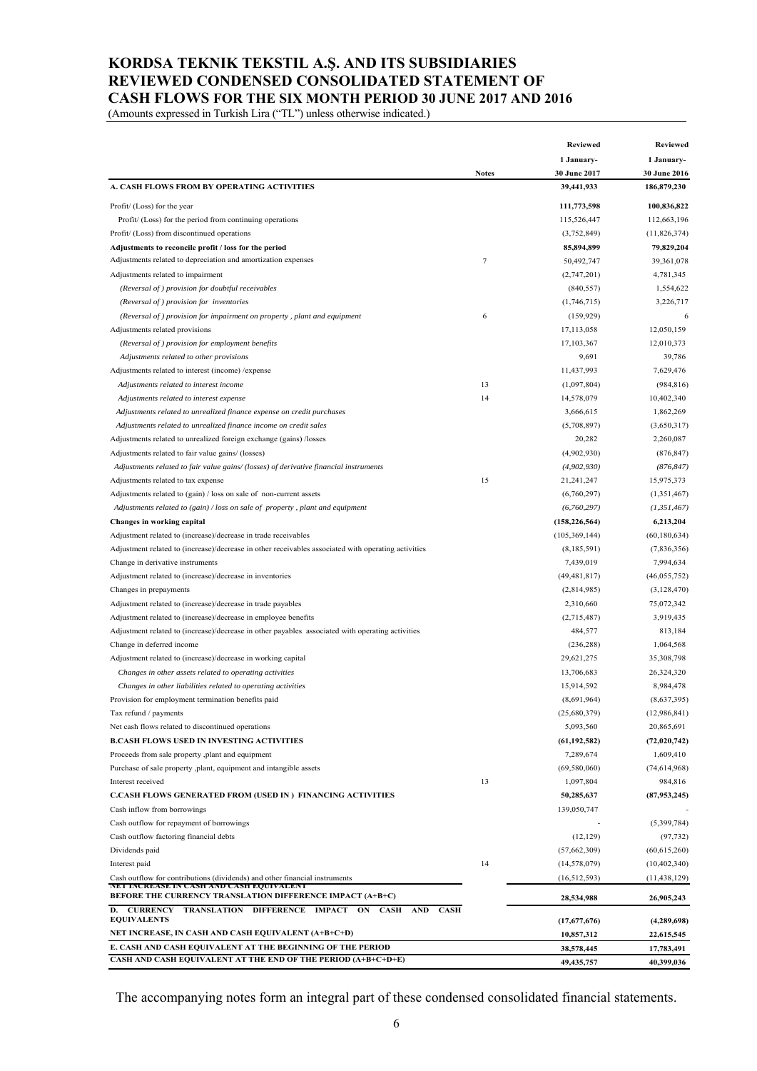# KORDSA TEKNIK TEKSTIL A.Ş. AND ITS SUBSIDIARIES
# REVIEWED CONDENSED CONSOLIDATED STATEMENT OF CASH FLOWS FOR THE SIX MONTH PERIOD 30 JUNE 2017 AND 2016

(Amounts expressed in Turkish Lira ("TL") unless otherwise indicated.)

| | Notes | Reviewed 1 January- 30 June 2017 | Reviewed 1 January- 30 June 2016 |
|---|---|---|---|
| **A. CASH FLOWS FROM BY OPERATING ACTIVITIES** | | **39,441,933** | **186,879,230** |
| Profit/ (Loss) for the year | | **111,773,598** | **100,836,822** |
| Profit/ (Loss) for the period from continuing operations | | 115,526,447 | 112,663,196 |
| Profit/ (Loss) from discontinued operations | | (3,752,849) | (11,826,374) |
| **Adjustments to reconcile profit / loss for the period** | | **85,894,899** | **79,829,204** |
| Adjustments related to depreciation and amortization expenses | 7 | 50,492,747 | 39,361,078 |
| Adjustments related to impairment | | (2,747,201) | 4,781,345 |
| *(Reversal of ) provision for doubtful receivables* | | (840,557) | 1,554,622 |
| *(Reversal of ) provision for inventories* | | (1,746,715) | 3,226,717 |
| *(Reversal of ) provision for impairment on property , plant and equipment* | 6 | (159,929) | 6 |
| Adjustments related provisions | | 17,113,058 | 12,050,159 |
| *(Reversal of ) provision for employment benefits* | | 17,103,367 | 12,010,373 |
| *Adjustments related to other provisions* | | 9,691 | 39,786 |
| Adjustments related to interest (income) /expense | | 11,437,993 | 7,629,476 |
| *Adjustments related to interest income* | 13 | (1,097,804) | (984,816) |
| *Adjustments related to interest expense* | 14 | 14,578,079 | 10,402,340 |
| *Adjustments related to unrealized finance expense on credit purchases* | | 3,666,615 | 1,862,269 |
| *Adjustments related to unrealized finance income on credit sales* | | (5,708,897) | (3,650,317) |
| Adjustments related to unrealized foreign exchange (gains) /losses | | 20,282 | 2,260,087 |
| Adjustments related to fair value gains/ (losses) | | (4,902,930) | (876,847) |
| *Adjustments related to fair value gains/ (losses) of derivative financial instruments* | | *(4,902,930)* | *(876,847)* |
| Adjustments related to tax expense | 15 | 21,241,247 | 15,975,373 |
| Adjustments related to (gain) / loss on sale of non-current assets | | (6,760,297) | (1,351,467) |
| *Adjustments related to (gain) / loss on sale of property , plant and equipment* | | *(6,760,297)* | *(1,351,467)* |
| **Changes in working capital** | | **(158,226,564)** | **6,213,204** |
| Adjustment related to (increase)/decrease in trade receivables | | (105,369,144) | (60,180,634) |
| Adjustment related to (increase)/decrease in other receivables associated with operating activities | | (8,185,591) | (7,836,356) |
| Change in derivative instruments | | 7,439,019 | 7,994,634 |
| Adjustment related to (increase)/decrease in inventories | | (49,481,817) | (46,055,752) |
| Changes in prepayments | | (2,814,985) | (3,128,470) |
| Adjustment related to (increase)/decrease in trade payables | | 2,310,660 | 75,072,342 |
| Adjustment related to (increase)/decrease in employee benefits | | (2,715,487) | 3,919,435 |
| Adjustment related to (increase)/decrease in other payables associated with operating activities | | 484,577 | 813,184 |
| Change in deferred income | | (236,288) | 1,064,568 |
| Adjustment related to (increase)/decrease in working capital | | 29,621,275 | 35,308,798 |
| *Changes in other assets related to operating activities* | | 13,706,683 | 26,324,320 |
| *Changes in other liabilities related to operating activities* | | 15,914,592 | 8,984,478 |
| Provision for employment termination benefits paid | | (8,691,964) | (8,637,395) |
| Tax refund / payments | | (25,680,379) | (12,986,841) |
| Net cash flows related to discontinued operations | | 5,093,560 | 20,865,691 |
| **B.CASH FLOWS USED IN INVESTING ACTIVITIES** | | **(61,192,582)** | **(72,020,742)** |
| Proceeds from sale property ,plant and equipment | | 7,289,674 | 1,609,410 |
| Purchase of sale property ,plant, equipment and intangible assets | | (69,580,060) | (74,614,968) |
| Interest received | 13 | 1,097,804 | 984,816 |
| **C.CASH FLOWS GENERATED FROM (USED IN ) FINANCING ACTIVITIES** | | **50,285,637** | **(87,953,245)** |
| Cash inflow from borrowings | | 139,050,747 | - |
| Cash outflow for repayment of borrowings | | - | (5,399,784) |
| Cash outflow factoring financial debts | | (12,129) | (97,732) |
| Dividends paid | | (57,662,309) | (60,615,260) |
| Interest paid | 14 | (14,578,079) | (10,402,340) |
| Cash outflow for contributions (dividends) and other financial instruments | | (16,512,593) | (11,438,129) |
| **NET INCREASE IN CASH AND CASH EQUIVALENT BEFORE THE CURRENCY TRANSLATION DIFFERENCE IMPACT (A+B+C)** | | **28,534,988** | **26,905,243** |
| **D. CURRENCY TRANSLATION DIFFERENCE IMPACT ON CASH AND CASH EQUIVALENTS** | | **(17,677,676)** | **(4,289,698)** |
| **NET INCREASE, IN CASH AND CASH EQUIVALENT (A+B+C+D)** | | **10,857,312** | **22,615,545** |
| **E. CASH AND CASH EQUIVALENT AT THE BEGINNING OF THE PERIOD** | | **38,578,445** | **17,783,491** |
| **CASH AND CASH EQUIVALENT AT THE END OF THE PERIOD (A+B+C+D+E)** | | **49,435,757** | **40,399,036** |

The accompanying notes form an integral part of these condensed consolidated financial statements.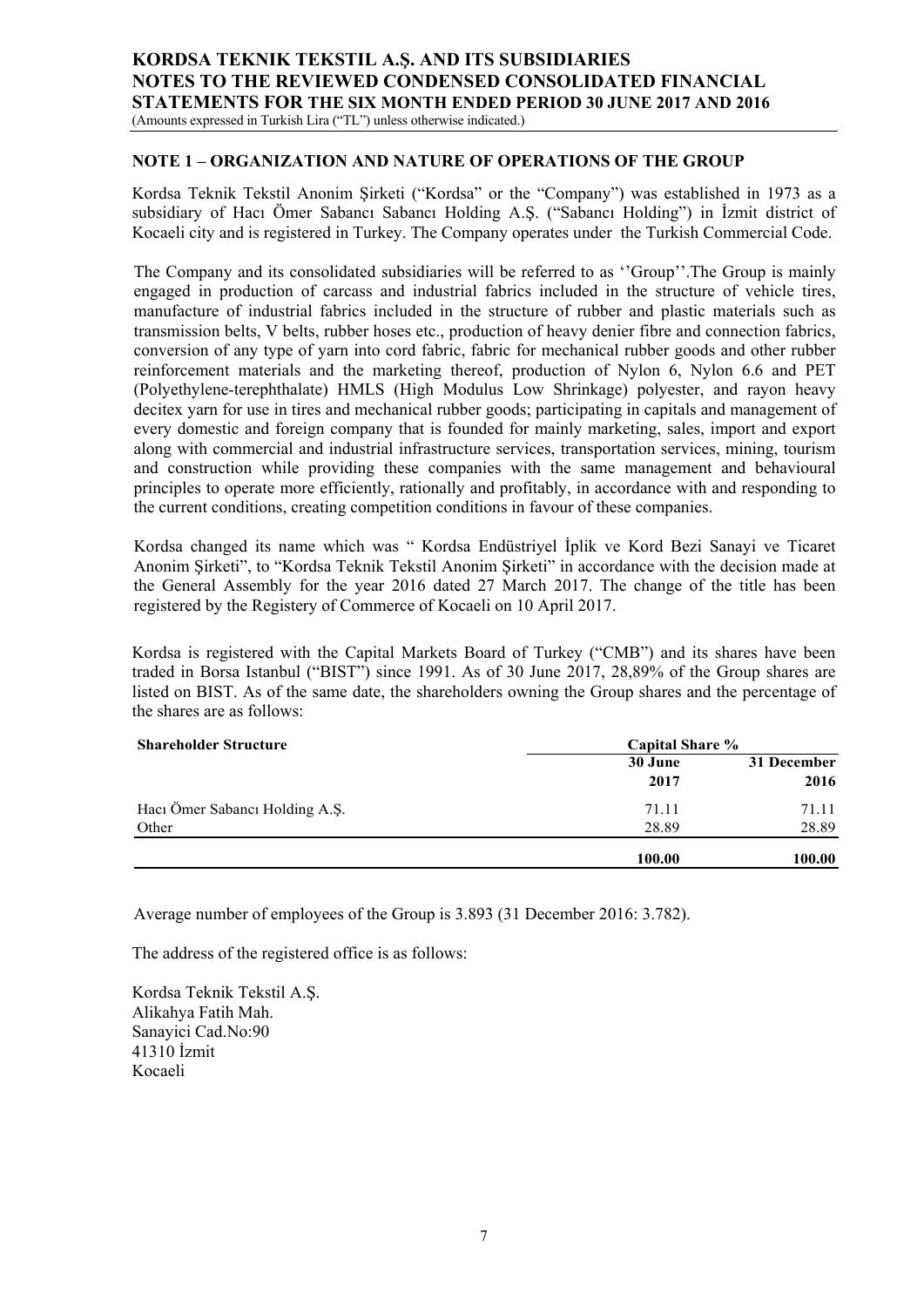## NOTE 1 – ORGANIZATION AND NATURE OF OPERATIONS OF THE GROUP

Kordsa Teknik Tekstil Anonim Şirketi ("Kordsa" or the "Company") was established in 1973 as a subsidiary of Hacı Ömer Sabancı Sabancı Holding A.Ş. ("Sabancı Holding") in İzmit district of Kocaeli city and is registered in Turkey. The Company operates under the Turkish Commercial Code.

The Company and its consolidated subsidiaries will be referred to as ''Group''.The Group is mainly engaged in production of carcass and industrial fabrics included in the structure of vehicle tires, manufacture of industrial fabrics included in the structure of rubber and plastic materials such as transmission belts, V belts, rubber hoses etc., production of heavy denier fibre and connection fabrics, conversion of any type of yarn into cord fabric, fabric for mechanical rubber goods and other rubber reinforcement materials and the marketing thereof, production of Nylon 6, Nylon 6.6 and PET (Polyethylene-terephthalate) HMLS (High Modulus Low Shrinkage) polyester, and rayon heavy decitex yarn for use in tires and mechanical rubber goods; participating in capitals and management of every domestic and foreign company that is founded for mainly marketing, sales, import and export along with commercial and industrial infrastructure services, transportation services, mining, tourism and construction while providing these companies with the same management and behavioural principles to operate more efficiently, rationally and profitably, in accordance with and responding to the current conditions, creating competition conditions in favour of these companies.

Kordsa changed its name which was " Kordsa Endüstriyel İplik ve Kord Bezi Sanayi ve Ticaret Anonim Şirketi", to "Kordsa Teknik Tekstil Anonim Şirketi" in accordance with the decision made at the General Assembly for the year 2016 dated 27 March 2017. The change of the title has been registered by the Registery of Commerce of Kocaeli on 10 April 2017.

Kordsa is registered with the Capital Markets Board of Turkey ("CMB") and its shares have been traded in Borsa Istanbul ("BIST") since 1991. As of 30 June 2017, 28,89% of the Group shares are listed on BIST. As of the same date, the shareholders owning the Group shares and the percentage of the shares are as follows:

| Shareholder Structure | Capital Share % | |
|---|---|---|
| | 30 June 2017 | 31 December 2016 |
| Hacı Ömer Sabancı Holding A.Ş. | 71.11 | 71.11 |
| Other | 28.89 | 28.89 |
| | **100.00** | **100.00** |

Average number of employees of the Group is 3.893 (31 December 2016: 3.782).

The address of the registered office is as follows:

Kordsa Teknik Tekstil A.Ş.
Alikahya Fatih Mah.
Sanayici Cad.No:90
41310 İzmit
Kocaeli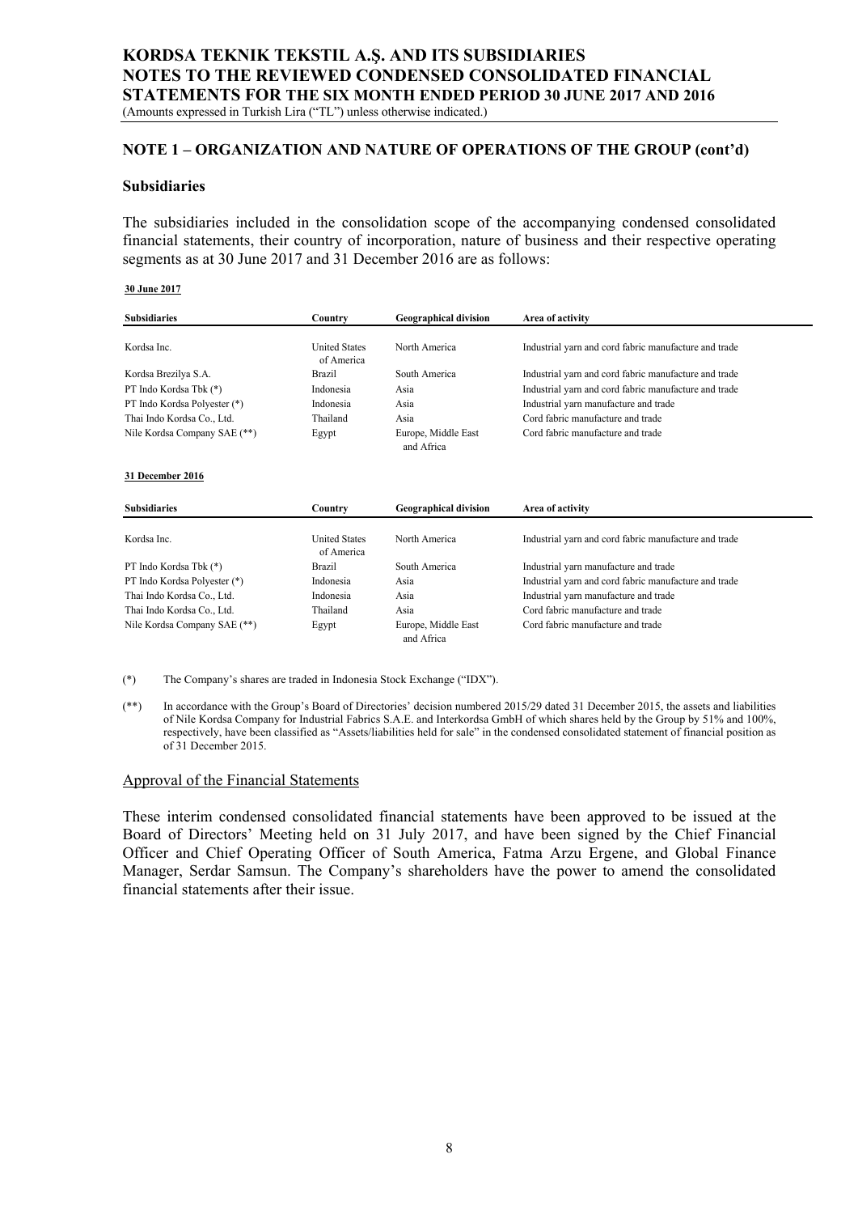## NOTE 1 – ORGANIZATION AND NATURE OF OPERATIONS OF THE GROUP (cont'd)

### Subsidiaries

The subsidiaries included in the consolidation scope of the accompanying condensed consolidated financial statements, their country of incorporation, nature of business and their respective operating segments as at 30 June 2017 and 31 December 2016 are as follows:

**30 June 2017**

| Subsidiaries | Country | Geographical division | Area of activity |
|---|---|---|---|
| Kordsa Inc. | United States of America | North America | Industrial yarn and cord fabric manufacture and trade |
| Kordsa Brezilya S.A. | Brazil | South America | Industrial yarn and cord fabric manufacture and trade |
| PT Indo Kordsa Tbk (*) | Indonesia | Asia | Industrial yarn and cord fabric manufacture and trade |
| PT Indo Kordsa Polyester (*) | Indonesia | Asia | Industrial yarn manufacture and trade |
| Thai Indo Kordsa Co., Ltd. | Thailand | Asia | Cord fabric manufacture and trade |
| Nile Kordsa Company SAE (**) | Egypt | Europe, Middle East and Africa | Cord fabric manufacture and trade |

**31 December 2016**

| Subsidiaries | Country | Geographical division | Area of activity |
|---|---|---|---|
| Kordsa Inc. | United States of America | North America | Industrial yarn and cord fabric manufacture and trade |
| PT Indo Kordsa Tbk (*) | Brazil | South America | Industrial yarn manufacture and trade |
| PT Indo Kordsa Polyester (*) | Indonesia | Asia | Industrial yarn and cord fabric manufacture and trade |
| Thai Indo Kordsa Co., Ltd. | Indonesia | Asia | Industrial yarn manufacture and trade |
| Thai Indo Kordsa Co., Ltd. | Thailand | Asia | Cord fabric manufacture and trade |
| Nile Kordsa Company SAE (**) | Egypt | Europe, Middle East and Africa | Cord fabric manufacture and trade |

(*) The Company's shares are traded in Indonesia Stock Exchange ("IDX").

(**) In accordance with the Group's Board of Directories' decision numbered 2015/29 dated 31 December 2015, the assets and liabilities of Nile Kordsa Company for Industrial Fabrics S.A.E. and Interkordsa GmbH of which shares held by the Group by 51% and 100%, respectively, have been classified as "Assets/liabilities held for sale" in the condensed consolidated statement of financial position as of 31 December 2015.

Approval of the Financial Statements

These interim condensed consolidated financial statements have been approved to be issued at the Board of Directors' Meeting held on 31 July 2017, and have been signed by the Chief Financial Officer and Chief Operating Officer of South America, Fatma Arzu Ergene, and Global Finance Manager, Serdar Samsun. The Company's shareholders have the power to amend the consolidated financial statements after their issue.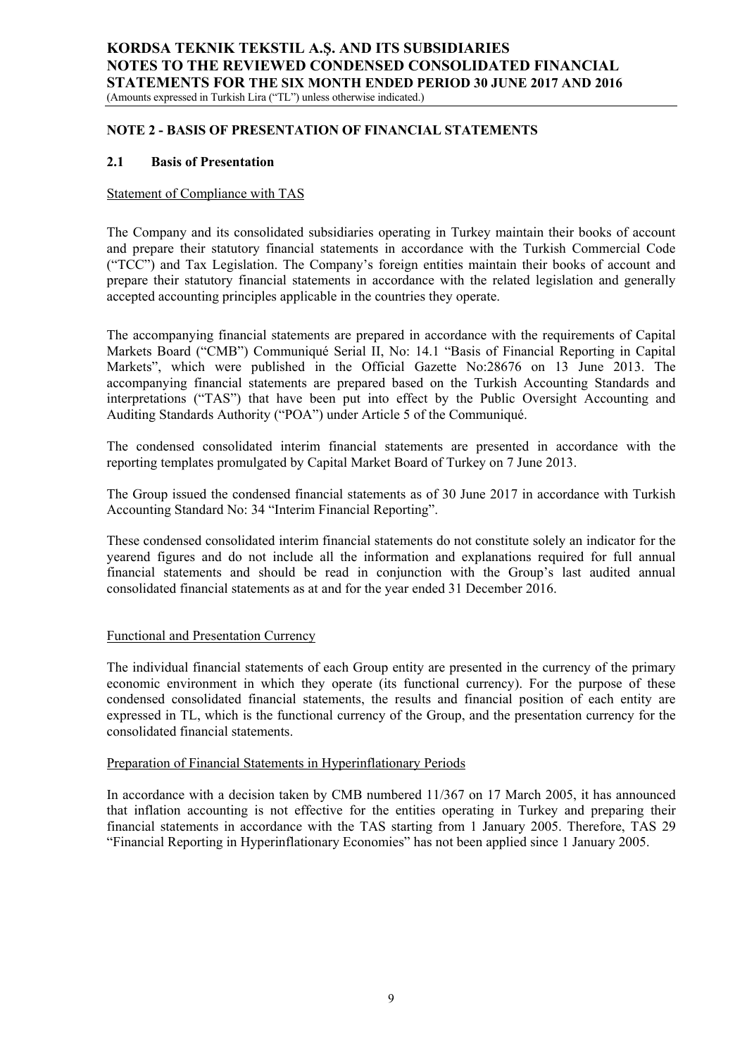## NOTE 2 - BASIS OF PRESENTATION OF FINANCIAL STATEMENTS

### 2.1 Basis of Presentation

Statement of Compliance with TAS

The Company and its consolidated subsidiaries operating in Turkey maintain their books of account and prepare their statutory financial statements in accordance with the Turkish Commercial Code ("TCC") and Tax Legislation. The Company's foreign entities maintain their books of account and prepare their statutory financial statements in accordance with the related legislation and generally accepted accounting principles applicable in the countries they operate.

The accompanying financial statements are prepared in accordance with the requirements of Capital Markets Board ("CMB") Communiqué Serial II, No: 14.1 "Basis of Financial Reporting in Capital Markets", which were published in the Official Gazette No:28676 on 13 June 2013. The accompanying financial statements are prepared based on the Turkish Accounting Standards and interpretations ("TAS") that have been put into effect by the Public Oversight Accounting and Auditing Standards Authority ("POA") under Article 5 of the Communiqué.

The condensed consolidated interim financial statements are presented in accordance with the reporting templates promulgated by Capital Market Board of Turkey on 7 June 2013.

The Group issued the condensed financial statements as of 30 June 2017 in accordance with Turkish Accounting Standard No: 34 "Interim Financial Reporting".

These condensed consolidated interim financial statements do not constitute solely an indicator for the yearend figures and do not include all the information and explanations required for full annual financial statements and should be read in conjunction with the Group's last audited annual consolidated financial statements as at and for the year ended 31 December 2016.

Functional and Presentation Currency

The individual financial statements of each Group entity are presented in the currency of the primary economic environment in which they operate (its functional currency). For the purpose of these condensed consolidated financial statements, the results and financial position of each entity are expressed in TL, which is the functional currency of the Group, and the presentation currency for the consolidated financial statements.

Preparation of Financial Statements in Hyperinflationary Periods

In accordance with a decision taken by CMB numbered 11/367 on 17 March 2005, it has announced that inflation accounting is not effective for the entities operating in Turkey and preparing their financial statements in accordance with the TAS starting from 1 January 2005. Therefore, TAS 29 "Financial Reporting in Hyperinflationary Economies" has not been applied since 1 January 2005.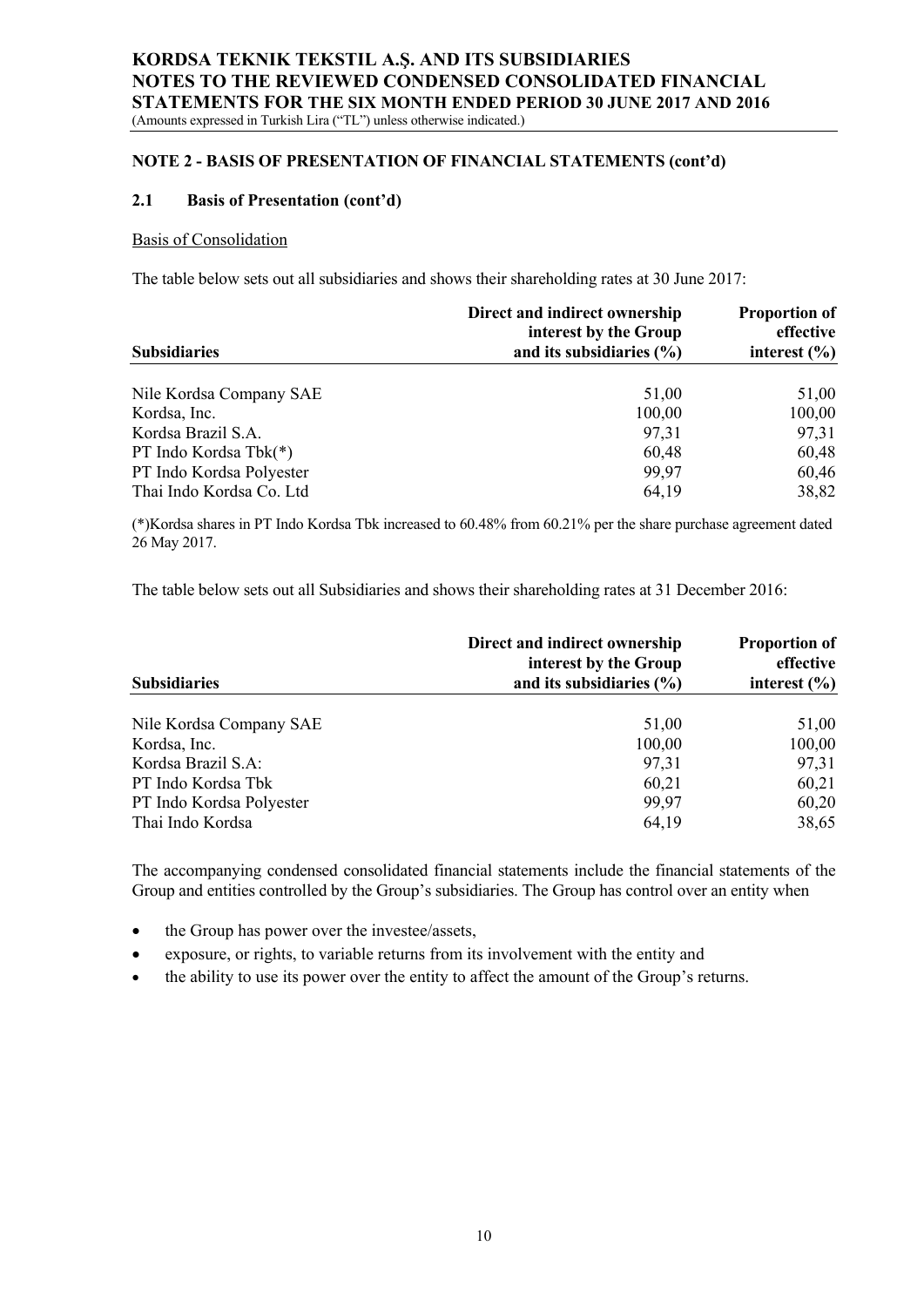## NOTE 2 - BASIS OF PRESENTATION OF FINANCIAL STATEMENTS (cont'd)

### 2.1 Basis of Presentation (cont'd)

Basis of Consolidation

The table below sets out all subsidiaries and shows their shareholding rates at 30 June 2017:

| Subsidiaries | Direct and indirect ownership interest by the Group and its subsidiaries (%) | Proportion of effective interest (%) |
|---|---|---|
| Nile Kordsa Company SAE | 51,00 | 51,00 |
| Kordsa, Inc. | 100,00 | 100,00 |
| Kordsa Brazil S.A. | 97,31 | 97,31 |
| PT Indo Kordsa Tbk(*) | 60,48 | 60,48 |
| PT Indo Kordsa Polyester | 99,97 | 60,46 |
| Thai Indo Kordsa Co. Ltd | 64,19 | 38,82 |

(*)Kordsa shares in PT Indo Kordsa Tbk increased to 60.48% from 60.21% per the share purchase agreement dated 26 May 2017.

The table below sets out all Subsidiaries and shows their shareholding rates at 31 December 2016:

| Subsidiaries | Direct and indirect ownership interest by the Group and its subsidiaries (%) | Proportion of effective interest (%) |
|---|---|---|
| Nile Kordsa Company SAE | 51,00 | 51,00 |
| Kordsa, Inc. | 100,00 | 100,00 |
| Kordsa Brazil S.A: | 97,31 | 97,31 |
| PT Indo Kordsa Tbk | 60,21 | 60,21 |
| PT Indo Kordsa Polyester | 99,97 | 60,20 |
| Thai Indo Kordsa | 64,19 | 38,65 |

The accompanying condensed consolidated financial statements include the financial statements of the Group and entities controlled by the Group's subsidiaries. The Group has control over an entity when

- the Group has power over the investee/assets,
- exposure, or rights, to variable returns from its involvement with the entity and
- the ability to use its power over the entity to affect the amount of the Group's returns.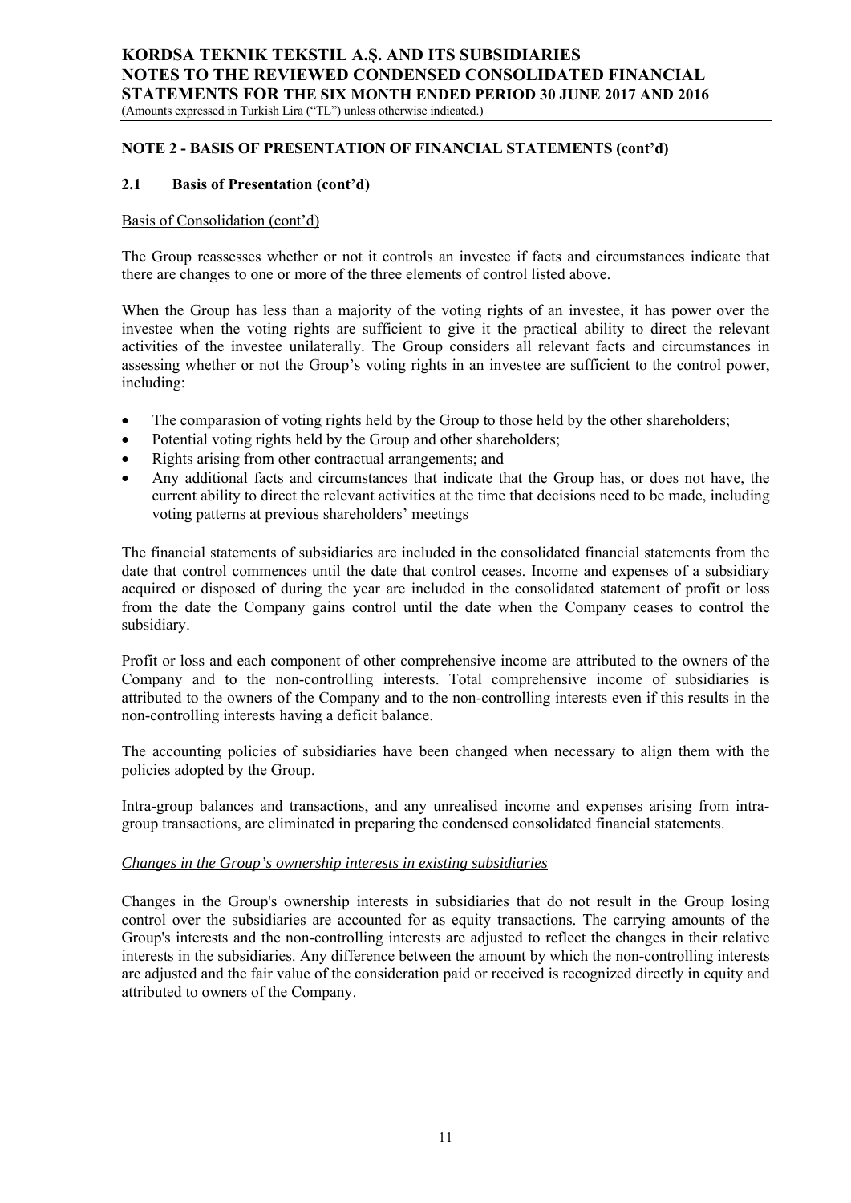## NOTE 2 - BASIS OF PRESENTATION OF FINANCIAL STATEMENTS (cont'd)

### 2.1 Basis of Presentation (cont'd)

Basis of Consolidation (cont'd)

The Group reassesses whether or not it controls an investee if facts and circumstances indicate that there are changes to one or more of the three elements of control listed above.

When the Group has less than a majority of the voting rights of an investee, it has power over the investee when the voting rights are sufficient to give it the practical ability to direct the relevant activities of the investee unilaterally. The Group considers all relevant facts and circumstances in assessing whether or not the Group's voting rights in an investee are sufficient to the control power, including:

- The comparasion of voting rights held by the Group to those held by the other shareholders;
- Potential voting rights held by the Group and other shareholders;
- Rights arising from other contractual arrangements; and
- Any additional facts and circumstances that indicate that the Group has, or does not have, the current ability to direct the relevant activities at the time that decisions need to be made, including voting patterns at previous shareholders' meetings

The financial statements of subsidiaries are included in the consolidated financial statements from the date that control commences until the date that control ceases. Income and expenses of a subsidiary acquired or disposed of during the year are included in the consolidated statement of profit or loss from the date the Company gains control until the date when the Company ceases to control the subsidiary.

Profit or loss and each component of other comprehensive income are attributed to the owners of the Company and to the non-controlling interests. Total comprehensive income of subsidiaries is attributed to the owners of the Company and to the non-controlling interests even if this results in the non-controlling interests having a deficit balance.

The accounting policies of subsidiaries have been changed when necessary to align them with the policies adopted by the Group.

Intra-group balances and transactions, and any unrealised income and expenses arising from intra-group transactions, are eliminated in preparing the condensed consolidated financial statements.

*Changes in the Group's ownership interests in existing subsidiaries*

Changes in the Group's ownership interests in subsidiaries that do not result in the Group losing control over the subsidiaries are accounted for as equity transactions. The carrying amounts of the Group's interests and the non-controlling interests are adjusted to reflect the changes in their relative interests in the subsidiaries. Any difference between the amount by which the non-controlling interests are adjusted and the fair value of the consideration paid or received is recognized directly in equity and attributed to owners of the Company.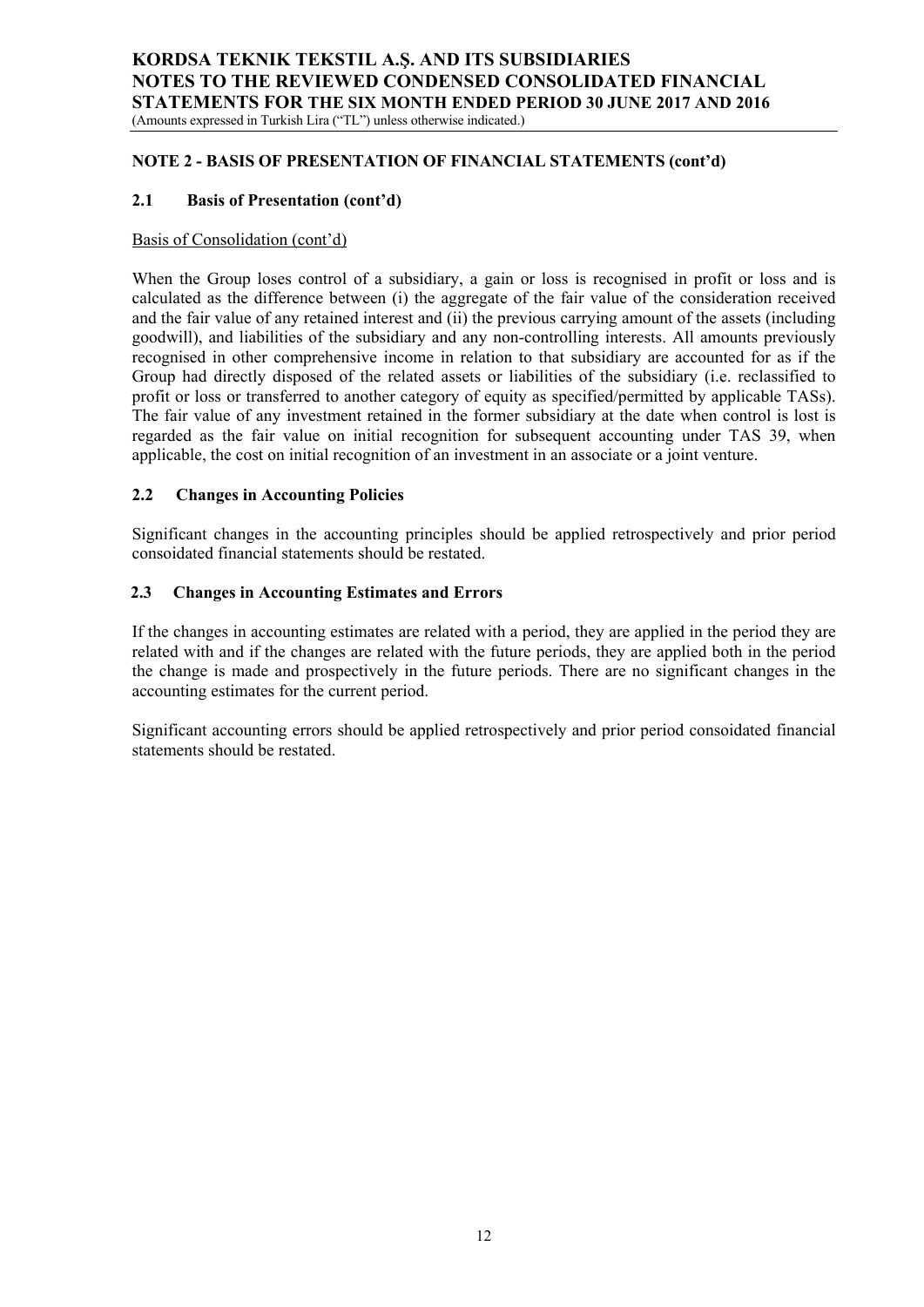## NOTE 2 - BASIS OF PRESENTATION OF FINANCIAL STATEMENTS (cont'd)

### 2.1 Basis of Presentation (cont'd)

Basis of Consolidation (cont'd)

When the Group loses control of a subsidiary, a gain or loss is recognised in profit or loss and is calculated as the difference between (i) the aggregate of the fair value of the consideration received and the fair value of any retained interest and (ii) the previous carrying amount of the assets (including goodwill), and liabilities of the subsidiary and any non-controlling interests. All amounts previously recognised in other comprehensive income in relation to that subsidiary are accounted for as if the Group had directly disposed of the related assets or liabilities of the subsidiary (i.e. reclassified to profit or loss or transferred to another category of equity as specified/permitted by applicable TASs). The fair value of any investment retained in the former subsidiary at the date when control is lost is regarded as the fair value on initial recognition for subsequent accounting under TAS 39, when applicable, the cost on initial recognition of an investment in an associate or a joint venture.

### 2.2 Changes in Accounting Policies

Significant changes in the accounting principles should be applied retrospectively and prior period consoidated financial statements should be restated.

### 2.3 Changes in Accounting Estimates and Errors

If the changes in accounting estimates are related with a period, they are applied in the period they are related with and if the changes are related with the future periods, they are applied both in the period the change is made and prospectively in the future periods. There are no significant changes in the accounting estimates for the current period.

Significant accounting errors should be applied retrospectively and prior period consoidated financial statements should be restated.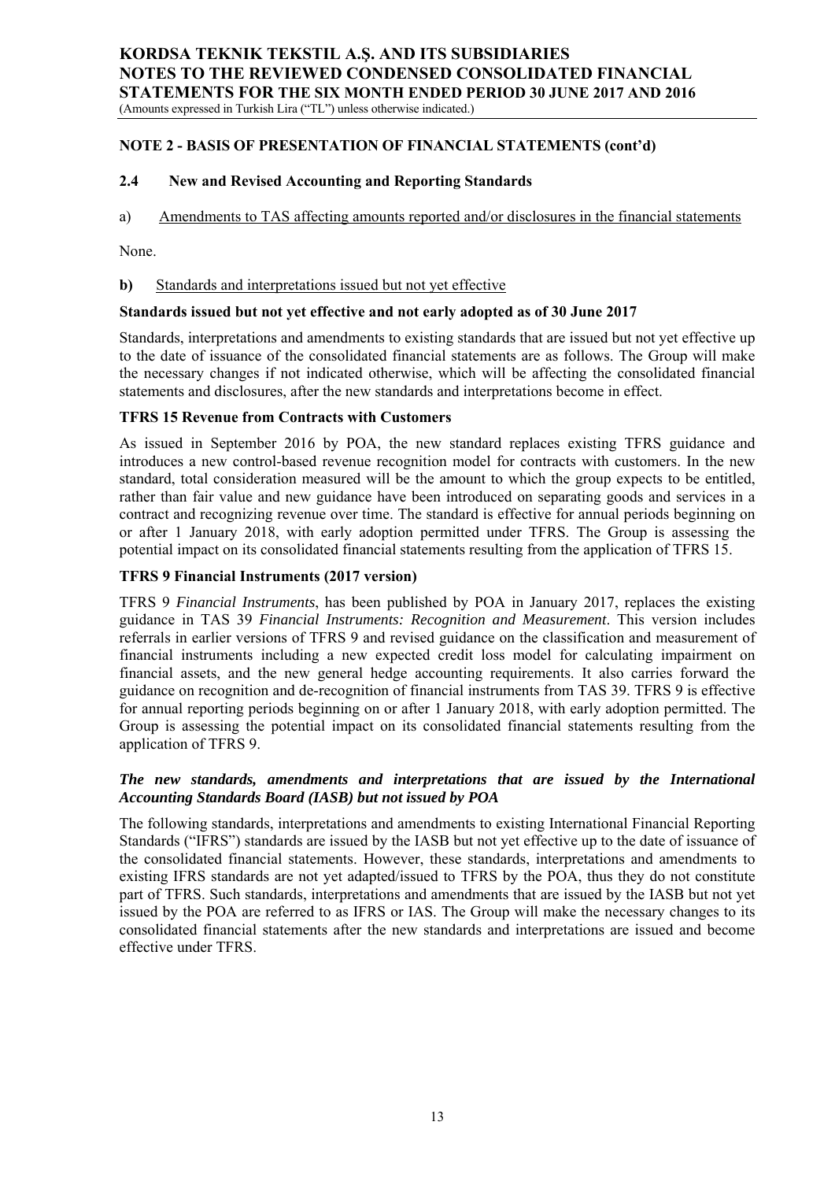## NOTE 2 - BASIS OF PRESENTATION OF FINANCIAL STATEMENTS (cont'd)

### 2.4 New and Revised Accounting and Reporting Standards

a) Amendments to TAS affecting amounts reported and/or disclosures in the financial statements

None.

**b)** Standards and interpretations issued but not yet effective

**Standards issued but not yet effective and not early adopted as of 30 June 2017**

Standards, interpretations and amendments to existing standards that are issued but not yet effective up to the date of issuance of the consolidated financial statements are as follows. The Group will make the necessary changes if not indicated otherwise, which will be affecting the consolidated financial statements and disclosures, after the new standards and interpretations become in effect.

**TFRS 15 Revenue from Contracts with Customers**

As issued in September 2016 by POA, the new standard replaces existing TFRS guidance and introduces a new control-based revenue recognition model for contracts with customers. In the new standard, total consideration measured will be the amount to which the group expects to be entitled, rather than fair value and new guidance have been introduced on separating goods and services in a contract and recognizing revenue over time. The standard is effective for annual periods beginning on or after 1 January 2018, with early adoption permitted under TFRS. The Group is assessing the potential impact on its consolidated financial statements resulting from the application of TFRS 15.

**TFRS 9 Financial Instruments (2017 version)**

TFRS 9 *Financial Instruments*, has been published by POA in January 2017, replaces the existing guidance in TAS 39 *Financial Instruments: Recognition and Measurement*. This version includes referrals in earlier versions of TFRS 9 and revised guidance on the classification and measurement of financial instruments including a new expected credit loss model for calculating impairment on financial assets, and the new general hedge accounting requirements. It also carries forward the guidance on recognition and de-recognition of financial instruments from TAS 39. TFRS 9 is effective for annual reporting periods beginning on or after 1 January 2018, with early adoption permitted. The Group is assessing the potential impact on its consolidated financial statements resulting from the application of TFRS 9.

***The new standards, amendments and interpretations that are issued by the International Accounting Standards Board (IASB) but not issued by POA***

The following standards, interpretations and amendments to existing International Financial Reporting Standards ("IFRS") standards are issued by the IASB but not yet effective up to the date of issuance of the consolidated financial statements. However, these standards, interpretations and amendments to existing IFRS standards are not yet adapted/issued to TFRS by the POA, thus they do not constitute part of TFRS. Such standards, interpretations and amendments that are issued by the IASB but not yet issued by the POA are referred to as IFRS or IAS. The Group will make the necessary changes to its consolidated financial statements after the new standards and interpretations are issued and become effective under TFRS.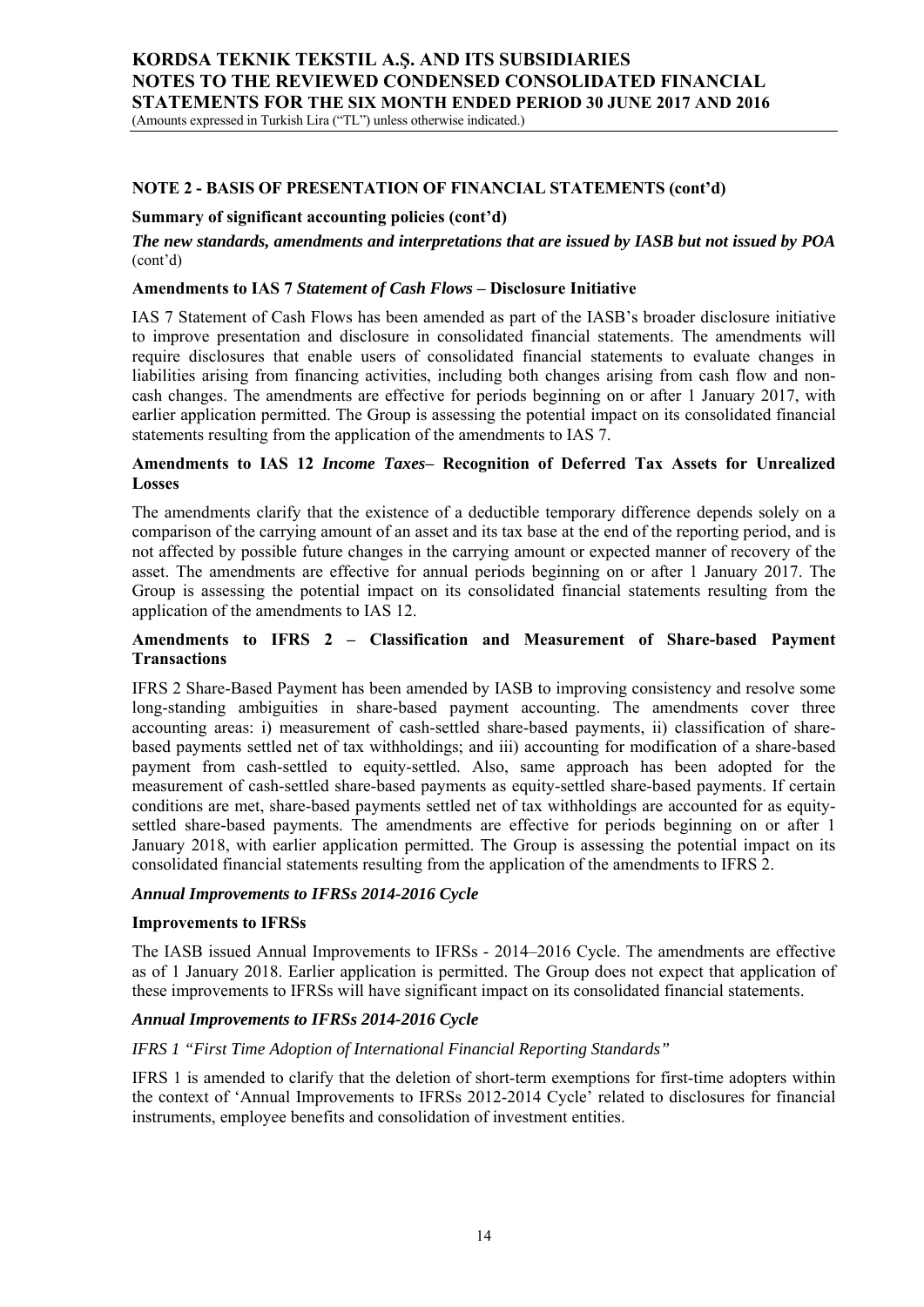## NOTE 2 - BASIS OF PRESENTATION OF FINANCIAL STATEMENTS (cont'd)

**Summary of significant accounting policies (cont'd)**

***The new standards, amendments and interpretations that are issued by IASB but not issued by POA*** (cont'd)

**Amendments to IAS 7 *Statement of Cash Flows* – Disclosure Initiative**

IAS 7 Statement of Cash Flows has been amended as part of the IASB's broader disclosure initiative to improve presentation and disclosure in consolidated financial statements. The amendments will require disclosures that enable users of consolidated financial statements to evaluate changes in liabilities arising from financing activities, including both changes arising from cash flow and non-cash changes. The amendments are effective for periods beginning on or after 1 January 2017, with earlier application permitted. The Group is assessing the potential impact on its consolidated financial statements resulting from the application of the amendments to IAS 7.

**Amendments to IAS 12 *Income Taxes*– Recognition of Deferred Tax Assets for Unrealized Losses**

The amendments clarify that the existence of a deductible temporary difference depends solely on a comparison of the carrying amount of an asset and its tax base at the end of the reporting period, and is not affected by possible future changes in the carrying amount or expected manner of recovery of the asset. The amendments are effective for annual periods beginning on or after 1 January 2017. The Group is assessing the potential impact on its consolidated financial statements resulting from the application of the amendments to IAS 12.

**Amendments to IFRS 2 – Classification and Measurement of Share-based Payment Transactions**

IFRS 2 Share-Based Payment has been amended by IASB to improving consistency and resolve some long-standing ambiguities in share-based payment accounting. The amendments cover three accounting areas: i) measurement of cash-settled share-based payments, ii) classification of share-based payments settled net of tax withholdings; and iii) accounting for modification of a share-based payment from cash-settled to equity-settled. Also, same approach has been adopted for the measurement of cash-settled share-based payments as equity-settled share-based payments. If certain conditions are met, share-based payments settled net of tax withholdings are accounted for as equity-settled share-based payments. The amendments are effective for periods beginning on or after 1 January 2018, with earlier application permitted. The Group is assessing the potential impact on its consolidated financial statements resulting from the application of the amendments to IFRS 2.

***Annual Improvements to IFRSs 2014-2016 Cycle***

**Improvements to IFRSs**

The IASB issued Annual Improvements to IFRSs - 2014–2016 Cycle. The amendments are effective as of 1 January 2018. Earlier application is permitted. The Group does not expect that application of these improvements to IFRSs will have significant impact on its consolidated financial statements.

***Annual Improvements to IFRSs 2014-2016 Cycle***

*IFRS 1 "First Time Adoption of International Financial Reporting Standards"*

IFRS 1 is amended to clarify that the deletion of short-term exemptions for first-time adopters within the context of 'Annual Improvements to IFRSs 2012-2014 Cycle' related to disclosures for financial instruments, employee benefits and consolidation of investment entities.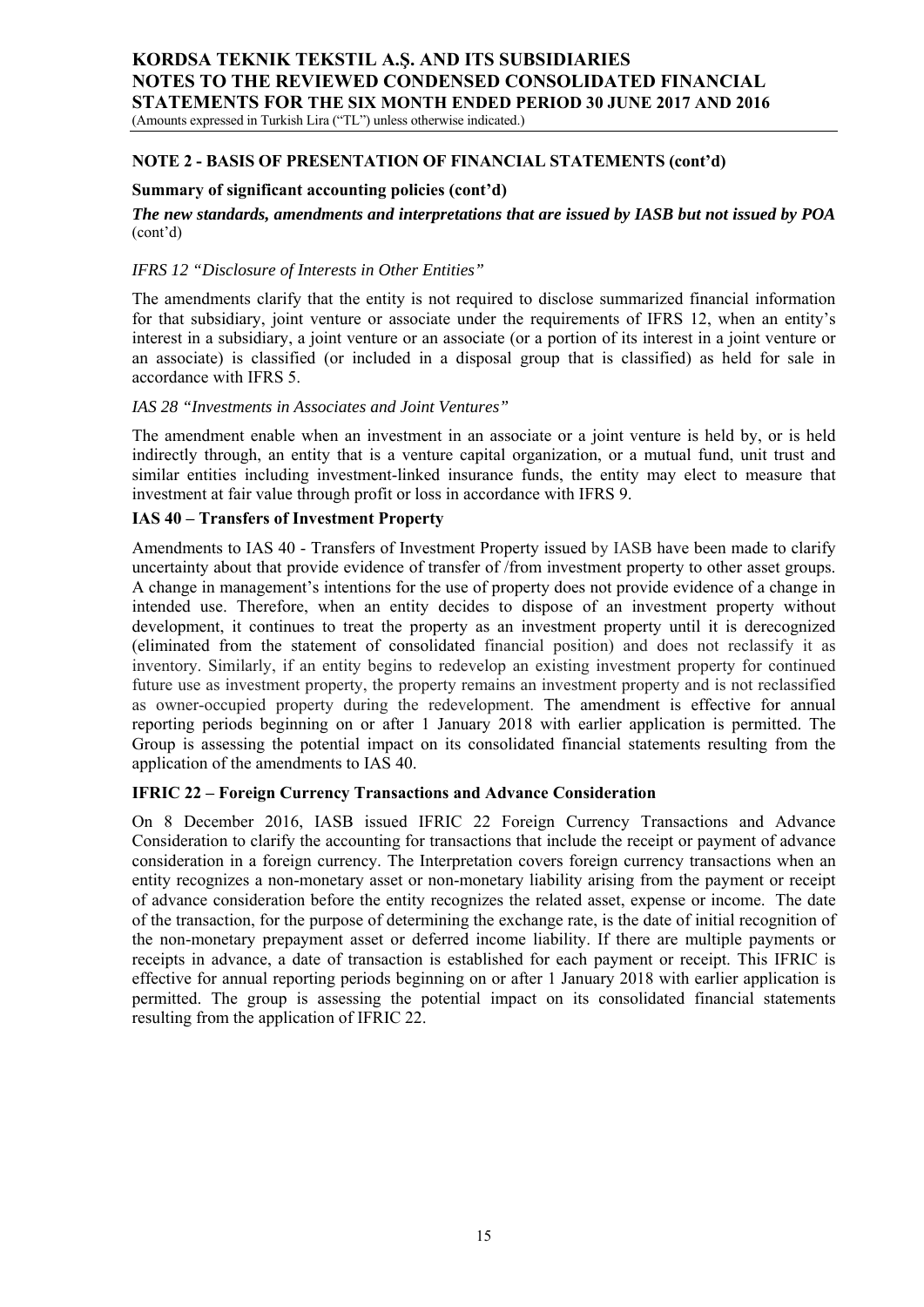## NOTE 2 - BASIS OF PRESENTATION OF FINANCIAL STATEMENTS (cont'd)

**Summary of significant accounting policies (cont'd)**

***The new standards, amendments and interpretations that are issued by IASB but not issued by POA*** (cont'd)

*IFRS 12 "Disclosure of Interests in Other Entities"*

The amendments clarify that the entity is not required to disclose summarized financial information for that subsidiary, joint venture or associate under the requirements of IFRS 12, when an entity's interest in a subsidiary, a joint venture or an associate (or a portion of its interest in a joint venture or an associate) is classified (or included in a disposal group that is classified) as held for sale in accordance with IFRS 5.

*IAS 28 "Investments in Associates and Joint Ventures"*

The amendment enable when an investment in an associate or a joint venture is held by, or is held indirectly through, an entity that is a venture capital organization, or a mutual fund, unit trust and similar entities including investment-linked insurance funds, the entity may elect to measure that investment at fair value through profit or loss in accordance with IFRS 9.

**IAS 40 – Transfers of Investment Property**

Amendments to IAS 40 - Transfers of Investment Property issued by IASB have been made to clarify uncertainty about that provide evidence of transfer of /from investment property to other asset groups. A change in management's intentions for the use of property does not provide evidence of a change in intended use. Therefore, when an entity decides to dispose of an investment property without development, it continues to treat the property as an investment property until it is derecognized (eliminated from the statement of consolidated financial position) and does not reclassify it as inventory. Similarly, if an entity begins to redevelop an existing investment property for continued future use as investment property, the property remains an investment property and is not reclassified as owner-occupied property during the redevelopment. The amendment is effective for annual reporting periods beginning on or after 1 January 2018 with earlier application is permitted. The Group is assessing the potential impact on its consolidated financial statements resulting from the application of the amendments to IAS 40.

**IFRIC 22 – Foreign Currency Transactions and Advance Consideration**

On 8 December 2016, IASB issued IFRIC 22 Foreign Currency Transactions and Advance Consideration to clarify the accounting for transactions that include the receipt or payment of advance consideration in a foreign currency. The Interpretation covers foreign currency transactions when an entity recognizes a non-monetary asset or non-monetary liability arising from the payment or receipt of advance consideration before the entity recognizes the related asset, expense or income. The date of the transaction, for the purpose of determining the exchange rate, is the date of initial recognition of the non-monetary prepayment asset or deferred income liability. If there are multiple payments or receipts in advance, a date of transaction is established for each payment or receipt. This IFRIC is effective for annual reporting periods beginning on or after 1 January 2018 with earlier application is permitted. The group is assessing the potential impact on its consolidated financial statements resulting from the application of IFRIC 22.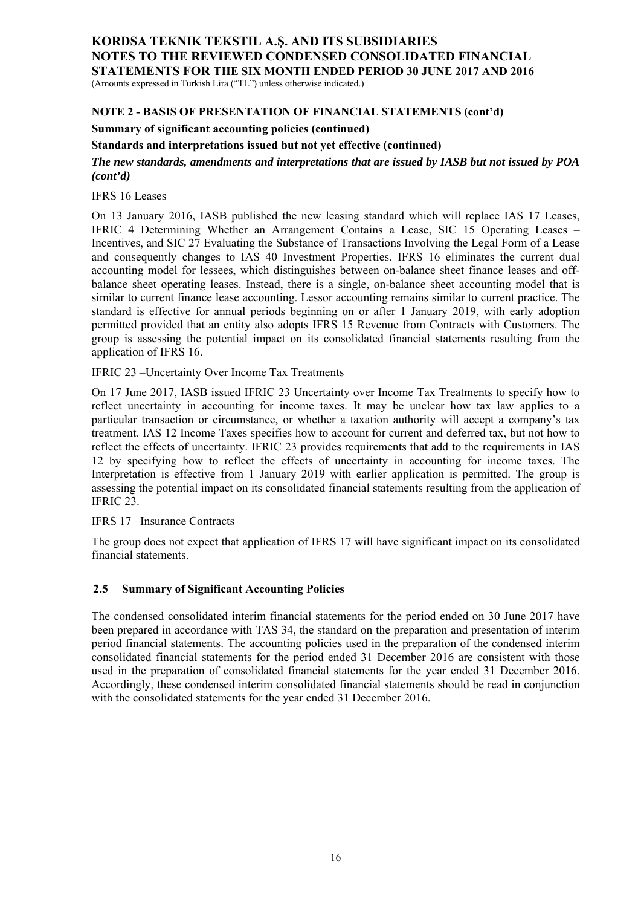## NOTE 2 - BASIS OF PRESENTATION OF FINANCIAL STATEMENTS (cont'd)

**Summary of significant accounting policies (continued)**

**Standards and interpretations issued but not yet effective (continued)**

***The new standards, amendments and interpretations that are issued by IASB but not issued by POA (cont'd)***

IFRS 16 Leases

On 13 January 2016, IASB published the new leasing standard which will replace IAS 17 Leases, IFRIC 4 Determining Whether an Arrangement Contains a Lease, SIC 15 Operating Leases – Incentives, and SIC 27 Evaluating the Substance of Transactions Involving the Legal Form of a Lease and consequently changes to IAS 40 Investment Properties. IFRS 16 eliminates the current dual accounting model for lessees, which distinguishes between on-balance sheet finance leases and off-balance sheet operating leases. Instead, there is a single, on-balance sheet accounting model that is similar to current finance lease accounting. Lessor accounting remains similar to current practice. The standard is effective for annual periods beginning on or after 1 January 2019, with early adoption permitted provided that an entity also adopts IFRS 15 Revenue from Contracts with Customers. The group is assessing the potential impact on its consolidated financial statements resulting from the application of IFRS 16.

IFRIC 23 –Uncertainty Over Income Tax Treatments

On 17 June 2017, IASB issued IFRIC 23 Uncertainty over Income Tax Treatments to specify how to reflect uncertainty in accounting for income taxes. It may be unclear how tax law applies to a particular transaction or circumstance, or whether a taxation authority will accept a company's tax treatment. IAS 12 Income Taxes specifies how to account for current and deferred tax, but not how to reflect the effects of uncertainty. IFRIC 23 provides requirements that add to the requirements in IAS 12 by specifying how to reflect the effects of uncertainty in accounting for income taxes. The Interpretation is effective from 1 January 2019 with earlier application is permitted. The group is assessing the potential impact on its consolidated financial statements resulting from the application of IFRIC 23.

IFRS 17 –Insurance Contracts

The group does not expect that application of IFRS 17 will have significant impact on its consolidated financial statements.

### 2.5 Summary of Significant Accounting Policies

The condensed consolidated interim financial statements for the period ended on 30 June 2017 have been prepared in accordance with TAS 34, the standard on the preparation and presentation of interim period financial statements. The accounting policies used in the preparation of the condensed interim consolidated financial statements for the period ended 31 December 2016 are consistent with those used in the preparation of consolidated financial statements for the year ended 31 December 2016. Accordingly, these condensed interim consolidated financial statements should be read in conjunction with the consolidated statements for the year ended 31 December 2016.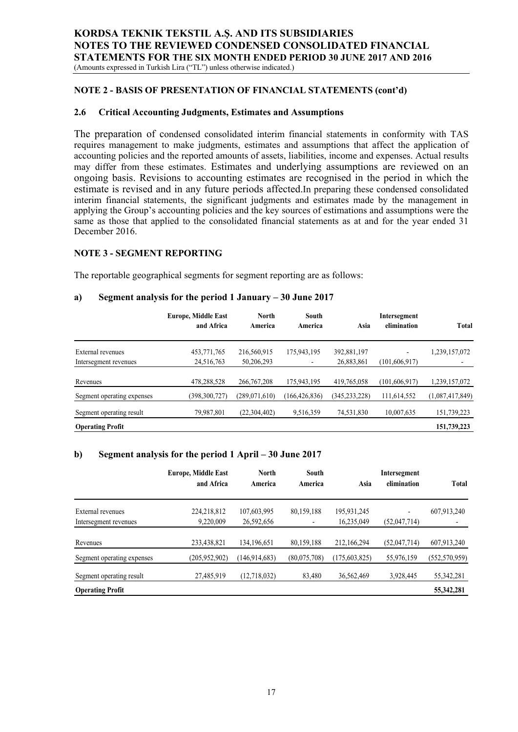## NOTE 2 - BASIS OF PRESENTATION OF FINANCIAL STATEMENTS (cont'd)

### 2.6 Critical Accounting Judgments, Estimates and Assumptions

The preparation of condensed consolidated interim financial statements in conformity with TAS requires management to make judgments, estimates and assumptions that affect the application of accounting policies and the reported amounts of assets, liabilities, income and expenses. Actual results may differ from these estimates. Estimates and underlying assumptions are reviewed on an ongoing basis. Revisions to accounting estimates are recognised in the period in which the estimate is revised and in any future periods affected.In preparing these condensed consolidated interim financial statements, the significant judgments and estimates made by the management in applying the Group's accounting policies and the key sources of estimations and assumptions were the same as those that applied to the consolidated financial statements as at and for the year ended 31 December 2016.

## NOTE 3 - SEGMENT REPORTING

The reportable geographical segments for segment reporting are as follows:

### a) Segment analysis for the period 1 January – 30 June 2017

| | Europe, Middle East and Africa | North America | South America | Asia | Intersegment elimination | Total |
|---|---|---|---|---|---|---|
| External revenues | 453,771,765 | 216,560,915 | 175,943,195 | 392,881,197 | - | 1,239,157,072 |
| Intersegment revenues | 24,516,763 | 50,206,293 | - | 26,883,861 | (101,606,917) | - |
| Revenues | 478,288,528 | 266,767,208 | 175,943,195 | 419,765,058 | (101,606,917) | 1,239,157,072 |
| Segment operating expenses | (398,300,727) | (289,071,610) | (166,426,836) | (345,233,228) | 111,614,552 | (1,087,417,849) |
| Segment operating result | 79,987,801 | (22,304,402) | 9,516,359 | 74,531,830 | 10,007,635 | 151,739,223 |
| **Operating Profit** | | | | | | **151,739,223** |

### b) Segment analysis for the period 1 April – 30 June 2017

| | Europe, Middle East and Africa | North America | South America | Asia | Intersegment elimination | Total |
|---|---|---|---|---|---|---|
| External revenues | 224,218,812 | 107,603,995 | 80,159,188 | 195,931,245 | - | 607,913,240 |
| Intersegment revenues | 9,220,009 | 26,592,656 | - | 16,235,049 | (52,047,714) | - |
| Revenues | 233,438,821 | 134,196,651 | 80,159,188 | 212,166,294 | (52,047,714) | 607,913,240 |
| Segment operating expenses | (205,952,902) | (146,914,683) | (80,075,708) | (175,603,825) | 55,976,159 | (552,570,959) |
| Segment operating result | 27,485,919 | (12,718,032) | 83,480 | 36,562,469 | 3,928,445 | 55,342,281 |
| **Operating Profit** | | | | | | **55,342,281** |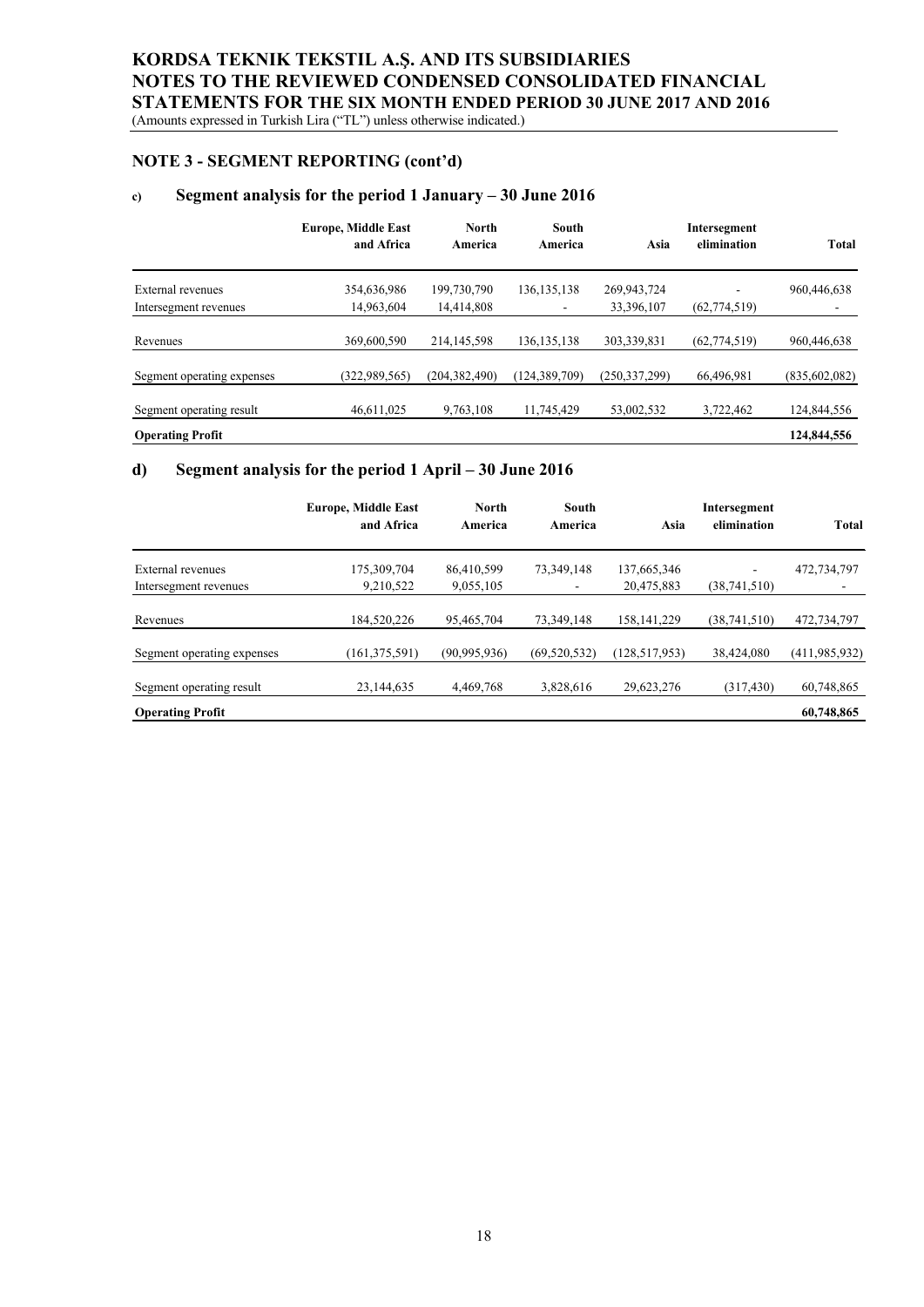## NOTE 3 - SEGMENT REPORTING (cont'd)

### c) Segment analysis for the period 1 January – 30 June 2016

| | Europe, Middle East and Africa | North America | South America | Asia | Intersegment elimination | Total |
|---|---|---|---|---|---|---|
| External revenues | 354,636,986 | 199,730,790 | 136,135,138 | 269,943,724 | - | 960,446,638 |
| Intersegment revenues | 14,963,604 | 14,414,808 | - | 33,396,107 | (62,774,519) | - |
| Revenues | 369,600,590 | 214,145,598 | 136,135,138 | 303,339,831 | (62,774,519) | 960,446,638 |
| Segment operating expenses | (322,989,565) | (204,382,490) | (124,389,709) | (250,337,299) | 66,496,981 | (835,602,082) |
| Segment operating result | 46,611,025 | 9,763,108 | 11,745,429 | 53,002,532 | 3,722,462 | 124,844,556 |
| **Operating Profit** | | | | | | **124,844,556** |

### d) Segment analysis for the period 1 April – 30 June 2016

| | Europe, Middle East and Africa | North America | South America | Asia | Intersegment elimination | Total |
|---|---|---|---|---|---|---|
| External revenues | 175,309,704 | 86,410,599 | 73,349,148 | 137,665,346 | - | 472,734,797 |
| Intersegment revenues | 9,210,522 | 9,055,105 | - | 20,475,883 | (38,741,510) | - |
| Revenues | 184,520,226 | 95,465,704 | 73,349,148 | 158,141,229 | (38,741,510) | 472,734,797 |
| Segment operating expenses | (161,375,591) | (90,995,936) | (69,520,532) | (128,517,953) | 38,424,080 | (411,985,932) |
| Segment operating result | 23,144,635 | 4,469,768 | 3,828,616 | 29,623,276 | (317,430) | 60,748,865 |
| **Operating Profit** | | | | | | **60,748,865** |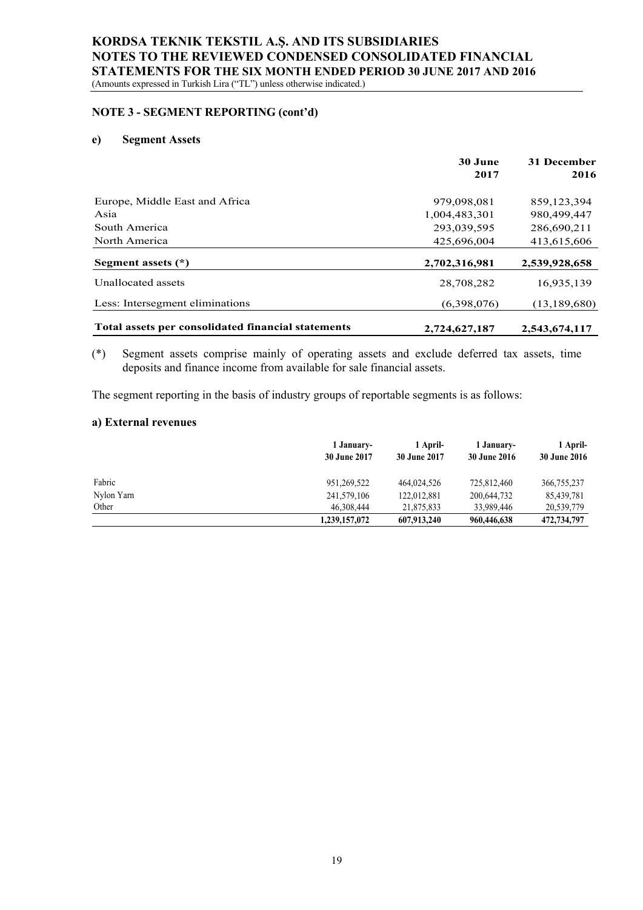## NOTE 3 - SEGMENT REPORTING (cont'd)

### e) Segment Assets

| | 30 June 2017 | 31 December 2016 |
|---|---|---|
| Europe, Middle East and Africa | 979,098,081 | 859,123,394 |
| Asia | 1,004,483,301 | 980,499,447 |
| South America | 293,039,595 | 286,690,211 |
| North America | 425,696,004 | 413,615,606 |
| **Segment assets (*)** | **2,702,316,981** | **2,539,928,658** |
| Unallocated assets | 28,708,282 | 16,935,139 |
| Less: Intersegment eliminations | (6,398,076) | (13,189,680) |
| **Total assets per consolidated financial statements** | **2,724,627,187** | **2,543,674,117** |

(*) Segment assets comprise mainly of operating assets and exclude deferred tax assets, time deposits and finance income from available for sale financial assets.

The segment reporting in the basis of industry groups of reportable segments is as follows:

### a) External revenues

| | 1 January-30 June 2017 | 1 April-30 June 2017 | 1 January-30 June 2016 | 1 April-30 June 2016 |
|---|---|---|---|---|
| Fabric | 951,269,522 | 464,024,526 | 725,812,460 | 366,755,237 |
| Nylon Yarn | 241,579,106 | 122,012,881 | 200,644,732 | 85,439,781 |
| Other | 46,308,444 | 21,875,833 | 33,989,446 | 20,539,779 |
| | **1,239,157,072** | **607,913,240** | **960,446,638** | **472,734,797** |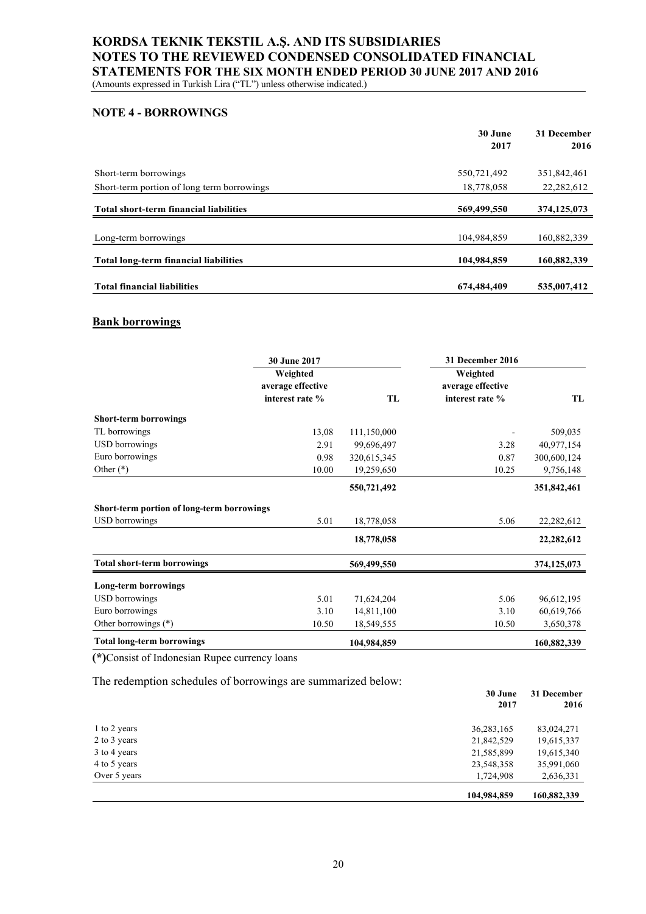## NOTE 4 - BORROWINGS

| | 30 June 2017 | 31 December 2016 |
|---|---|---|
| Short-term borrowings | 550,721,492 | 351,842,461 |
| Short-term portion of long term borrowings | 18,778,058 | 22,282,612 |
| **Total short-term financial liabilities** | **569,499,550** | **374,125,073** |
| Long-term borrowings | 104,984,859 | 160,882,339 |
| **Total long-term financial liabilities** | **104,984,859** | **160,882,339** |
| **Total financial liabilities** | **674,484,409** | **535,007,412** |

### Bank borrowings

| | 30 June 2017 | | 31 December 2016 | |
|---|---|---|---|---|
| | Weighted average effective interest rate % | TL | Weighted average effective interest rate % | TL |
| **Short-term borrowings** | | | | |
| TL borrowings | 13,08 | 111,150,000 | - | 509,035 |
| USD borrowings | 2.91 | 99,696,497 | 3.28 | 40,977,154 |
| Euro borrowings | 0.98 | 320,615,345 | 0.87 | 300,600,124 |
| Other (*) | 10.00 | 19,259,650 | 10.25 | 9,756,148 |
| | | **550,721,492** | | **351,842,461** |
| **Short-term portion of long-term borrowings** | | | | |
| USD borrowings | 5.01 | 18,778,058 | 5.06 | 22,282,612 |
| | | **18,778,058** | | **22,282,612** |
| **Total short-term borrowings** | | **569,499,550** | | **374,125,073** |
| **Long-term borrowings** | | | | |
| USD borrowings | 5.01 | 71,624,204 | 5.06 | 96,612,195 |
| Euro borrowings | 3.10 | 14,811,100 | 3.10 | 60,619,766 |
| Other borrowings (*) | 10.50 | 18,549,555 | 10.50 | 3,650,378 |
| **Total long-term borrowings** | | **104,984,859** | | **160,882,339** |

**(*)**Consist of Indonesian Rupee currency loans

The redemption schedules of borrowings are summarized below:

| | 30 June 2017 | 31 December 2016 |
|---|---|---|
| 1 to 2 years | 36,283,165 | 83,024,271 |
| 2 to 3 years | 21,842,529 | 19,615,337 |
| 3 to 4 years | 21,585,899 | 19,615,340 |
| 4 to 5 years | 23,548,358 | 35,991,060 |
| Over 5 years | 1,724,908 | 2,636,331 |
| | **104,984,859** | **160,882,339** |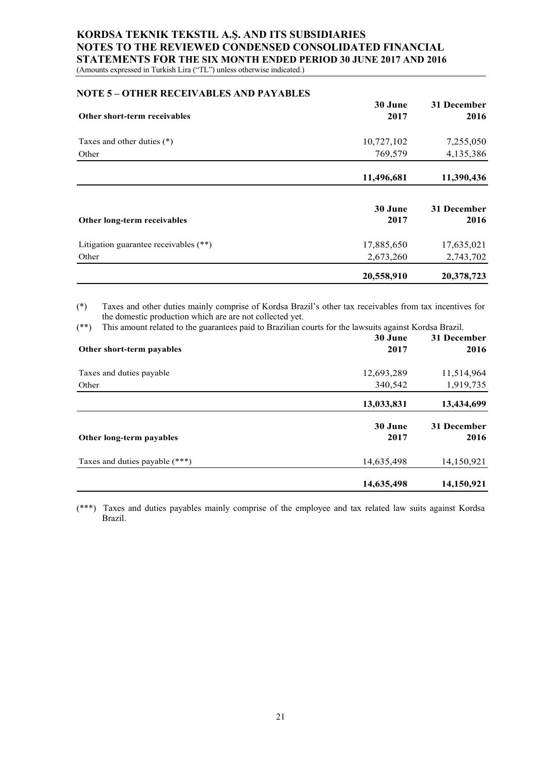## NOTE 5 – OTHER RECEIVABLES AND PAYABLES

| Other short-term receivables | 30 June 2017 | 31 December 2016 |
|---|---|---|
| Taxes and other duties (*) | 10,727,102 | 7,255,050 |
| Other | 769,579 | 4,135,386 |
| | **11,496,681** | **11,390,436** |

| Other long-term receivables | 30 June 2017 | 31 December 2016 |
|---|---|---|
| Litigation guarantee receivables (**) | 17,885,650 | 17,635,021 |
| Other | 2,673,260 | 2,743,702 |
| | **20,558,910** | **20,378,723** |

(*) Taxes and other duties mainly comprise of Kordsa Brazil's other tax receivables from tax incentives for the domestic production which are are not collected yet.

(**) This amount related to the guarantees paid to Brazilian courts for the lawsuits against Kordsa Brazil.

| Other short-term payables | 30 June 2017 | 31 December 2016 |
|---|---|---|
| Taxes and duties payable | 12,693,289 | 11,514,964 |
| Other | 340,542 | 1,919,735 |
| | **13,033,831** | **13,434,699** |

| Other long-term payables | 30 June 2017 | 31 December 2016 |
|---|---|---|
| Taxes and duties payable (***) | 14,635,498 | 14,150,921 |
| | **14,635,498** | **14,150,921** |

(***) Taxes and duties payables mainly comprise of the employee and tax related law suits against Kordsa Brazil.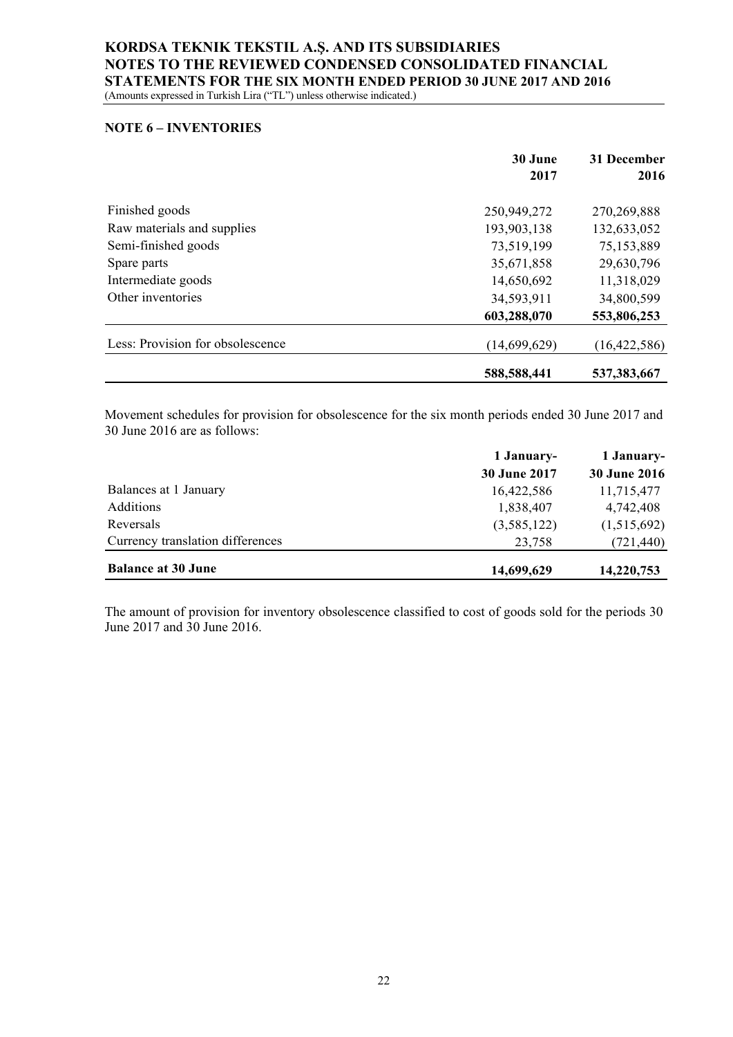## NOTE 6 – INVENTORIES

| | 30 June 2017 | 31 December 2016 |
|---|---|---|
| Finished goods | 250,949,272 | 270,269,888 |
| Raw materials and supplies | 193,903,138 | 132,633,052 |
| Semi-finished goods | 73,519,199 | 75,153,889 |
| Spare parts | 35,671,858 | 29,630,796 |
| Intermediate goods | 14,650,692 | 11,318,029 |
| Other inventories | 34,593,911 | 34,800,599 |
| | **603,288,070** | **553,806,253** |
| Less: Provision for obsolescence | (14,699,629) | (16,422,586) |
| | **588,588,441** | **537,383,667** |

Movement schedules for provision for obsolescence for the six month periods ended 30 June 2017 and 30 June 2016 are as follows:

| | 1 January- 30 June 2017 | 1 January- 30 June 2016 |
|---|---|---|
| Balances at 1 January | 16,422,586 | 11,715,477 |
| Additions | 1,838,407 | 4,742,408 |
| Reversals | (3,585,122) | (1,515,692) |
| Currency translation differences | 23,758 | (721,440) |
| **Balance at 30 June** | **14,699,629** | **14,220,753** |

The amount of provision for inventory obsolescence classified to cost of goods sold for the periods 30 June 2017 and 30 June 2016.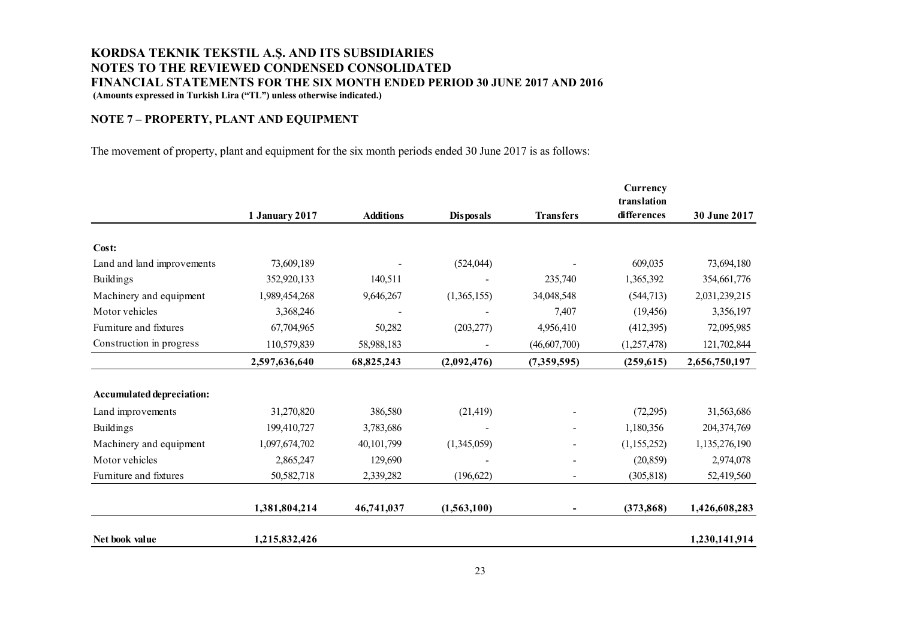**KORDSA TEKNIK TEKSTIL A.Ş. AND ITS SUBSIDIARIES**
**NOTES TO THE REVIEWED CONDENSED CONSOLIDATED**
**FINANCIAL STATEMENTS FOR THE SIX MONTH ENDED PERIOD 30 JUNE 2017 AND 2016**
**(Amounts expressed in Turkish Lira ("TL") unless otherwise indicated.)**

## NOTE 7 – PROPERTY, PLANT AND EQUIPMENT

The movement of property, plant and equipment for the six month periods ended 30 June 2017 is as follows:

| | 1 January 2017 | Additions | Disposals | Transfers | Currency translation differences | 30 June 2017 |
|---|---|---|---|---|---|---|
| **Cost:** | | | | | | |
| Land and land improvements | 73,609,189 | - | (524,044) | - | 609,035 | 73,694,180 |
| Buildings | 352,920,133 | 140,511 | - | 235,740 | 1,365,392 | 354,661,776 |
| Machinery and equipment | 1,989,454,268 | 9,646,267 | (1,365,155) | 34,048,548 | (544,713) | 2,031,239,215 |
| Motor vehicles | 3,368,246 | - | - | 7,407 | (19,456) | 3,356,197 |
| Furniture and fixtures | 67,704,965 | 50,282 | (203,277) | 4,956,410 | (412,395) | 72,095,985 |
| Construction in progress | 110,579,839 | 58,988,183 | - | (46,607,700) | (1,257,478) | 121,702,844 |
| | **2,597,636,640** | **68,825,243** | **(2,092,476)** | **(7,359,595)** | **(259,615)** | **2,656,750,197** |
| **Accumulated depreciation:** | | | | | | |
| Land improvements | 31,270,820 | 386,580 | (21,419) | - | (72,295) | 31,563,686 |
| Buildings | 199,410,727 | 3,783,686 | - | - | 1,180,356 | 204,374,769 |
| Machinery and equipment | 1,097,674,702 | 40,101,799 | (1,345,059) | - | (1,155,252) | 1,135,276,190 |
| Motor vehicles | 2,865,247 | 129,690 | - | - | (20,859) | 2,974,078 |
| Furniture and fixtures | 50,582,718 | 2,339,282 | (196,622) | - | (305,818) | 52,419,560 |
| | **1,381,804,214** | **46,741,037** | **(1,563,100)** | **-** | **(373,868)** | **1,426,608,283** |
| **Net book value** | **1,215,832,426** | | | | | **1,230,141,914** |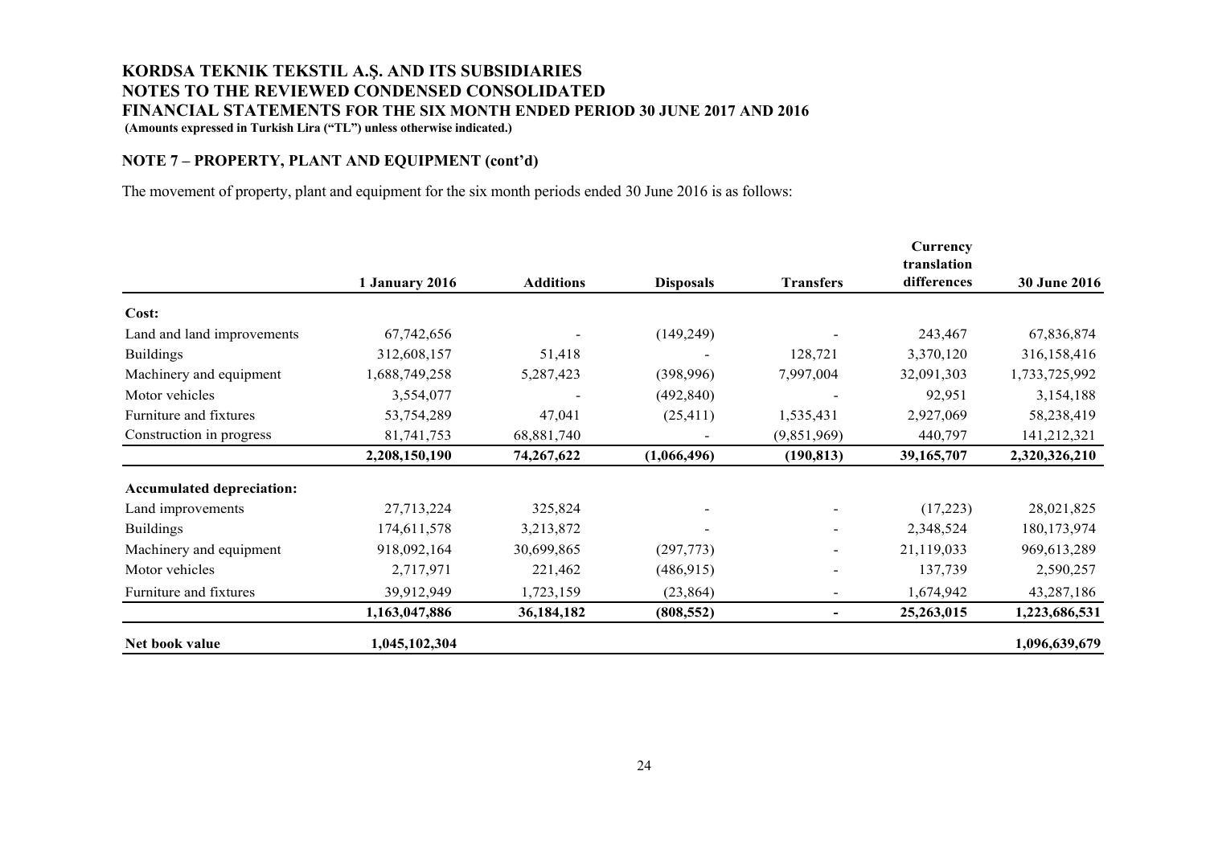## KORDSA TEKNIK TEKSTIL A.Ş. AND ITS SUBSIDIARIES
## NOTES TO THE REVIEWED CONDENSED CONSOLIDATED FINANCIAL STATEMENTS FOR THE SIX MONTH ENDED PERIOD 30 JUNE 2017 AND 2016
**(Amounts expressed in Turkish Lira ("TL") unless otherwise indicated.)**

### NOTE 7 – PROPERTY, PLANT AND EQUIPMENT (cont'd)

The movement of property, plant and equipment for the six month periods ended 30 June 2016 is as follows:

| | 1 January 2016 | Additions | Disposals | Transfers | Currency translation differences | 30 June 2016 |
|---|---|---|---|---|---|---|
| **Cost:** | | | | | | |
| Land and land improvements | 67,742,656 | - | (149,249) | - | 243,467 | 67,836,874 |
| Buildings | 312,608,157 | 51,418 | - | 128,721 | 3,370,120 | 316,158,416 |
| Machinery and equipment | 1,688,749,258 | 5,287,423 | (398,996) | 7,997,004 | 32,091,303 | 1,733,725,992 |
| Motor vehicles | 3,554,077 | - | (492,840) | - | 92,951 | 3,154,188 |
| Furniture and fixtures | 53,754,289 | 47,041 | (25,411) | 1,535,431 | 2,927,069 | 58,238,419 |
| Construction in progress | 81,741,753 | 68,881,740 | - | (9,851,969) | 440,797 | 141,212,321 |
| | **2,208,150,190** | **74,267,622** | **(1,066,496)** | **(190,813)** | **39,165,707** | **2,320,326,210** |
| **Accumulated depreciation:** | | | | | | |
| Land improvements | 27,713,224 | 325,824 | - | - | (17,223) | 28,021,825 |
| Buildings | 174,611,578 | 3,213,872 | - | - | 2,348,524 | 180,173,974 |
| Machinery and equipment | 918,092,164 | 30,699,865 | (297,773) | - | 21,119,033 | 969,613,289 |
| Motor vehicles | 2,717,971 | 221,462 | (486,915) | - | 137,739 | 2,590,257 |
| Furniture and fixtures | 39,912,949 | 1,723,159 | (23,864) | - | 1,674,942 | 43,287,186 |
| | **1,163,047,886** | **36,184,182** | **(808,552)** | **-** | **25,263,015** | **1,223,686,531** |
| **Net book value** | **1,045,102,304** | | | | | **1,096,639,679** |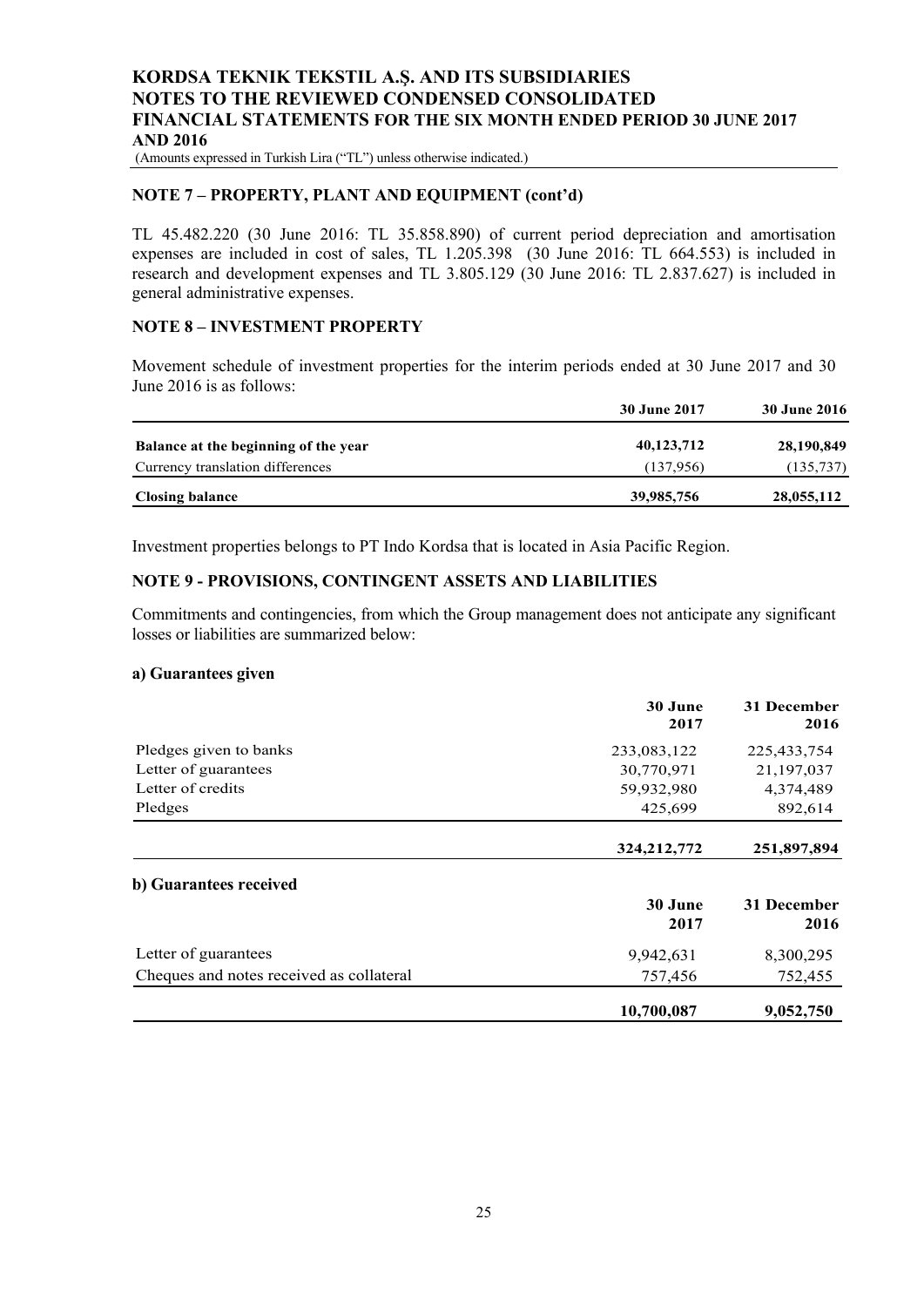## NOTE 7 – PROPERTY, PLANT AND EQUIPMENT (cont'd)

TL 45.482.220 (30 June 2016: TL 35.858.890) of current period depreciation and amortisation expenses are included in cost of sales, TL 1.205.398 (30 June 2016: TL 664.553) is included in research and development expenses and TL 3.805.129 (30 June 2016: TL 2.837.627) is included in general administrative expenses.

## NOTE 8 – INVESTMENT PROPERTY

Movement schedule of investment properties for the interim periods ended at 30 June 2017 and 30 June 2016 is as follows:

| | 30 June 2017 | 30 June 2016 |
|---|---|---|
| **Balance at the beginning of the year** | **40,123,712** | **28,190,849** |
| Currency translation differences | (137,956) | (135,737) |
| **Closing balance** | **39,985,756** | **28,055,112** |

Investment properties belongs to PT Indo Kordsa that is located in Asia Pacific Region.

## NOTE 9 - PROVISIONS, CONTINGENT ASSETS AND LIABILITIES

Commitments and contingencies, from which the Group management does not anticipate any significant losses or liabilities are summarized below:

### a) Guarantees given

| | 30 June 2017 | 31 December 2016 |
|---|---|---|
| Pledges given to banks | 233,083,122 | 225,433,754 |
| Letter of guarantees | 30,770,971 | 21,197,037 |
| Letter of credits | 59,932,980 | 4,374,489 |
| Pledges | 425,699 | 892,614 |
| | **324,212,772** | **251,897,894** |

### b) Guarantees received

| | 30 June 2017 | 31 December 2016 |
|---|---|---|
| Letter of guarantees | 9,942,631 | 8,300,295 |
| Cheques and notes received as collateral | 757,456 | 752,455 |
| | **10,700,087** | **9,052,750** |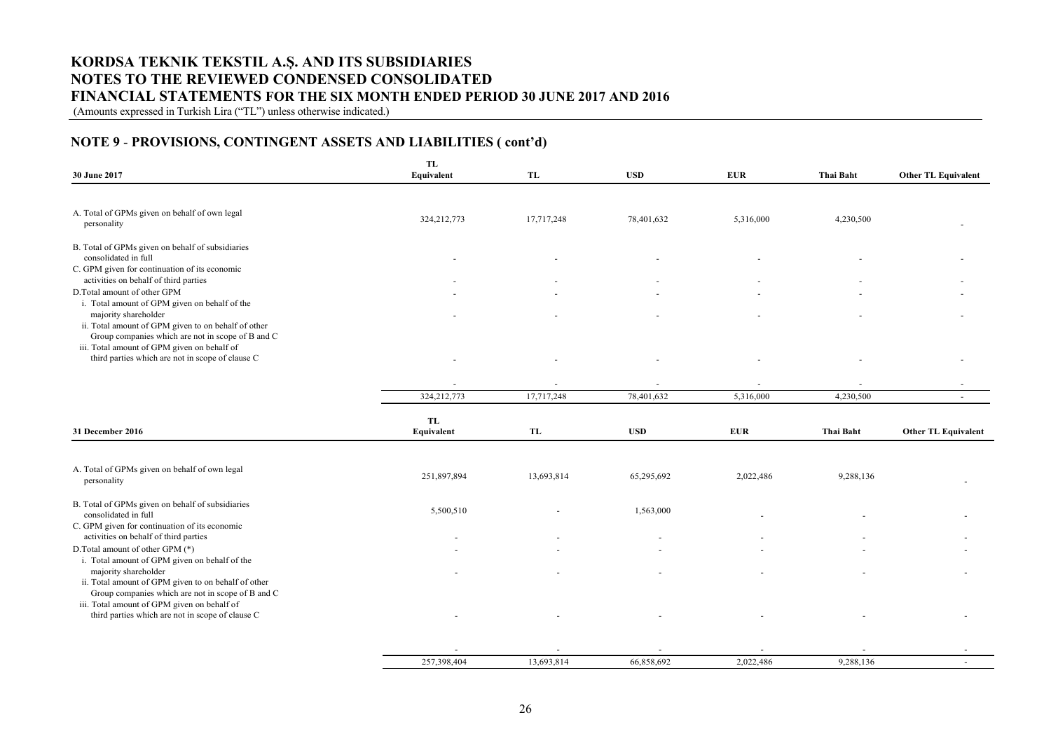**KORDSA TEKNIK TEKSTIL A.Ş. AND ITS SUBSIDIARIES**
**NOTES TO THE REVIEWED CONDENSED CONSOLIDATED**
**FINANCIAL STATEMENTS FOR THE SIX MONTH ENDED PERIOD 30 JUNE 2017 AND 2016**
(Amounts expressed in Turkish Lira ("TL") unless otherwise indicated.)

## NOTE 9 - PROVISIONS, CONTINGENT ASSETS AND LIABILITIES ( cont'd)

| 30 June 2017 | TL Equivalent | TL | USD | EUR | Thai Baht | Other TL Equivalent |
|---|---|---|---|---|---|---|
| A. Total of GPMs given on behalf of own legal personality | 324,212,773 | 17,717,248 | 78,401,632 | 5,316,000 | 4,230,500 | - |
| B. Total of GPMs given on behalf of subsidiaries consolidated in full | - | - | - | - | - | - |
| C. GPM given for continuation of its economic activities on behalf of third parties | - | - | - | - | - | - |
| D.Total amount of other GPM | - | - | - | - | - | - |
| i. Total amount of GPM given on behalf of the majority shareholder | - | - | - | - | - | - |
| ii. Total amount of GPM given to on behalf of other Group companies which are not in scope of B and C | | | | | | |
| iii. Total amount of GPM given on behalf of third parties which are not in scope of clause C | - | - | - | - | - | - |
| | - | - | - | - | - | - |
| | 324,212,773 | 17,717,248 | 78,401,632 | 5,316,000 | 4,230,500 | - |

| 31 December 2016 | TL Equivalent | TL | USD | EUR | Thai Baht | Other TL Equivalent |
|---|---|---|---|---|---|---|
| A. Total of GPMs given on behalf of own legal personality | 251,897,894 | 13,693,814 | 65,295,692 | 2,022,486 | 9,288,136 | - |
| B. Total of GPMs given on behalf of subsidiaries consolidated in full | 5,500,510 | - | 1,563,000 | - | - | - |
| C. GPM given for continuation of its economic activities on behalf of third parties | - | - | - | - | - | - |
| D.Total amount of other GPM (*) | - | - | - | - | - | - |
| i. Total amount of GPM given on behalf of the majority shareholder | - | - | - | - | - | - |
| ii. Total amount of GPM given to on behalf of other Group companies which are not in scope of B and C | | | | | | |
| iii. Total amount of GPM given on behalf of third parties which are not in scope of clause C | - | - | - | - | - | - |
| | - | - | - | - | - | - |
| | 257,398,404 | 13,693,814 | 66,858,692 | 2,022,486 | 9,288,136 | - |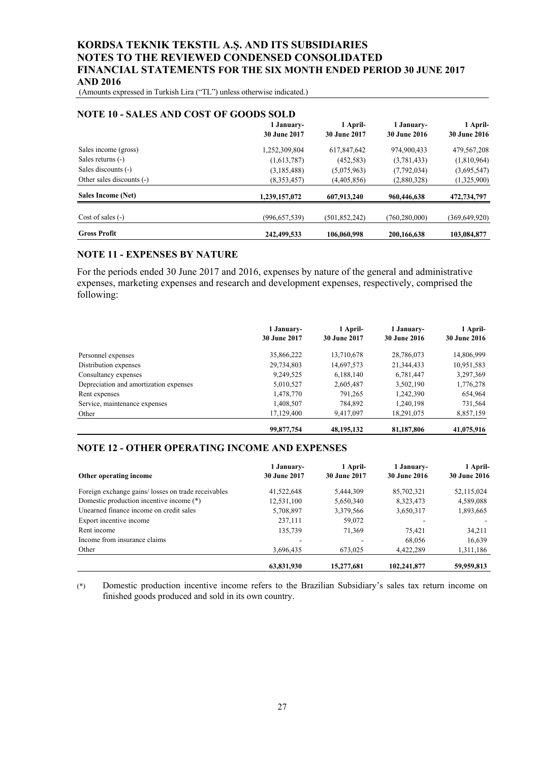## NOTE 10 - SALES AND COST OF GOODS SOLD

| | 1 January-<br>30 June 2017 | 1 April-<br>30 June 2017 | 1 January-<br>30 June 2016 | 1 April-<br>30 June 2016 |
|---|---|---|---|---|
| Sales income (gross) | 1,252,309,804 | 617,847,642 | 974,900,433 | 479,567,208 |
| Sales returns (-) | (1,613,787) | (452,583) | (3,781,433) | (1,810,964) |
| Sales discounts (-) | (3,185,488) | (5,075,963) | (7,792,034) | (3,695,547) |
| Other sales discounts (-) | (8,353,457) | (4,405,856) | (2,880,328) | (1,325,900) |
| **Sales Income (Net)** | **1,239,157,072** | **607,913,240** | **960,446,638** | **472,734,797** |
| Cost of sales (-) | (996,657,539) | (501,852,242) | (760,280,000) | (369,649,920) |
| **Gross Profit** | **242,499,533** | **106,060,998** | **200,166,638** | **103,084,877** |

## NOTE 11 - EXPENSES BY NATURE

For the periods ended 30 June 2017 and 2016, expenses by nature of the general and administrative expenses, marketing expenses and research and development expenses, respectively, comprised the following:

| | 1 January-<br>30 June 2017 | 1 April-<br>30 June 2017 | 1 January-<br>30 June 2016 | 1 April-<br>30 June 2016 |
|---|---|---|---|---|
| Personnel expenses | 35,866,222 | 13,710,678 | 28,786,073 | 14,806,999 |
| Distribution expenses | 29,734,803 | 14,697,573 | 21,344,433 | 10,951,583 |
| Consultancy expenses | 9,249,525 | 6,188,140 | 6,781,447 | 3,297,369 |
| Depreciation and amortization expenses | 5,010,527 | 2,605,487 | 3,502,190 | 1,776,278 |
| Rent expenses | 1,478,770 | 791,265 | 1,242,390 | 654,964 |
| Service, maintenance expenses | 1,408,507 | 784,892 | 1,240,198 | 731,564 |
| Other | 17,129,400 | 9,417,097 | 18,291,075 | 8,857,159 |
| | **99,877,754** | **48,195,132** | **81,187,806** | **41,075,916** |

## NOTE 12 - OTHER OPERATING INCOME AND EXPENSES

| Other operating income | 1 January-<br>30 June 2017 | 1 April-<br>30 June 2017 | 1 January-<br>30 June 2016 | 1 April-<br>30 June 2016 |
|---|---|---|---|---|
| Foreign exchange gains/ losses on trade receivables | 41,522,648 | 5,444,309 | 85,702,321 | 52,115,024 |
| Domestic production incentive income (*) | 12,531,100 | 5,650,340 | 8,323,473 | 4,589,088 |
| Unearned finance income on credit sales | 5,708,897 | 3,379,566 | 3,650,317 | 1,893,665 |
| Export incentive income | 237,111 | 59,072 | - | - |
| Rent income | 135,739 | 71,369 | 75,421 | 34,211 |
| Income from insurance claims | - | - | 68,056 | 16,639 |
| Other | 3,696,435 | 673,025 | 4,422,289 | 1,311,186 |
| | **63,831,930** | **15,277,681** | **102,241,877** | **59,959,813** |

(*) Domestic production incentive income refers to the Brazilian Subsidiary's sales tax return income on finished goods produced and sold in its own country.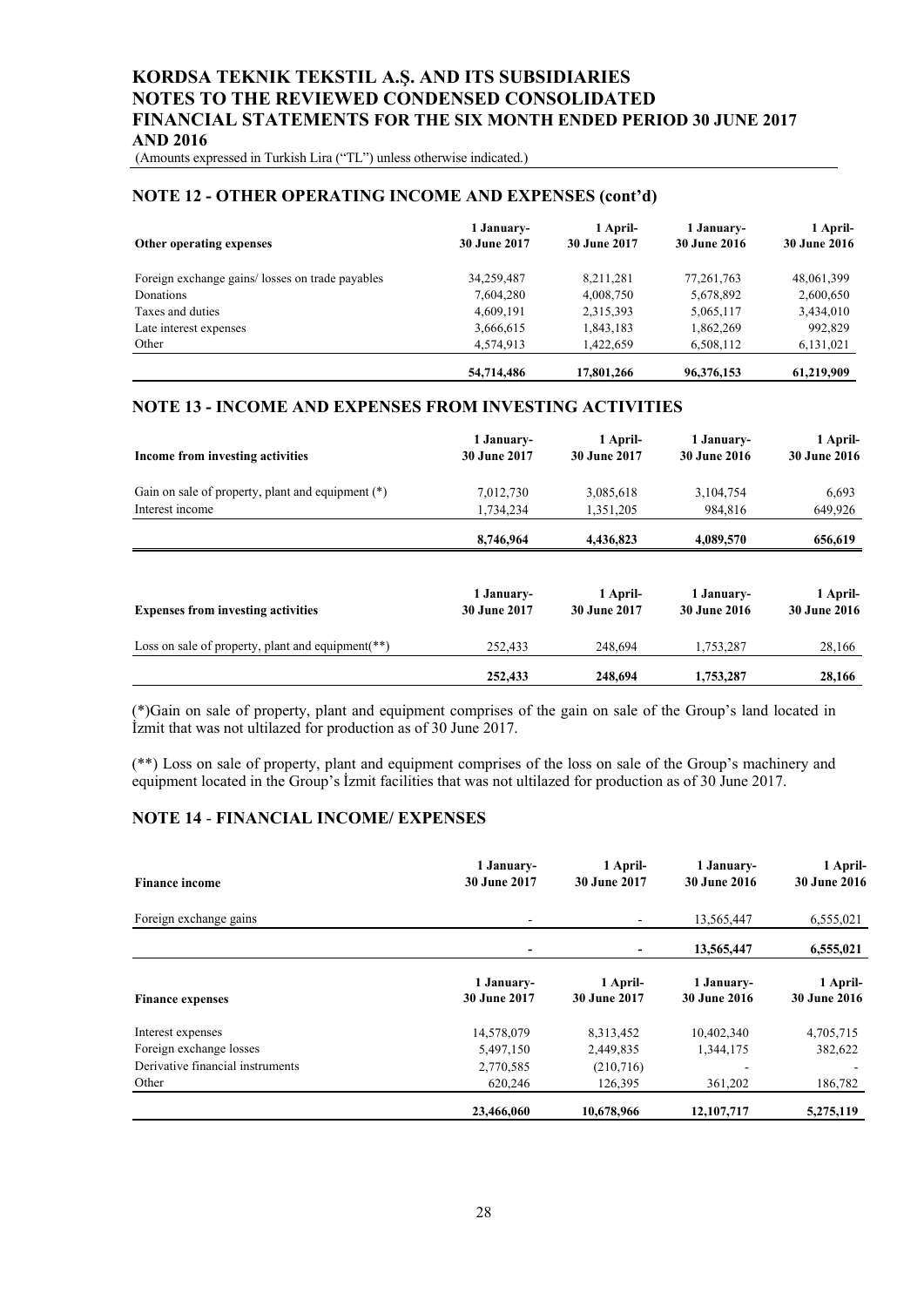## NOTE 12 - OTHER OPERATING INCOME AND EXPENSES (cont'd)

| Other operating expenses | 1 January-30 June 2017 | 1 April-30 June 2017 | 1 January-30 June 2016 | 1 April-30 June 2016 |
|---|---|---|---|---|
| Foreign exchange gains/ losses on trade payables | 34,259,487 | 8,211,281 | 77,261,763 | 48,061,399 |
| Donations | 7,604,280 | 4,008,750 | 5,678,892 | 2,600,650 |
| Taxes and duties | 4,609,191 | 2,315,393 | 5,065,117 | 3,434,010 |
| Late interest expenses | 3,666,615 | 1,843,183 | 1,862,269 | 992,829 |
| Other | 4,574,913 | 1,422,659 | 6,508,112 | 6,131,021 |
| | **54,714,486** | **17,801,266** | **96,376,153** | **61,219,909** |

## NOTE 13 - INCOME AND EXPENSES FROM INVESTING ACTIVITIES

| Income from investing activities | 1 January-30 June 2017 | 1 April-30 June 2017 | 1 January-30 June 2016 | 1 April-30 June 2016 |
|---|---|---|---|---|
| Gain on sale of property, plant and equipment (*) | 7,012,730 | 3,085,618 | 3,104,754 | 6,693 |
| Interest income | 1,734,234 | 1,351,205 | 984,816 | 649,926 |
| | **8,746,964** | **4,436,823** | **4,089,570** | **656,619** |

| Expenses from investing activities | 1 January-30 June 2017 | 1 April-30 June 2017 | 1 January-30 June 2016 | 1 April-30 June 2016 |
|---|---|---|---|---|
| Loss on sale of property, plant and equipment(**) | 252,433 | 248,694 | 1,753,287 | 28,166 |
| | **252,433** | **248,694** | **1,753,287** | **28,166** |

(*)Gain on sale of property, plant and equipment comprises of the gain on sale of the Group's land located in İzmit that was not ultilazed for production as of 30 June 2017.

(**) Loss on sale of property, plant and equipment comprises of the loss on sale of the Group's machinery and equipment located in the Group's İzmit facilities that was not ultilazed for production as of 30 June 2017.

## NOTE 14 - FINANCIAL INCOME/ EXPENSES

| Finance income | 1 January-30 June 2017 | 1 April-30 June 2017 | 1 January-30 June 2016 | 1 April-30 June 2016 |
|---|---|---|---|---|
| Foreign exchange gains | - | - | 13,565,447 | 6,555,021 |
| | **-** | **-** | **13,565,447** | **6,555,021** |

| Finance expenses | 1 January-30 June 2017 | 1 April-30 June 2017 | 1 January-30 June 2016 | 1 April-30 June 2016 |
|---|---|---|---|---|
| Interest expenses | 14,578,079 | 8,313,452 | 10,402,340 | 4,705,715 |
| Foreign exchange losses | 5,497,150 | 2,449,835 | 1,344,175 | 382,622 |
| Derivative financial instruments | 2,770,585 | (210,716) | - | - |
| Other | 620,246 | 126,395 | 361,202 | 186,782 |
| | **23,466,060** | **10,678,966** | **12,107,717** | **5,275,119** |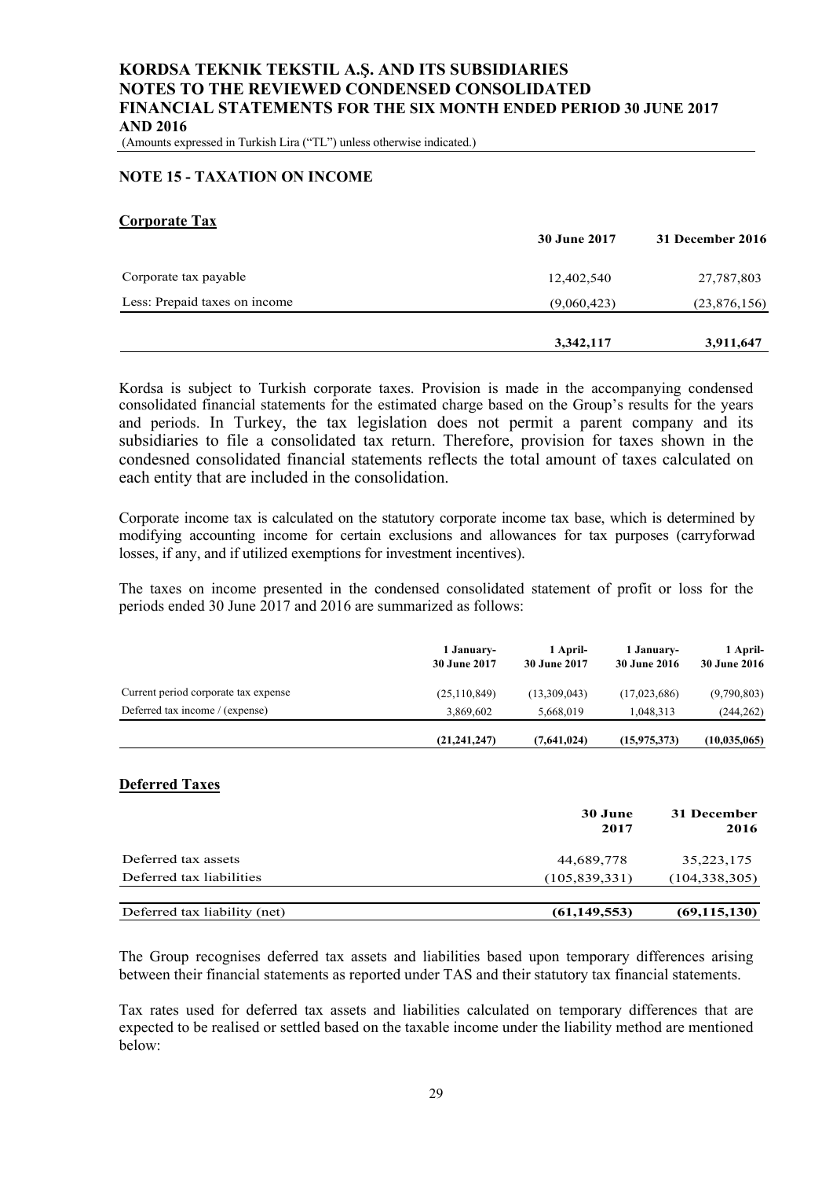## NOTE 15 - TAXATION ON INCOME

### Corporate Tax

| | 30 June 2017 | 31 December 2016 |
|---|---|---|
| Corporate tax payable | 12,402,540 | 27,787,803 |
| Less: Prepaid taxes on income | (9,060,423) | (23,876,156) |
| | **3,342,117** | **3,911,647** |

Kordsa is subject to Turkish corporate taxes. Provision is made in the accompanying condensed consolidated financial statements for the estimated charge based on the Group's results for the years and periods. In Turkey, the tax legislation does not permit a parent company and its subsidiaries to file a consolidated tax return. Therefore, provision for taxes shown in the condesned consolidated financial statements reflects the total amount of taxes calculated on each entity that are included in the consolidation.

Corporate income tax is calculated on the statutory corporate income tax base, which is determined by modifying accounting income for certain exclusions and allowances for tax purposes (carryforwad losses, if any, and if utilized exemptions for investment incentives).

The taxes on income presented in the condensed consolidated statement of profit or loss for the periods ended 30 June 2017 and 2016 are summarized as follows:

| | 1 January- 30 June 2017 | 1 April- 30 June 2017 | 1 January- 30 June 2016 | 1 April- 30 June 2016 |
|---|---|---|---|---|
| Current period corporate tax expense | (25,110,849) | (13,309,043) | (17,023,686) | (9,790,803) |
| Deferred tax income / (expense) | 3,869,602 | 5,668,019 | 1,048,313 | (244,262) |
| | **(21,241,247)** | **(7,641,024)** | **(15,975,373)** | **(10,035,065)** |

### Deferred Taxes

| | 30 June 2017 | 31 December 2016 |
|---|---|---|
| Deferred tax assets | 44,689,778 | 35,223,175 |
| Deferred tax liabilities | (105,839,331) | (104,338,305) |
| Deferred tax liability (net) | **(61,149,553)** | **(69,115,130)** |

The Group recognises deferred tax assets and liabilities based upon temporary differences arising between their financial statements as reported under TAS and their statutory tax financial statements.

Tax rates used for deferred tax assets and liabilities calculated on temporary differences that are expected to be realised or settled based on the taxable income under the liability method are mentioned below: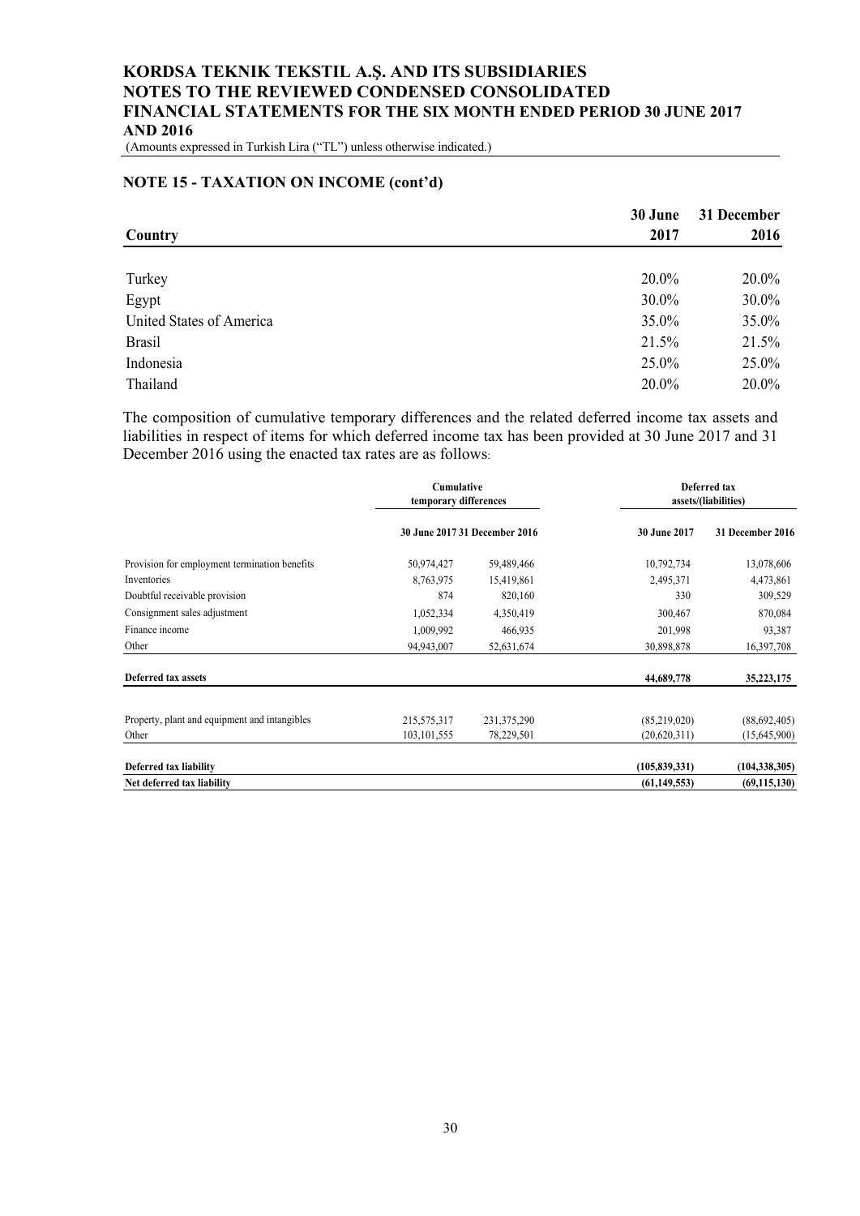## NOTE 15 - TAXATION ON INCOME (cont'd)

| Country | 30 June 2017 | 31 December 2016 |
|---|---|---|
| Turkey | 20.0% | 20.0% |
| Egypt | 30.0% | 30.0% |
| United States of America | 35.0% | 35.0% |
| Brasil | 21.5% | 21.5% |
| Indonesia | 25.0% | 25.0% |
| Thailand | 20.0% | 20.0% |

The composition of cumulative temporary differences and the related deferred income tax assets and liabilities in respect of items for which deferred income tax has been provided at 30 June 2017 and 31 December 2016 using the enacted tax rates are as follows:

| | Cumulative temporary differences | | Deferred tax assets/(liabilities) | |
|---|---|---|---|---|
| | 30 June 2017 | 31 December 2016 | 30 June 2017 | 31 December 2016 |
| Provision for employment termination benefits | 50,974,427 | 59,489,466 | 10,792,734 | 13,078,606 |
| Inventories | 8,763,975 | 15,419,861 | 2,495,371 | 4,473,861 |
| Doubtful receivable provision | 874 | 820,160 | 330 | 309,529 |
| Consignment sales adjustment | 1,052,334 | 4,350,419 | 300,467 | 870,084 |
| Finance income | 1,009,992 | 466,935 | 201,998 | 93,387 |
| Other | 94,943,007 | 52,631,674 | 30,898,878 | 16,397,708 |
| **Deferred tax assets** | | | **44,689,778** | **35,223,175** |
| Property, plant and equipment and intangibles | 215,575,317 | 231,375,290 | (85,219,020) | (88,692,405) |
| Other | 103,101,555 | 78,229,501 | (20,620,311) | (15,645,900) |
| **Deferred tax liability** | | | **(105,839,331)** | **(104,338,305)** |
| **Net deferred tax liability** | | | **(61,149,553)** | **(69,115,130)** |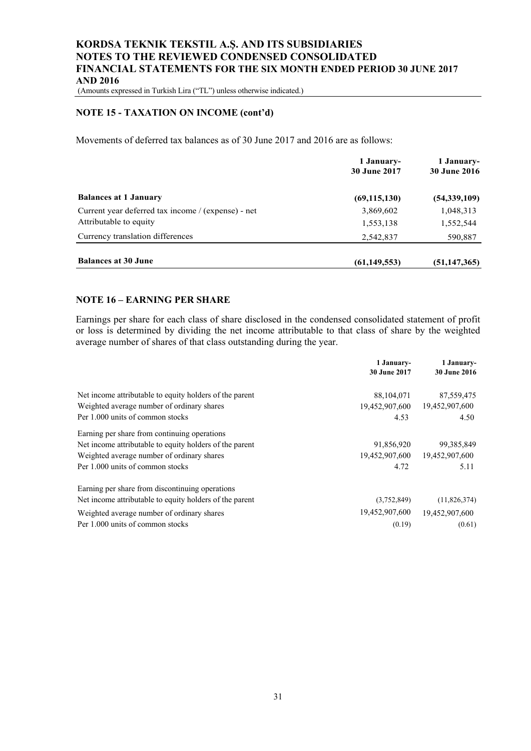## NOTE 15 - TAXATION ON INCOME (cont'd)

Movements of deferred tax balances as of 30 June 2017 and 2016 are as follows:

| | 1 January-<br>30 June 2017 | 1 January-<br>30 June 2016 |
|---|---|---|
| **Balances at 1 January** | **(69,115,130)** | **(54,339,109)** |
| Current year deferred tax income / (expense) - net | 3,869,602 | 1,048,313 |
| Attributable to equity | 1,553,138 | 1,552,544 |
| Currency translation differences | 2,542,837 | 590,887 |
| **Balances at 30 June** | **(61,149,553)** | **(51,147,365)** |

## NOTE 16 – EARNING PER SHARE

Earnings per share for each class of share disclosed in the condensed consolidated statement of profit or loss is determined by dividing the net income attributable to that class of share by the weighted average number of shares of that class outstanding during the year.

| | 1 January-<br>30 June 2017 | 1 January-<br>30 June 2016 |
|---|---|---|
| Net income attributable to equity holders of the parent | 88,104,071 | 87,559,475 |
| Weighted average number of ordinary shares | 19,452,907,600 | 19,452,907,600 |
| Per 1.000 units of common stocks | 4.53 | 4.50 |
| Earning per share from continuing operations | | |
| Net income attributable to equity holders of the parent | 91,856,920 | 99,385,849 |
| Weighted average number of ordinary shares | 19,452,907,600 | 19,452,907,600 |
| Per 1.000 units of common stocks | 4.72 | 5.11 |
| Earning per share from discontinuing operations | | |
| Net income attributable to equity holders of the parent | (3,752,849) | (11,826,374) |
| Weighted average number of ordinary shares | 19,452,907,600 | 19,452,907,600 |
| Per 1.000 units of common stocks | (0.19) | (0.61) |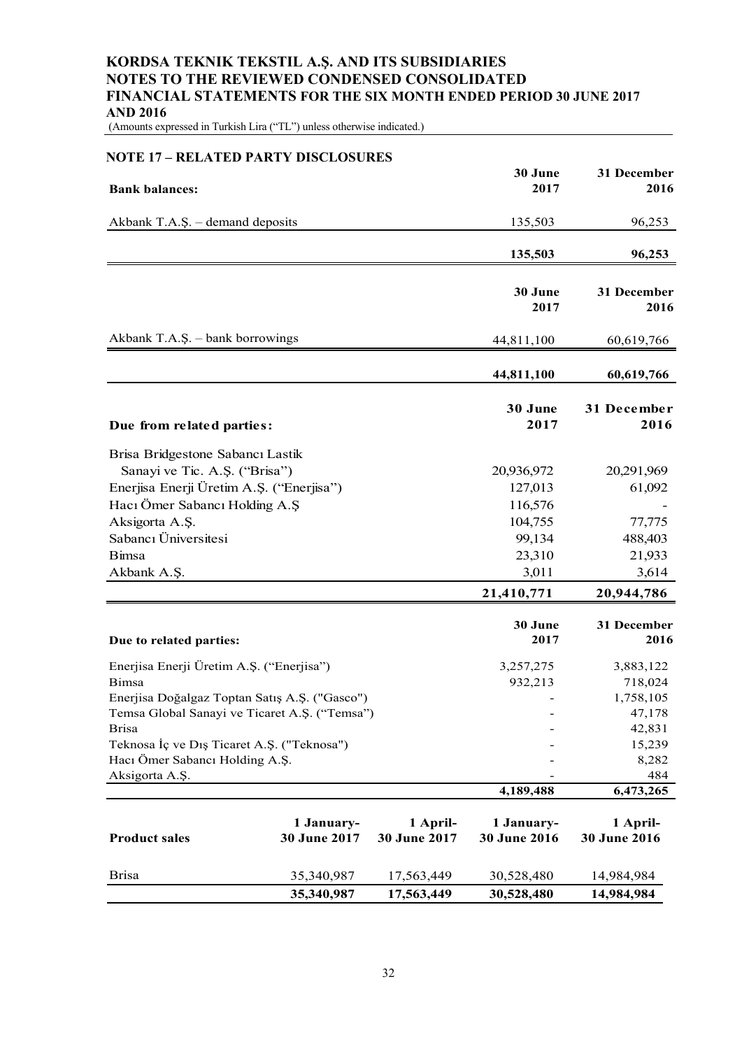## NOTE 17 – RELATED PARTY DISCLOSURES

| **Bank balances:** | **30 June 2017** | **31 December 2016** |
|---|---|---|
| Akbank T.A.Ş. – demand deposits | 135,503 | 96,253 |
| | **135,503** | **96,253** |

| | **30 June 2017** | **31 December 2016** |
|---|---|---|
| Akbank T.A.Ş. – bank borrowings | 44,811,100 | 60,619,766 |
| | **44,811,100** | **60,619,766** |

| **Due from related parties:** | **30 June 2017** | **31 December 2016** |
|---|---|---|
| Brisa Bridgestone Sabancı Lastik Sanayi ve Tic. A.Ş. ("Brisa") | 20,936,972 | 20,291,969 |
| Enerjisa Enerji Üretim A.Ş. ("Enerjisa") | 127,013 | 61,092 |
| Hacı Ömer Sabancı Holding A.Ş | 116,576 | - |
| Aksigorta A.Ş. | 104,755 | 77,775 |
| Sabancı Üniversitesi | 99,134 | 488,403 |
| Bimsa | 23,310 | 21,933 |
| Akbank A.Ş. | 3,011 | 3,614 |
| | **21,410,771** | **20,944,786** |

| **Due to related parties:** | **30 June 2017** | **31 December 2016** |
|---|---|---|
| Enerjisa Enerji Üretim A.Ş. ("Enerjisa") | 3,257,275 | 3,883,122 |
| Bimsa | 932,213 | 718,024 |
| Enerjisa Doğalgaz Toptan Satış A.Ş. ("Gasco") | - | 1,758,105 |
| Temsa Global Sanayi ve Ticaret A.Ş. ("Temsa") | - | 47,178 |
| Brisa | - | 42,831 |
| Teknosa İç ve Dış Ticaret A.Ş. ("Teknosa") | - | 15,239 |
| Hacı Ömer Sabancı Holding A.Ş. | - | 8,282 |
| Aksigorta A.Ş. | - | 484 |
| | **4,189,488** | **6,473,265** |

| **Product sales** | **1 January-30 June 2017** | **1 April-30 June 2017** | **1 January-30 June 2016** | **1 April-30 June 2016** |
|---|---|---|---|---|
| Brisa | 35,340,987 | 17,563,449 | 30,528,480 | 14,984,984 |
| | **35,340,987** | **17,563,449** | **30,528,480** | **14,984,984** |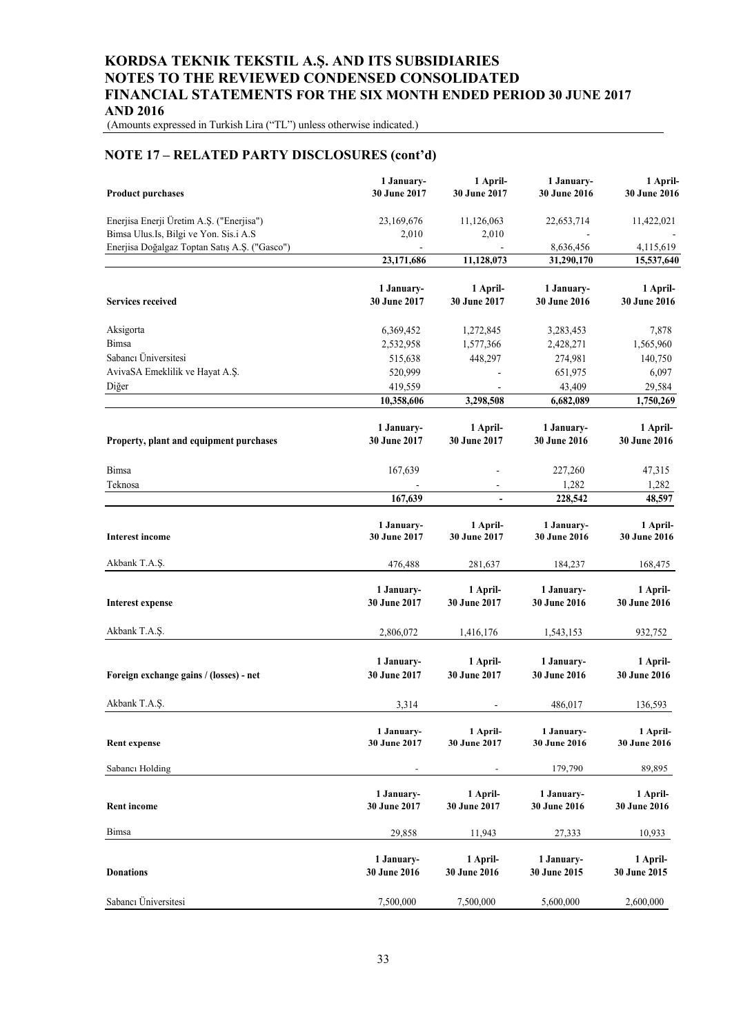## NOTE 17 – RELATED PARTY DISCLOSURES (cont'd)

| Product purchases | 1 January-30 June 2017 | 1 April-30 June 2017 | 1 January-30 June 2016 | 1 April-30 June 2016 |
|---|---|---|---|---|
| Enerjisa Enerji Üretim A.Ş. ("Enerjisa") | 23,169,676 | 11,126,063 | 22,653,714 | 11,422,021 |
| Bimsa Ulus.Is, Bilgi ve Yon. Sis.i A.S | 2,010 | 2,010 | - | - |
| Enerjisa Doğalgaz Toptan Satış A.Ş. ("Gasco") | - | - | 8,636,456 | 4,115,619 |
| | **23,171,686** | **11,128,073** | **31,290,170** | **15,537,640** |

| Services received | 1 January-30 June 2017 | 1 April-30 June 2017 | 1 January-30 June 2016 | 1 April-30 June 2016 |
|---|---|---|---|---|
| Aksigorta | 6,369,452 | 1,272,845 | 3,283,453 | 7,878 |
| Bimsa | 2,532,958 | 1,577,366 | 2,428,271 | 1,565,960 |
| Sabancı Üniversitesi | 515,638 | 448,297 | 274,981 | 140,750 |
| AvivaSA Emeklilik ve Hayat A.Ş. | 520,999 | - | 651,975 | 6,097 |
| Diğer | 419,559 | - | 43,409 | 29,584 |
| | **10,358,606** | **3,298,508** | **6,682,089** | **1,750,269** |

| Property, plant and equipment purchases | 1 January-30 June 2017 | 1 April-30 June 2017 | 1 January-30 June 2016 | 1 April-30 June 2016 |
|---|---|---|---|---|
| Bimsa | 167,639 | - | 227,260 | 47,315 |
| Teknosa | - | - | 1,282 | 1,282 |
| | **167,639** | **-** | **228,542** | **48,597** |

| Interest income | 1 January-30 June 2017 | 1 April-30 June 2017 | 1 January-30 June 2016 | 1 April-30 June 2016 |
|---|---|---|---|---|
| Akbank T.A.Ş. | 476,488 | 281,637 | 184,237 | 168,475 |

| Interest expense | 1 January-30 June 2017 | 1 April-30 June 2017 | 1 January-30 June 2016 | 1 April-30 June 2016 |
|---|---|---|---|---|
| Akbank T.A.Ş. | 2,806,072 | 1,416,176 | 1,543,153 | 932,752 |

| Foreign exchange gains / (losses) - net | 1 January-30 June 2017 | 1 April-30 June 2017 | 1 January-30 June 2016 | 1 April-30 June 2016 |
|---|---|---|---|---|
| Akbank T.A.Ş. | 3,314 | - | 486,017 | 136,593 |

| Rent expense | 1 January-30 June 2017 | 1 April-30 June 2017 | 1 January-30 June 2016 | 1 April-30 June 2016 |
|---|---|---|---|---|
| Sabancı Holding | - | - | 179,790 | 89,895 |

| Rent income | 1 January-30 June 2017 | 1 April-30 June 2017 | 1 January-30 June 2016 | 1 April-30 June 2016 |
|---|---|---|---|---|
| Bimsa | 29,858 | 11,943 | 27,333 | 10,933 |

| Donations | 1 January-30 June 2016 | 1 April-30 June 2016 | 1 January-30 June 2015 | 1 April-30 June 2015 |
|---|---|---|---|---|
| Sabancı Üniversitesi | 7,500,000 | 7,500,000 | 5,600,000 | 2,600,000 |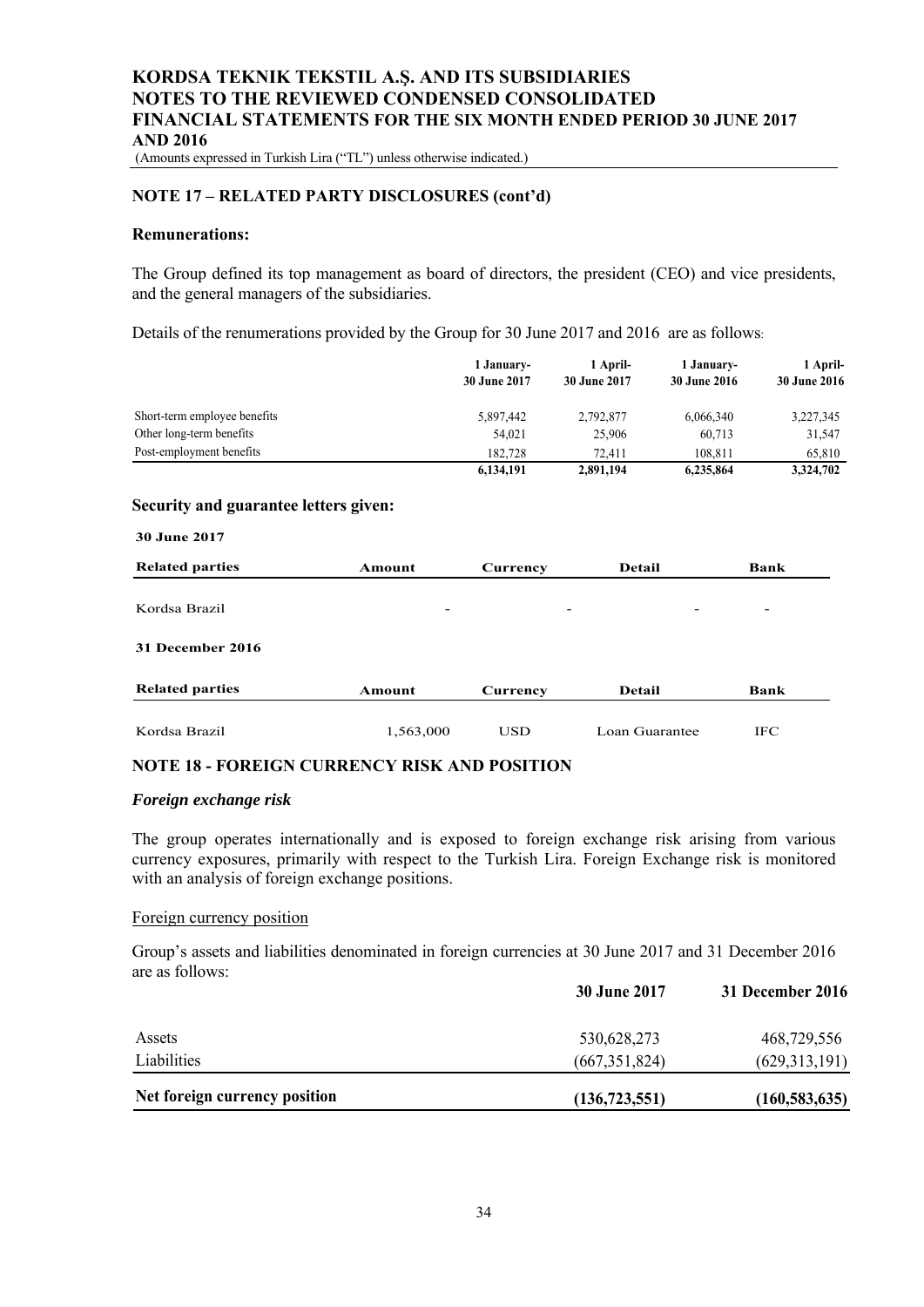## NOTE 17 – RELATED PARTY DISCLOSURES (cont'd)

### Remunerations:

The Group defined its top management as board of directors, the president (CEO) and vice presidents, and the general managers of the subsidiaries.

Details of the renumerations provided by the Group for 30 June 2017 and 2016 are as follows:

| | 1 January-30 June 2017 | 1 April-30 June 2017 | 1 January-30 June 2016 | 1 April-30 June 2016 |
|---|---|---|---|---|
| Short-term employee benefits | 5,897,442 | 2,792,877 | 6,066,340 | 3,227,345 |
| Other long-term benefits | 54,021 | 25,906 | 60,713 | 31,547 |
| Post-employment benefits | 182,728 | 72,411 | 108,811 | 65,810 |
| | **6,134,191** | **2,891,194** | **6,235,864** | **3,324,702** |

### Security and guarantee letters given:

**30 June 2017**

| Related parties | Amount | Currency | Detail | Bank |
|---|---|---|---|---|
| Kordsa Brazil | - | - | - | - |

**31 December 2016**

| Related parties | Amount | Currency | Detail | Bank |
|---|---|---|---|---|
| Kordsa Brazil | 1,563,000 | USD | Loan Guarantee | IFC |

## NOTE 18 - FOREIGN CURRENCY RISK AND POSITION

### *Foreign exchange risk*

The group operates internationally and is exposed to foreign exchange risk arising from various currency exposures, primarily with respect to the Turkish Lira. Foreign Exchange risk is monitored with an analysis of foreign exchange positions.

Foreign currency position

Group's assets and liabilities denominated in foreign currencies at 30 June 2017 and 31 December 2016 are as follows:

| | 30 June 2017 | 31 December 2016 |
|---|---|---|
| Assets | 530,628,273 | 468,729,556 |
| Liabilities | (667,351,824) | (629,313,191) |
| **Net foreign currency position** | **(136,723,551)** | **(160,583,635)** |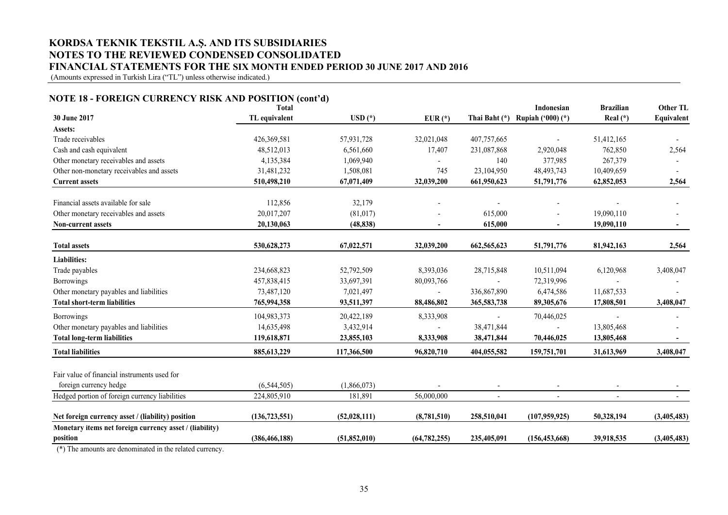## NOTE 18 - FOREIGN CURRENCY RISK AND POSITION (cont'd)

| 30 June 2017 | Total TL equivalent | USD (*) | EUR (*) | Thai Baht (*) | Indonesian Rupiah ('000) (*) | Brazilian Real (*) | Other TL Equivalent |
|---|---|---|---|---|---|---|---|
| **Assets:** | | | | | | | |
| Trade receivables | 426,369,581 | 57,931,728 | 32,021,048 | 407,757,665 | - | 51,412,165 | - |
| Cash and cash equivalent | 48,512,013 | 6,561,660 | 17,407 | 231,087,868 | 2,920,048 | 762,850 | 2,564 |
| Other monetary receivables and assets | 4,135,384 | 1,069,940 | - | 140 | 377,985 | 267,379 | - |
| Other non-monetary receivables and assets | 31,481,232 | 1,508,081 | 745 | 23,104,950 | 48,493,743 | 10,409,659 | - |
| **Current assets** | **510,498,210** | **67,071,409** | **32,039,200** | **661,950,623** | **51,791,776** | **62,852,053** | **2,564** |
| Financial assets available for sale | 112,856 | 32,179 | - | - | - | - | - |
| Other monetary receivables and assets | 20,017,207 | (81,017) | - | 615,000 | - | 19,090,110 | - |
| **Non-current assets** | **20,130,063** | **(48,838)** | **-** | **615,000** | **-** | **19,090,110** | **-** |
| **Total assets** | **530,628,273** | **67,022,571** | **32,039,200** | **662,565,623** | **51,791,776** | **81,942,163** | **2,564** |
| **Liabilities:** | | | | | | | |
| Trade payables | 234,668,823 | 52,792,509 | 8,393,036 | 28,715,848 | 10,511,094 | 6,120,968 | 3,408,047 |
| Borrowings | 457,838,415 | 33,697,391 | 80,093,766 | - | 72,319,996 | - | - |
| Other monetary payables and liabilities | 73,487,120 | 7,021,497 | - | 336,867,890 | 6,474,586 | 11,687,533 | - |
| **Total short-term liabilities** | **765,994,358** | **93,511,397** | **88,486,802** | **365,583,738** | **89,305,676** | **17,808,501** | **3,408,047** |
| Borrowings | 104,983,373 | 20,422,189 | 8,333,908 | - | 70,446,025 | - | - |
| Other monetary payables and liabilities | 14,635,498 | 3,432,914 | - | 38,471,844 | - | 13,805,468 | - |
| **Total long-term liabilities** | **119,618,871** | **23,855,103** | **8,333,908** | **38,471,844** | **70,446,025** | **13,805,468** | **-** |
| **Total liabilities** | **885,613,229** | **117,366,500** | **96,820,710** | **404,055,582** | **159,751,701** | **31,613,969** | **3,408,047** |
| Fair value of financial instruments used for foreign currency hedge | (6,544,505) | (1,866,073) | - | - | - | - | - |
| Hedged portion of foreign currency liabilities | 224,805,910 | 181,891 | 56,000,000 | - | - | - | - |
| **Net foreign currency asset / (liability) position** | **(136,723,551)** | **(52,028,111)** | **(8,781,510)** | **258,510,041** | **(107,959,925)** | **50,328,194** | **(3,405,483)** |
| **Monetary items net foreign currency asset / (liability) position** | **(386,466,188)** | **(51,852,010)** | **(64,782,255)** | **235,405,091** | **(156,453,668)** | **39,918,535** | **(3,405,483)** |

(*) The amounts are denominated in the related currency.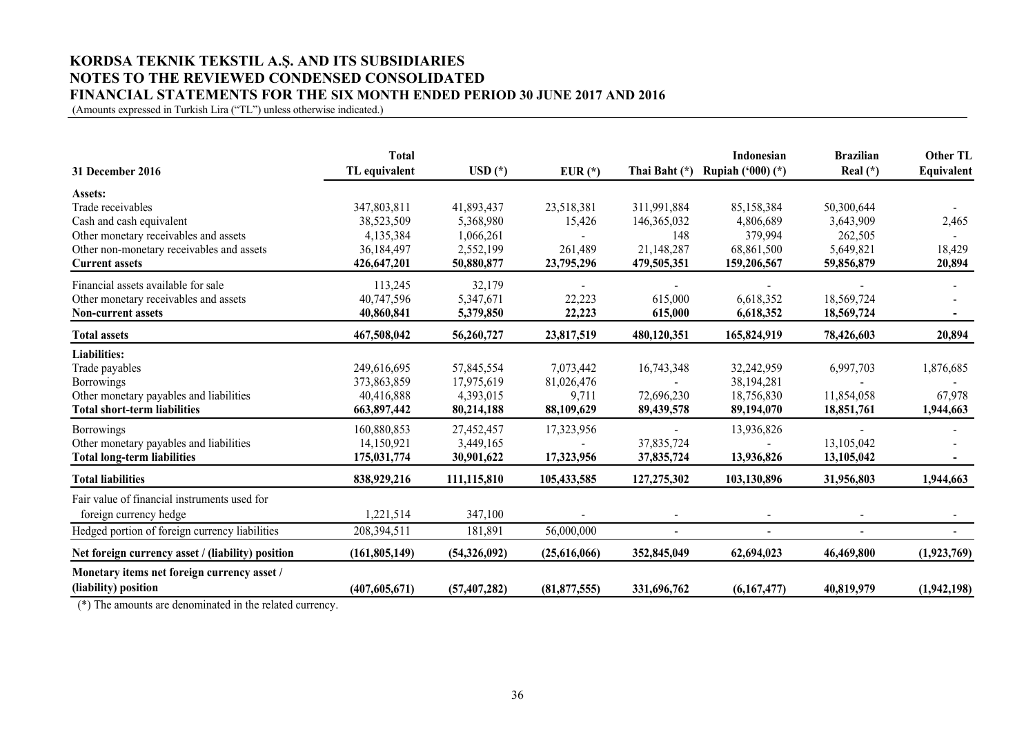| 31 December 2016 | Total TL equivalent | USD (*) | EUR (*) | Thai Baht (*) | Indonesian Rupiah ('000) (*) | Brazilian Real (*) | Other TL Equivalent |
|---|---|---|---|---|---|---|---|
| **Assets:** | | | | | | | |
| Trade receivables | 347,803,811 | 41,893,437 | 23,518,381 | 311,991,884 | 85,158,384 | 50,300,644 | - |
| Cash and cash equivalent | 38,523,509 | 5,368,980 | 15,426 | 146,365,032 | 4,806,689 | 3,643,909 | 2,465 |
| Other monetary receivables and assets | 4,135,384 | 1,066,261 | - | 148 | 379,994 | 262,505 | - |
| Other non-monetary receivables and assets | 36,184,497 | 2,552,199 | 261,489 | 21,148,287 | 68,861,500 | 5,649,821 | 18,429 |
| **Current assets** | **426,647,201** | **50,880,877** | **23,795,296** | **479,505,351** | **159,206,567** | **59,856,879** | **20,894** |
| Financial assets available for sale | 113,245 | 32,179 | - | - | - | - | - |
| Other monetary receivables and assets | 40,747,596 | 5,347,671 | 22,223 | 615,000 | 6,618,352 | 18,569,724 | - |
| **Non-current assets** | **40,860,841** | **5,379,850** | **22,223** | **615,000** | **6,618,352** | **18,569,724** | **-** |
| **Total assets** | **467,508,042** | **56,260,727** | **23,817,519** | **480,120,351** | **165,824,919** | **78,426,603** | **20,894** |
| **Liabilities:** | | | | | | | |
| Trade payables | 249,616,695 | 57,845,554 | 7,073,442 | 16,743,348 | 32,242,959 | 6,997,703 | 1,876,685 |
| Borrowings | 373,863,859 | 17,975,619 | 81,026,476 | - | 38,194,281 | - | - |
| Other monetary payables and liabilities | 40,416,888 | 4,393,015 | 9,711 | 72,696,230 | 18,756,830 | 11,854,058 | 67,978 |
| **Total short-term liabilities** | **663,897,442** | **80,214,188** | **88,109,629** | **89,439,578** | **89,194,070** | **18,851,761** | **1,944,663** |
| Borrowings | 160,880,853 | 27,452,457 | 17,323,956 | - | 13,936,826 | - | - |
| Other monetary payables and liabilities | 14,150,921 | 3,449,165 | - | 37,835,724 | - | 13,105,042 | - |
| **Total long-term liabilities** | **175,031,774** | **30,901,622** | **17,323,956** | **37,835,724** | **13,936,826** | **13,105,042** | **-** |
| **Total liabilities** | **838,929,216** | **111,115,810** | **105,433,585** | **127,275,302** | **103,130,896** | **31,956,803** | **1,944,663** |
| Fair value of financial instruments used for foreign currency hedge | 1,221,514 | 347,100 | - | - | - | - | - |
| Hedged portion of foreign currency liabilities | 208,394,511 | 181,891 | 56,000,000 | - | - | - | - |
| **Net foreign currency asset / (liability) position** | **(161,805,149)** | **(54,326,092)** | **(25,616,066)** | **352,845,049** | **62,694,023** | **46,469,800** | **(1,923,769)** |
| **Monetary items net foreign currency asset / (liability) position** | **(407,605,671)** | **(57,407,282)** | **(81,877,555)** | **331,696,762** | **(6,167,477)** | **40,819,979** | **(1,942,198)** |

(*) The amounts are denominated in the related currency.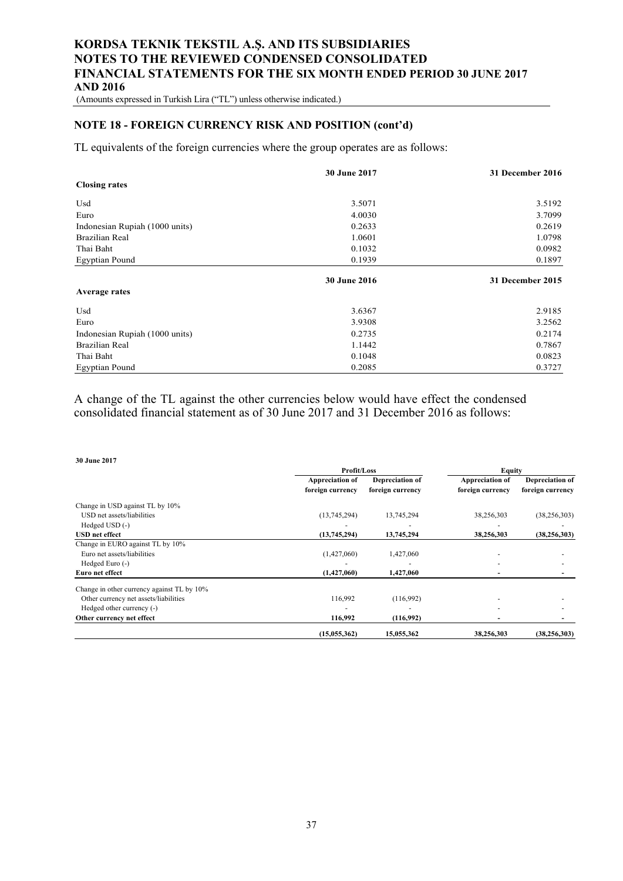## NOTE 18 - FOREIGN CURRENCY RISK AND POSITION (cont'd)

TL equivalents of the foreign currencies where the group operates are as follows:

| | 30 June 2017 | 31 December 2016 |
|---|---|---|
| **Closing rates** | | |
| Usd | 3.5071 | 3.5192 |
| Euro | 4.0030 | 3.7099 |
| Indonesian Rupiah (1000 units) | 0.2633 | 0.2619 |
| Brazilian Real | 1.0601 | 1.0798 |
| Thai Baht | 0.1032 | 0.0982 |
| Egyptian Pound | 0.1939 | 0.1897 |

| | 30 June 2016 | 31 December 2015 |
|---|---|---|
| **Average rates** | | |
| Usd | 3.6367 | 2.9185 |
| Euro | 3.9308 | 3.2562 |
| Indonesian Rupiah (1000 units) | 0.2735 | 0.2174 |
| Brazilian Real | 1.1442 | 0.7867 |
| Thai Baht | 0.1048 | 0.0823 |
| Egyptian Pound | 0.2085 | 0.3727 |

A change of the TL against the other currencies below would have effect the condensed consolidated financial statement as of 30 June 2017 and 31 December 2016 as follows:

**30 June 2017**

| | Profit/Loss | | Equity | |
|---|---|---|---|---|
| | Appreciation of foreign currency | Depreciation of foreign currency | Appreciation of foreign currency | Depreciation of foreign currency |
| Change in USD against TL by 10% | | | | |
| USD net assets/liabilities | (13,745,294) | 13,745,294 | 38,256,303 | (38,256,303) |
| Hedged USD (-) | - | - | - | - |
| **USD net effect** | **(13,745,294)** | **13,745,294** | **38,256,303** | **(38,256,303)** |
| Change in EURO against TL by 10% | | | | |
| Euro net assets/liabilities | (1,427,060) | 1,427,060 | - | - |
| Hedged Euro (-) | - | - | - | - |
| **Euro net effect** | **(1,427,060)** | **1,427,060** | **-** | **-** |
| Change in other currency against TL by 10% | | | | |
| Other currency net assets/liabilities | 116,992 | (116,992) | - | - |
| Hedged other currency (-) | - | - | - | - |
| **Other currency net effect** | **116,992** | **(116,992)** | **-** | **-** |
| | **(15,055,362)** | **15,055,362** | **38,256,303** | **(38,256,303)** |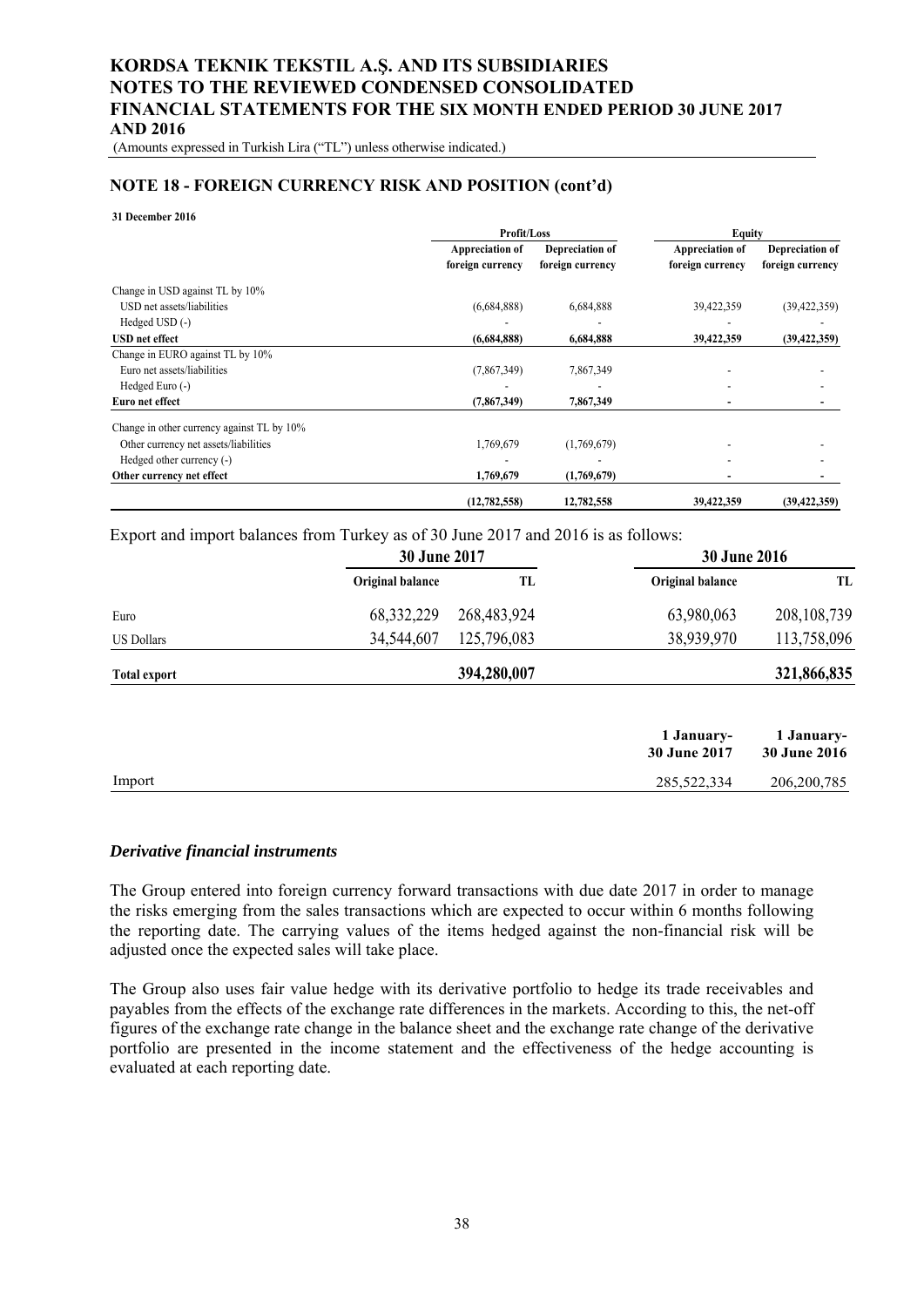## NOTE 18 - FOREIGN CURRENCY RISK AND POSITION (cont'd)

**31 December 2016**

| | Profit/Loss | | Equity | |
|---|---|---|---|---|
| | Appreciation of foreign currency | Depreciation of foreign currency | Appreciation of foreign currency | Depreciation of foreign currency |
| Change in USD against TL by 10% | | | | |
| USD net assets/liabilities | (6,684,888) | 6,684,888 | 39,422,359 | (39,422,359) |
| Hedged USD (-) | - | - | - | - |
| **USD net effect** | **(6,684,888)** | **6,684,888** | **39,422,359** | **(39,422,359)** |
| Change in EURO against TL by 10% | | | | |
| Euro net assets/liabilities | (7,867,349) | 7,867,349 | - | - |
| Hedged Euro (-) | - | - | - | - |
| **Euro net effect** | **(7,867,349)** | **7,867,349** | **-** | **-** |
| Change in other currency against TL by 10% | | | | |
| Other currency net assets/liabilities | 1,769,679 | (1,769,679) | - | - |
| Hedged other currency (-) | - | - | - | - |
| **Other currency net effect** | **1,769,679** | **(1,769,679)** | **-** | **-** |
| | **(12,782,558)** | **12,782,558** | **39,422,359** | **(39,422,359)** |

Export and import balances from Turkey as of 30 June 2017 and 2016 is as follows:

| | 30 June 2017 | | 30 June 2016 | |
|---|---|---|---|---|
| | Original balance | TL | Original balance | TL |
| Euro | 68,332,229 | 268,483,924 | 63,980,063 | 208,108,739 |
| US Dollars | 34,544,607 | 125,796,083 | 38,939,970 | 113,758,096 |
| **Total export** | | **394,280,007** | | **321,866,835** |

| | 1 January-30 June 2017 | 1 January-30 June 2016 |
|---|---|---|
| Import | 285,522,334 | 206,200,785 |

### *Derivative financial instruments*

The Group entered into foreign currency forward transactions with due date 2017 in order to manage the risks emerging from the sales transactions which are expected to occur within 6 months following the reporting date. The carrying values of the items hedged against the non-financial risk will be adjusted once the expected sales will take place.

The Group also uses fair value hedge with its derivative portfolio to hedge its trade receivables and payables from the effects of the exchange rate differences in the markets. According to this, the net-off figures of the exchange rate change in the balance sheet and the exchange rate change of the derivative portfolio are presented in the income statement and the effectiveness of the hedge accounting is evaluated at each reporting date.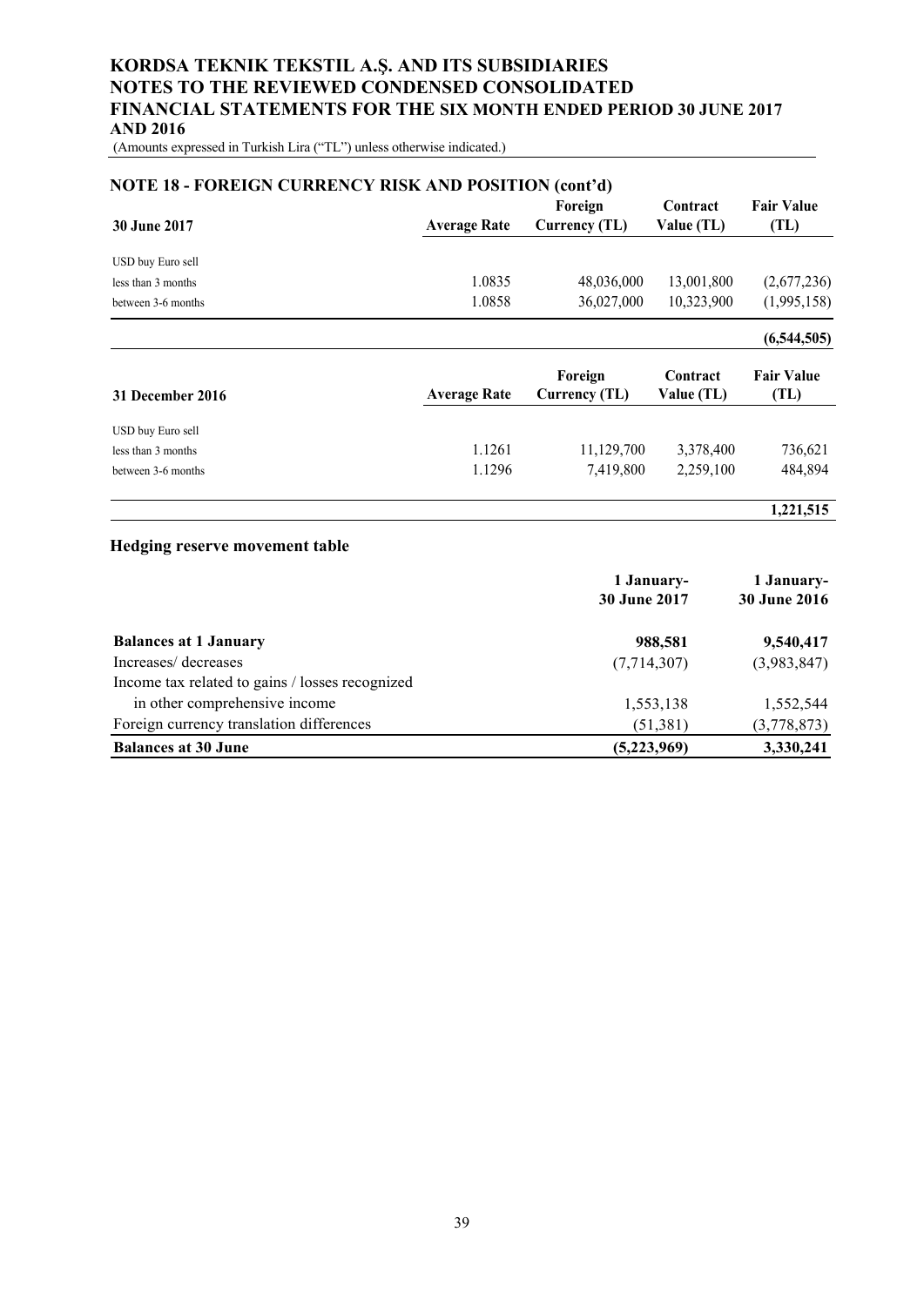## NOTE 18 - FOREIGN CURRENCY RISK AND POSITION (cont'd)

| 30 June 2017 | Average Rate | Foreign Currency (TL) | Contract Value (TL) | Fair Value (TL) |
|---|---|---|---|---|
| USD buy Euro sell | | | | |
| less than 3 months | 1.0835 | 48,036,000 | 13,001,800 | (2,677,236) |
| between 3-6 months | 1.0858 | 36,027,000 | 10,323,900 | (1,995,158) |
| | | | | **(6,544,505)** |

| 31 December 2016 | Average Rate | Foreign Currency (TL) | Contract Value (TL) | Fair Value (TL) |
|---|---|---|---|---|
| USD buy Euro sell | | | | |
| less than 3 months | 1.1261 | 11,129,700 | 3,378,400 | 736,621 |
| between 3-6 months | 1.1296 | 7,419,800 | 2,259,100 | 484,894 |
| | | | | **1,221,515** |

### Hedging reserve movement table

| | 1 January-30 June 2017 | 1 January-30 June 2016 |
|---|---|---|
| **Balances at 1 January** | **988,581** | **9,540,417** |
| Increases/ decreases | (7,714,307) | (3,983,847) |
| Income tax related to gains / losses recognized in other comprehensive income | 1,553,138 | 1,552,544 |
| Foreign currency translation differences | (51,381) | (3,778,873) |
| **Balances at 30 June** | **(5,223,969)** | **3,330,241** |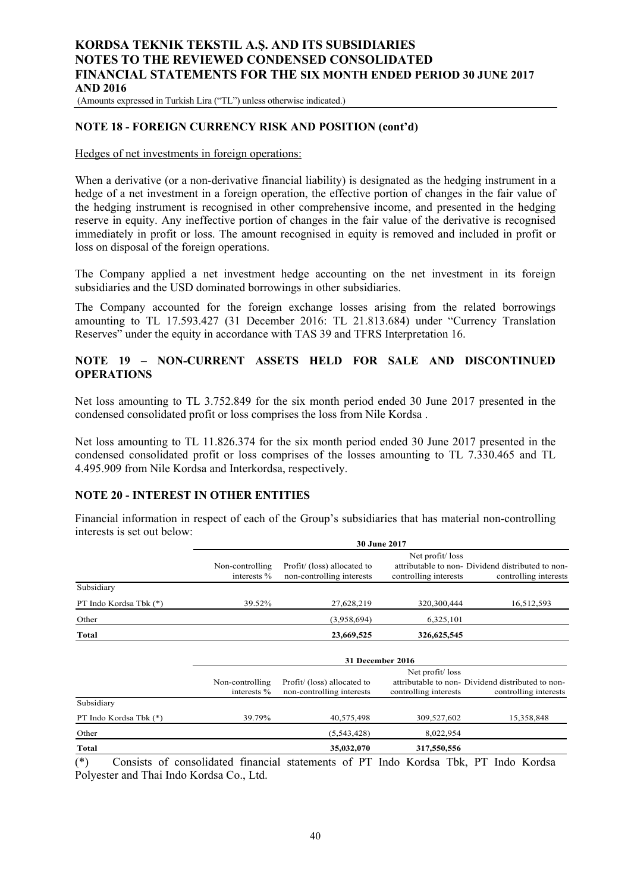## NOTE 18 - FOREIGN CURRENCY RISK AND POSITION (cont'd)

Hedges of net investments in foreign operations:

When a derivative (or a non-derivative financial liability) is designated as the hedging instrument in a hedge of a net investment in a foreign operation, the effective portion of changes in the fair value of the hedging instrument is recognised in other comprehensive income, and presented in the hedging reserve in equity. Any ineffective portion of changes in the fair value of the derivative is recognised immediately in profit or loss. The amount recognised in equity is removed and included in profit or loss on disposal of the foreign operations.

The Company applied a net investment hedge accounting on the net investment in its foreign subsidiaries and the USD dominated borrowings in other subsidiaries.

The Company accounted for the foreign exchange losses arising from the related borrowings amounting to TL 17.593.427 (31 December 2016: TL 21.813.684) under "Currency Translation Reserves" under the equity in accordance with TAS 39 and TFRS Interpretation 16.

## NOTE 19 – NON-CURRENT ASSETS HELD FOR SALE AND DISCONTINUED OPERATIONS

Net loss amounting to TL 3.752.849 for the six month period ended 30 June 2017 presented in the condensed consolidated profit or loss comprises the loss from Nile Kordsa .

Net loss amounting to TL 11.826.374 for the six month period ended 30 June 2017 presented in the condensed consolidated profit or loss comprises of the losses amounting to TL 7.330.465 and TL 4.495.909 from Nile Kordsa and Interkordsa, respectively.

## NOTE 20 - INTEREST IN OTHER ENTITIES

Financial information in respect of each of the Group's subsidiaries that has material non-controlling interests is set out below:

| | 30 June 2017 | | | |
|---|---|---|---|---|
| | Non-controlling interests % | Profit/ (loss) allocated to non-controlling interests | Net profit/ loss attributable to non-controlling interests | Dividend distributed to non-controlling interests |
| Subsidiary | | | | |
| PT Indo Kordsa Tbk (*) | 39.52% | 27,628,219 | 320,300,444 | 16,512,593 |
| Other | | (3,958,694) | 6,325,101 | |
| **Total** | | **23,669,525** | **326,625,545** | |

| | 31 December 2016 | | | |
|---|---|---|---|---|
| | Non-controlling interests % | Profit/ (loss) allocated to non-controlling interests | Net profit/ loss attributable to non-controlling interests | Dividend distributed to non-controlling interests |
| Subsidiary | | | | |
| PT Indo Kordsa Tbk (*) | 39.79% | 40,575,498 | 309,527,602 | 15,358,848 |
| Other | | (5,543,428) | 8,022,954 | |
| **Total** | | **35,032,070** | **317,550,556** | |

(*) Consists of consolidated financial statements of PT Indo Kordsa Tbk, PT Indo Kordsa Polyester and Thai Indo Kordsa Co., Ltd.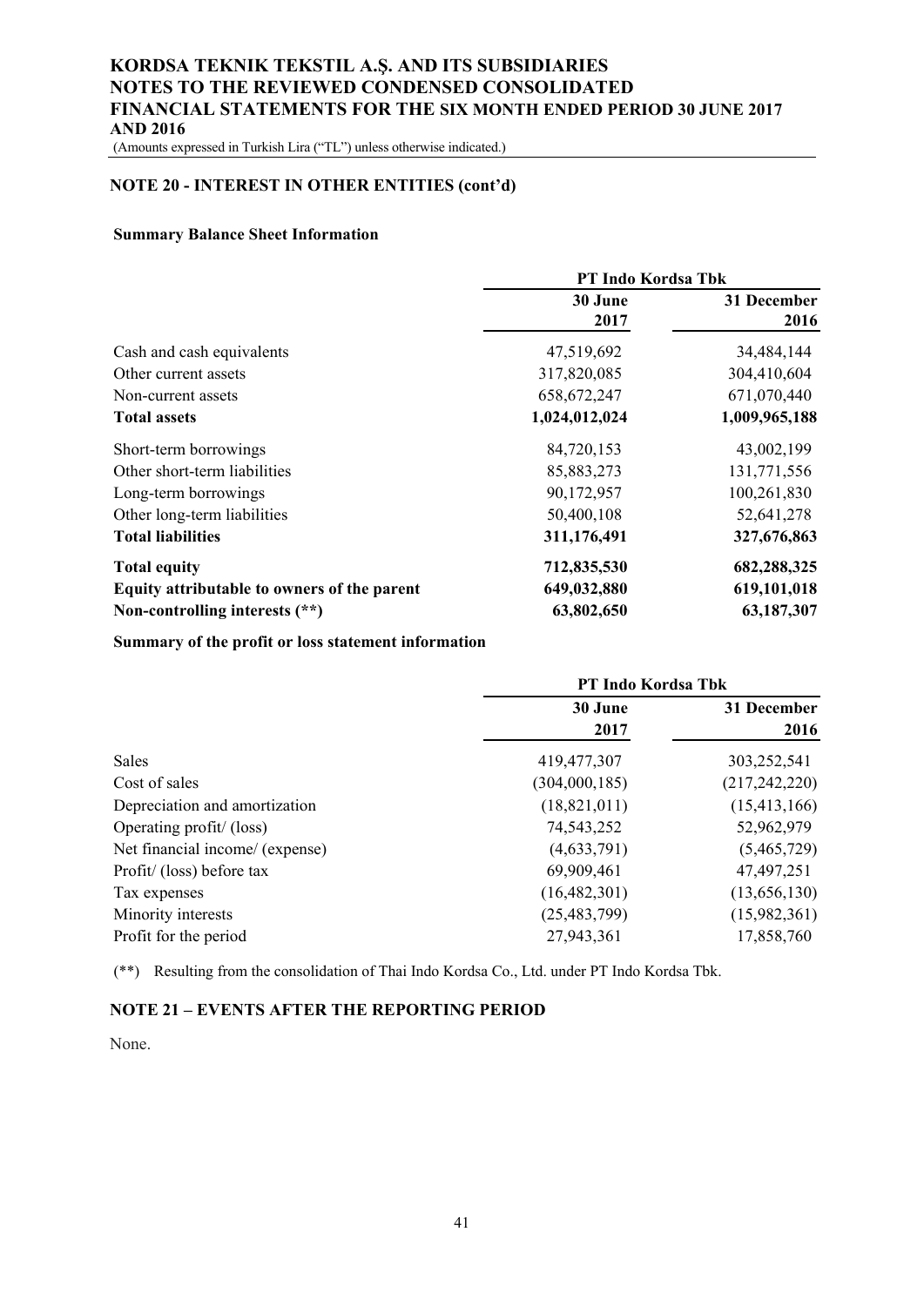## NOTE 20 - INTEREST IN OTHER ENTITIES (cont'd)

**Summary Balance Sheet Information**

| | PT Indo Kordsa Tbk | |
|---|---|---|
| | 30 June 2017 | 31 December 2016 |
| Cash and cash equivalents | 47,519,692 | 34,484,144 |
| Other current assets | 317,820,085 | 304,410,604 |
| Non-current assets | 658,672,247 | 671,070,440 |
| **Total assets** | **1,024,012,024** | **1,009,965,188** |
| Short-term borrowings | 84,720,153 | 43,002,199 |
| Other short-term liabilities | 85,883,273 | 131,771,556 |
| Long-term borrowings | 90,172,957 | 100,261,830 |
| Other long-term liabilities | 50,400,108 | 52,641,278 |
| **Total liabilities** | **311,176,491** | **327,676,863** |
| **Total equity** | **712,835,530** | **682,288,325** |
| **Equity attributable to owners of the parent** | **649,032,880** | **619,101,018** |
| **Non-controlling interests (\*\*)** | **63,802,650** | **63,187,307** |

**Summary of the profit or loss statement information**

| | PT Indo Kordsa Tbk | |
|---|---|---|
| | 30 June 2017 | 31 December 2016 |
| Sales | 419,477,307 | 303,252,541 |
| Cost of sales | (304,000,185) | (217,242,220) |
| Depreciation and amortization | (18,821,011) | (15,413,166) |
| Operating profit/ (loss) | 74,543,252 | 52,962,979 |
| Net financial income/ (expense) | (4,633,791) | (5,465,729) |
| Profit/ (loss) before tax | 69,909,461 | 47,497,251 |
| Tax expenses | (16,482,301) | (13,656,130) |
| Minority interests | (25,483,799) | (15,982,361) |
| Profit for the period | 27,943,361 | 17,858,760 |

(\*\*) Resulting from the consolidation of Thai Indo Kordsa Co., Ltd. under PT Indo Kordsa Tbk.

## NOTE 21 – EVENTS AFTER THE REPORTING PERIOD

None.